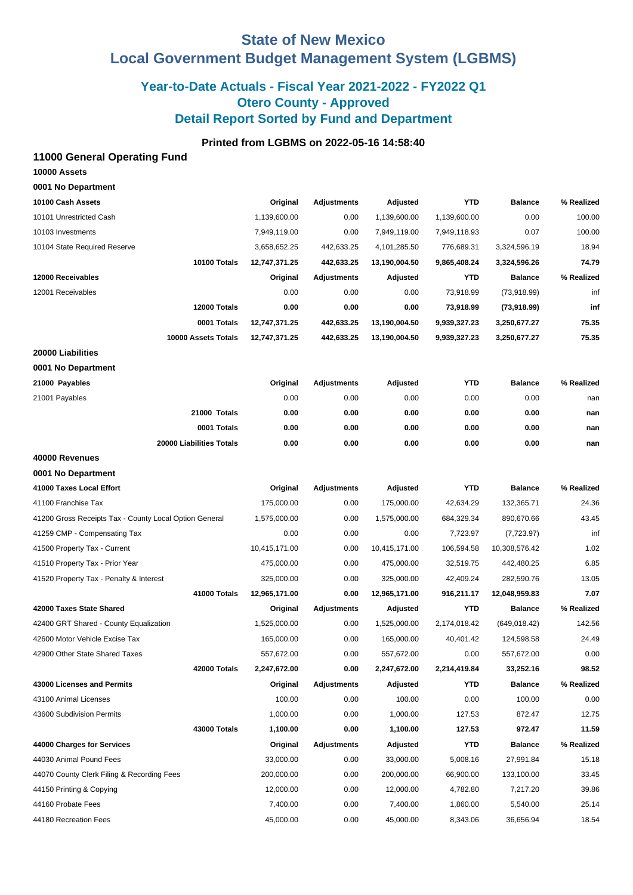# State of New Mexico
# Local Government Budget Management System (LGBMS)

## Year-to-Date Actuals - Fiscal Year 2021-2022 - FY2022 Q1
## Otero County - Approved
## Detail Report Sorted by Fund and Department

### Printed from LGBMS on 2022-05-16 14:58:40

### 11000 General Operating Fund

**10000 Assets**

**0001 No Department**

| 10100 Cash Assets | Original | Adjustments | Adjusted | YTD | Balance | % Realized |
|---|---|---|---|---|---|---|
| 10101 Unrestricted Cash | 1,139,600.00 | 0.00 | 1,139,600.00 | 1,139,600.00 | 0.00 | 100.00 |
| 10103 Investments | 7,949,119.00 | 0.00 | 7,949,119.00 | 7,949,118.93 | 0.07 | 100.00 |
| 10104 State Required Reserve | 3,658,652.25 | 442,633.25 | 4,101,285.50 | 776,689.31 | 3,324,596.19 | 18.94 |
| **10100 Totals** | **12,747,371.25** | **442,633.25** | **13,190,004.50** | **9,865,408.24** | **3,324,596.26** | **74.79** |
| **12000 Receivables** | **Original** | **Adjustments** | **Adjusted** | **YTD** | **Balance** | **% Realized** |
| 12001 Receivables | 0.00 | 0.00 | 0.00 | 73,918.99 | (73,918.99) | inf |
| **12000 Totals** | **0.00** | **0.00** | **0.00** | **73,918.99** | **(73,918.99)** | **inf** |
| **0001 Totals** | **12,747,371.25** | **442,633.25** | **13,190,004.50** | **9,939,327.23** | **3,250,677.27** | **75.35** |
| **10000 Assets Totals** | **12,747,371.25** | **442,633.25** | **13,190,004.50** | **9,939,327.23** | **3,250,677.27** | **75.35** |

**20000 Liabilities**

**0001 No Department**

| 21000 Payables | Original | Adjustments | Adjusted | YTD | Balance | % Realized |
|---|---|---|---|---|---|---|
| 21001 Payables | 0.00 | 0.00 | 0.00 | 0.00 | 0.00 | nan |
| **21000 Totals** | **0.00** | **0.00** | **0.00** | **0.00** | **0.00** | **nan** |
| **0001 Totals** | **0.00** | **0.00** | **0.00** | **0.00** | **0.00** | **nan** |
| **20000 Liabilities Totals** | **0.00** | **0.00** | **0.00** | **0.00** | **0.00** | **nan** |

**40000 Revenues**

**0001 No Department**

| 41000 Taxes Local Effort | Original | Adjustments | Adjusted | YTD | Balance | % Realized |
|---|---|---|---|---|---|---|
| 41100 Franchise Tax | 175,000.00 | 0.00 | 175,000.00 | 42,634.29 | 132,365.71 | 24.36 |
| 41200 Gross Receipts Tax - County Local Option General | 1,575,000.00 | 0.00 | 1,575,000.00 | 684,329.34 | 890,670.66 | 43.45 |
| 41259 CMP - Compensating Tax | 0.00 | 0.00 | 0.00 | 7,723.97 | (7,723.97) | inf |
| 41500 Property Tax - Current | 10,415,171.00 | 0.00 | 10,415,171.00 | 106,594.58 | 10,308,576.42 | 1.02 |
| 41510 Property Tax - Prior Year | 475,000.00 | 0.00 | 475,000.00 | 32,519.75 | 442,480.25 | 6.85 |
| 41520 Property Tax - Penalty & Interest | 325,000.00 | 0.00 | 325,000.00 | 42,409.24 | 282,590.76 | 13.05 |
| **41000 Totals** | **12,965,171.00** | **0.00** | **12,965,171.00** | **916,211.17** | **12,048,959.83** | **7.07** |
| **42000 Taxes State Shared** | **Original** | **Adjustments** | **Adjusted** | **YTD** | **Balance** | **% Realized** |
| 42400 GRT Shared - County Equalization | 1,525,000.00 | 0.00 | 1,525,000.00 | 2,174,018.42 | (649,018.42) | 142.56 |
| 42600 Motor Vehicle Excise Tax | 165,000.00 | 0.00 | 165,000.00 | 40,401.42 | 124,598.58 | 24.49 |
| 42900 Other State Shared Taxes | 557,672.00 | 0.00 | 557,672.00 | 0.00 | 557,672.00 | 0.00 |
| **42000 Totals** | **2,247,672.00** | **0.00** | **2,247,672.00** | **2,214,419.84** | **33,252.16** | **98.52** |
| **43000 Licenses and Permits** | **Original** | **Adjustments** | **Adjusted** | **YTD** | **Balance** | **% Realized** |
| 43100 Animal Licenses | 100.00 | 0.00 | 100.00 | 0.00 | 100.00 | 0.00 |
| 43600 Subdivision Permits | 1,000.00 | 0.00 | 1,000.00 | 127.53 | 872.47 | 12.75 |
| **43000 Totals** | **1,100.00** | **0.00** | **1,100.00** | **127.53** | **972.47** | **11.59** |
| **44000 Charges for Services** | **Original** | **Adjustments** | **Adjusted** | **YTD** | **Balance** | **% Realized** |
| 44030 Animal Pound Fees | 33,000.00 | 0.00 | 33,000.00 | 5,008.16 | 27,991.84 | 15.18 |
| 44070 County Clerk Filing & Recording Fees | 200,000.00 | 0.00 | 200,000.00 | 66,900.00 | 133,100.00 | 33.45 |
| 44150 Printing & Copying | 12,000.00 | 0.00 | 12,000.00 | 4,782.80 | 7,217.20 | 39.86 |
| 44160 Probate Fees | 7,400.00 | 0.00 | 7,400.00 | 1,860.00 | 5,540.00 | 25.14 |
| 44180 Recreation Fees | 45,000.00 | 0.00 | 45,000.00 | 8,343.06 | 36,656.94 | 18.54 |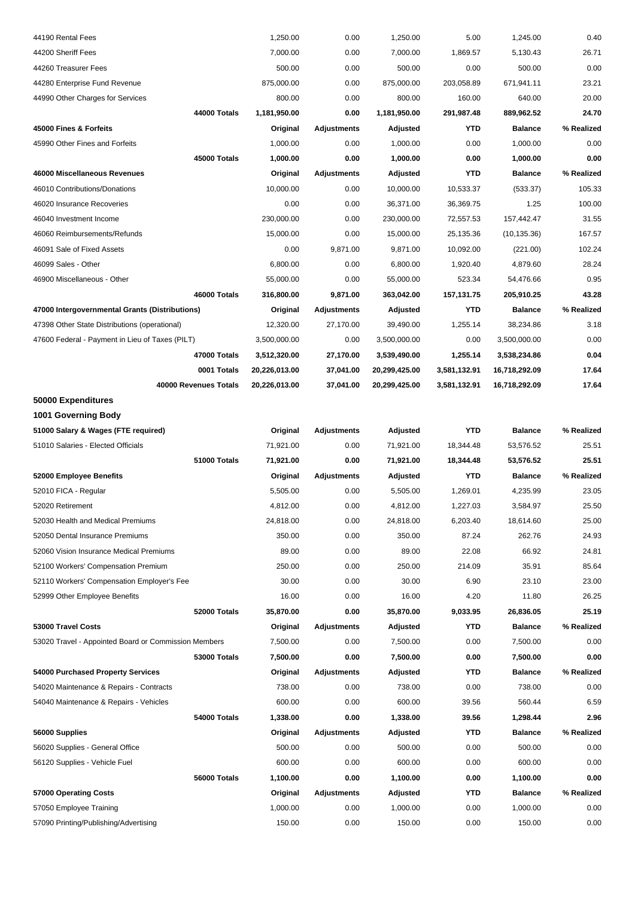| | Original | Adjustments | Adjusted | YTD | Balance | % Realized |
|---|---|---|---|---|---|---|
| 44190 Rental Fees | 1,250.00 | 0.00 | 1,250.00 | 5.00 | 1,245.00 | 0.40 |
| 44200 Sheriff Fees | 7,000.00 | 0.00 | 7,000.00 | 1,869.57 | 5,130.43 | 26.71 |
| 44260 Treasurer Fees | 500.00 | 0.00 | 500.00 | 0.00 | 500.00 | 0.00 |
| 44280 Enterprise Fund Revenue | 875,000.00 | 0.00 | 875,000.00 | 203,058.89 | 671,941.11 | 23.21 |
| 44990 Other Charges for Services | 800.00 | 0.00 | 800.00 | 160.00 | 640.00 | 20.00 |
| **44000 Totals** | **1,181,950.00** | **0.00** | **1,181,950.00** | **291,987.48** | **889,962.52** | **24.70** |
| **45000 Fines & Forfeits** | **Original** | **Adjustments** | **Adjusted** | **YTD** | **Balance** | **% Realized** |
| 45990 Other Fines and Forfeits | 1,000.00 | 0.00 | 1,000.00 | 0.00 | 1,000.00 | 0.00 |
| **45000 Totals** | **1,000.00** | **0.00** | **1,000.00** | **0.00** | **1,000.00** | **0.00** |
| **46000 Miscellaneous Revenues** | **Original** | **Adjustments** | **Adjusted** | **YTD** | **Balance** | **% Realized** |
| 46010 Contributions/Donations | 10,000.00 | 0.00 | 10,000.00 | 10,533.37 | (533.37) | 105.33 |
| 46020 Insurance Recoveries | 0.00 | 0.00 | 36,371.00 | 36,369.75 | 1.25 | 100.00 |
| 46040 Investment Income | 230,000.00 | 0.00 | 230,000.00 | 72,557.53 | 157,442.47 | 31.55 |
| 46060 Reimbursements/Refunds | 15,000.00 | 0.00 | 15,000.00 | 25,135.36 | (10,135.36) | 167.57 |
| 46091 Sale of Fixed Assets | 0.00 | 9,871.00 | 9,871.00 | 10,092.00 | (221.00) | 102.24 |
| 46099 Sales - Other | 6,800.00 | 0.00 | 6,800.00 | 1,920.40 | 4,879.60 | 28.24 |
| 46900 Miscellaneous - Other | 55,000.00 | 0.00 | 55,000.00 | 523.34 | 54,476.66 | 0.95 |
| **46000 Totals** | **316,800.00** | **9,871.00** | **363,042.00** | **157,131.75** | **205,910.25** | **43.28** |
| **47000 Intergovernmental Grants (Distributions)** | **Original** | **Adjustments** | **Adjusted** | **YTD** | **Balance** | **% Realized** |
| 47398 Other State Distributions (operational) | 12,320.00 | 27,170.00 | 39,490.00 | 1,255.14 | 38,234.86 | 3.18 |
| 47600 Federal - Payment in Lieu of Taxes (PILT) | 3,500,000.00 | 0.00 | 3,500,000.00 | 0.00 | 3,500,000.00 | 0.00 |
| **47000 Totals** | **3,512,320.00** | **27,170.00** | **3,539,490.00** | **1,255.14** | **3,538,234.86** | **0.04** |
| **0001 Totals** | **20,226,013.00** | **37,041.00** | **20,299,425.00** | **3,581,132.91** | **16,718,292.09** | **17.64** |
| **40000 Revenues Totals** | **20,226,013.00** | **37,041.00** | **20,299,425.00** | **3,581,132.91** | **16,718,292.09** | **17.64** |

## 50000 Expenditures

### 1001 Governing Body

| 51000 Salary & Wages (FTE required) | Original | Adjustments | Adjusted | YTD | Balance | % Realized |
|---|---|---|---|---|---|---|
| 51010 Salaries - Elected Officials | 71,921.00 | 0.00 | 71,921.00 | 18,344.48 | 53,576.52 | 25.51 |
| **51000 Totals** | **71,921.00** | **0.00** | **71,921.00** | **18,344.48** | **53,576.52** | **25.51** |
| **52000 Employee Benefits** | **Original** | **Adjustments** | **Adjusted** | **YTD** | **Balance** | **% Realized** |
| 52010 FICA - Regular | 5,505.00 | 0.00 | 5,505.00 | 1,269.01 | 4,235.99 | 23.05 |
| 52020 Retirement | 4,812.00 | 0.00 | 4,812.00 | 1,227.03 | 3,584.97 | 25.50 |
| 52030 Health and Medical Premiums | 24,818.00 | 0.00 | 24,818.00 | 6,203.40 | 18,614.60 | 25.00 |
| 52050 Dental Insurance Premiums | 350.00 | 0.00 | 350.00 | 87.24 | 262.76 | 24.93 |
| 52060 Vision Insurance Medical Premiums | 89.00 | 0.00 | 89.00 | 22.08 | 66.92 | 24.81 |
| 52100 Workers' Compensation Premium | 250.00 | 0.00 | 250.00 | 214.09 | 35.91 | 85.64 |
| 52110 Workers' Compensation Employer's Fee | 30.00 | 0.00 | 30.00 | 6.90 | 23.10 | 23.00 |
| 52999 Other Employee Benefits | 16.00 | 0.00 | 16.00 | 4.20 | 11.80 | 26.25 |
| **52000 Totals** | **35,870.00** | **0.00** | **35,870.00** | **9,033.95** | **26,836.05** | **25.19** |
| **53000 Travel Costs** | **Original** | **Adjustments** | **Adjusted** | **YTD** | **Balance** | **% Realized** |
| 53020 Travel - Appointed Board or Commission Members | 7,500.00 | 0.00 | 7,500.00 | 0.00 | 7,500.00 | 0.00 |
| **53000 Totals** | **7,500.00** | **0.00** | **7,500.00** | **0.00** | **7,500.00** | **0.00** |
| **54000 Purchased Property Services** | **Original** | **Adjustments** | **Adjusted** | **YTD** | **Balance** | **% Realized** |
| 54020 Maintenance & Repairs - Contracts | 738.00 | 0.00 | 738.00 | 0.00 | 738.00 | 0.00 |
| 54040 Maintenance & Repairs - Vehicles | 600.00 | 0.00 | 600.00 | 39.56 | 560.44 | 6.59 |
| **54000 Totals** | **1,338.00** | **0.00** | **1,338.00** | **39.56** | **1,298.44** | **2.96** |
| **56000 Supplies** | **Original** | **Adjustments** | **Adjusted** | **YTD** | **Balance** | **% Realized** |
| 56020 Supplies - General Office | 500.00 | 0.00 | 500.00 | 0.00 | 500.00 | 0.00 |
| 56120 Supplies - Vehicle Fuel | 600.00 | 0.00 | 600.00 | 0.00 | 600.00 | 0.00 |
| **56000 Totals** | **1,100.00** | **0.00** | **1,100.00** | **0.00** | **1,100.00** | **0.00** |
| **57000 Operating Costs** | **Original** | **Adjustments** | **Adjusted** | **YTD** | **Balance** | **% Realized** |
| 57050 Employee Training | 1,000.00 | 0.00 | 1,000.00 | 0.00 | 1,000.00 | 0.00 |
| 57090 Printing/Publishing/Advertising | 150.00 | 0.00 | 150.00 | 0.00 | 150.00 | 0.00 |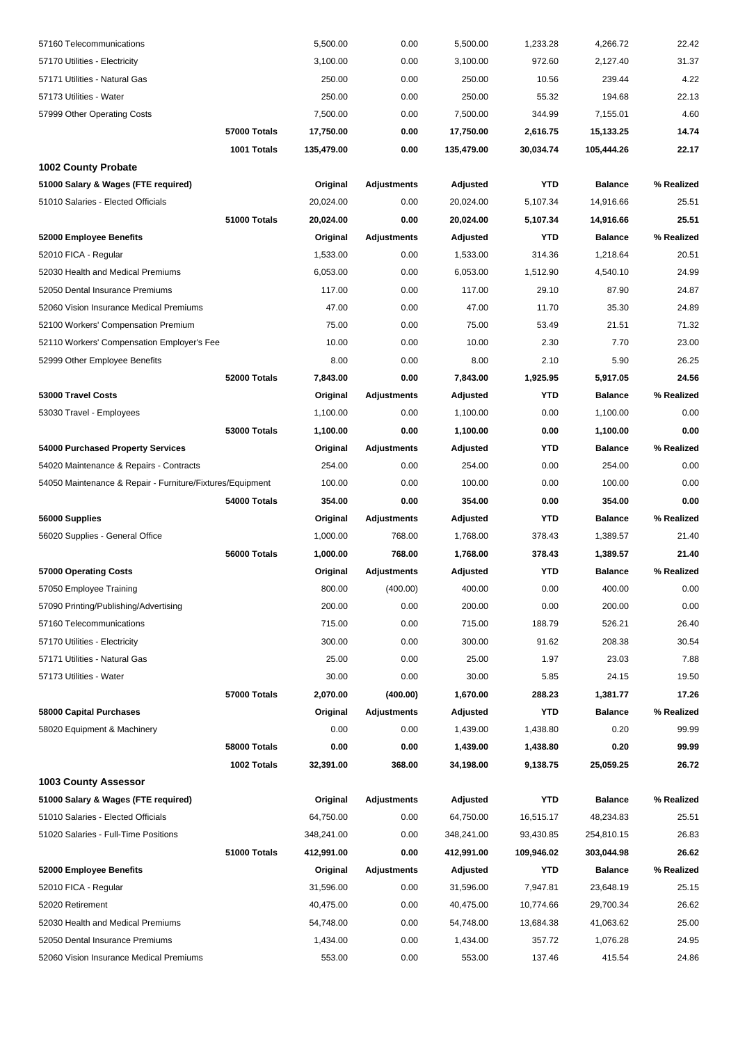| | | | | | | | |
|---|---|---|---|---|---|---|---|
| 57160 Telecommunications | | 5,500.00 | 0.00 | 5,500.00 | 1,233.28 | 4,266.72 | 22.42 |
| 57170 Utilities - Electricity | | 3,100.00 | 0.00 | 3,100.00 | 972.60 | 2,127.40 | 31.37 |
| 57171 Utilities - Natural Gas | | 250.00 | 0.00 | 250.00 | 10.56 | 239.44 | 4.22 |
| 57173 Utilities - Water | | 250.00 | 0.00 | 250.00 | 55.32 | 194.68 | 22.13 |
| 57999 Other Operating Costs | | 7,500.00 | 0.00 | 7,500.00 | 344.99 | 7,155.01 | 4.60 |
| | **57000 Totals** | **17,750.00** | **0.00** | **17,750.00** | **2,616.75** | **15,133.25** | **14.74** |
| | **1001 Totals** | **135,479.00** | **0.00** | **135,479.00** | **30,034.74** | **105,444.26** | **22.17** |
| **1002 County Probate** | | | | | | | |
| **51000 Salary & Wages (FTE required)** | | **Original** | **Adjustments** | **Adjusted** | **YTD** | **Balance** | **% Realized** |
| 51010 Salaries - Elected Officials | | 20,024.00 | 0.00 | 20,024.00 | 5,107.34 | 14,916.66 | 25.51 |
| | **51000 Totals** | **20,024.00** | **0.00** | **20,024.00** | **5,107.34** | **14,916.66** | **25.51** |
| **52000 Employee Benefits** | | **Original** | **Adjustments** | **Adjusted** | **YTD** | **Balance** | **% Realized** |
| 52010 FICA - Regular | | 1,533.00 | 0.00 | 1,533.00 | 314.36 | 1,218.64 | 20.51 |
| 52030 Health and Medical Premiums | | 6,053.00 | 0.00 | 6,053.00 | 1,512.90 | 4,540.10 | 24.99 |
| 52050 Dental Insurance Premiums | | 117.00 | 0.00 | 117.00 | 29.10 | 87.90 | 24.87 |
| 52060 Vision Insurance Medical Premiums | | 47.00 | 0.00 | 47.00 | 11.70 | 35.30 | 24.89 |
| 52100 Workers' Compensation Premium | | 75.00 | 0.00 | 75.00 | 53.49 | 21.51 | 71.32 |
| 52110 Workers' Compensation Employer's Fee | | 10.00 | 0.00 | 10.00 | 2.30 | 7.70 | 23.00 |
| 52999 Other Employee Benefits | | 8.00 | 0.00 | 8.00 | 2.10 | 5.90 | 26.25 |
| | **52000 Totals** | **7,843.00** | **0.00** | **7,843.00** | **1,925.95** | **5,917.05** | **24.56** |
| **53000 Travel Costs** | | **Original** | **Adjustments** | **Adjusted** | **YTD** | **Balance** | **% Realized** |
| 53030 Travel - Employees | | 1,100.00 | 0.00 | 1,100.00 | 0.00 | 1,100.00 | 0.00 |
| | **53000 Totals** | **1,100.00** | **0.00** | **1,100.00** | **0.00** | **1,100.00** | **0.00** |
| **54000 Purchased Property Services** | | **Original** | **Adjustments** | **Adjusted** | **YTD** | **Balance** | **% Realized** |
| 54020 Maintenance & Repairs - Contracts | | 254.00 | 0.00 | 254.00 | 0.00 | 254.00 | 0.00 |
| 54050 Maintenance & Repair - Furniture/Fixtures/Equipment | | 100.00 | 0.00 | 100.00 | 0.00 | 100.00 | 0.00 |
| | **54000 Totals** | **354.00** | **0.00** | **354.00** | **0.00** | **354.00** | **0.00** |
| **56000 Supplies** | | **Original** | **Adjustments** | **Adjusted** | **YTD** | **Balance** | **% Realized** |
| 56020 Supplies - General Office | | 1,000.00 | 768.00 | 1,768.00 | 378.43 | 1,389.57 | 21.40 |
| | **56000 Totals** | **1,000.00** | **768.00** | **1,768.00** | **378.43** | **1,389.57** | **21.40** |
| **57000 Operating Costs** | | **Original** | **Adjustments** | **Adjusted** | **YTD** | **Balance** | **% Realized** |
| 57050 Employee Training | | 800.00 | (400.00) | 400.00 | 0.00 | 400.00 | 0.00 |
| 57090 Printing/Publishing/Advertising | | 200.00 | 0.00 | 200.00 | 0.00 | 200.00 | 0.00 |
| 57160 Telecommunications | | 715.00 | 0.00 | 715.00 | 188.79 | 526.21 | 26.40 |
| 57170 Utilities - Electricity | | 300.00 | 0.00 | 300.00 | 91.62 | 208.38 | 30.54 |
| 57171 Utilities - Natural Gas | | 25.00 | 0.00 | 25.00 | 1.97 | 23.03 | 7.88 |
| 57173 Utilities - Water | | 30.00 | 0.00 | 30.00 | 5.85 | 24.15 | 19.50 |
| | **57000 Totals** | **2,070.00** | **(400.00)** | **1,670.00** | **288.23** | **1,381.77** | **17.26** |
| **58000 Capital Purchases** | | **Original** | **Adjustments** | **Adjusted** | **YTD** | **Balance** | **% Realized** |
| 58020 Equipment & Machinery | | 0.00 | 0.00 | 1,439.00 | 1,438.80 | 0.20 | 99.99 |
| | **58000 Totals** | **0.00** | **0.00** | **1,439.00** | **1,438.80** | **0.20** | **99.99** |
| | **1002 Totals** | **32,391.00** | **368.00** | **34,198.00** | **9,138.75** | **25,059.25** | **26.72** |
| **1003 County Assessor** | | | | | | | |
| **51000 Salary & Wages (FTE required)** | | **Original** | **Adjustments** | **Adjusted** | **YTD** | **Balance** | **% Realized** |
| 51010 Salaries - Elected Officials | | 64,750.00 | 0.00 | 64,750.00 | 16,515.17 | 48,234.83 | 25.51 |
| 51020 Salaries - Full-Time Positions | | 348,241.00 | 0.00 | 348,241.00 | 93,430.85 | 254,810.15 | 26.83 |
| | **51000 Totals** | **412,991.00** | **0.00** | **412,991.00** | **109,946.02** | **303,044.98** | **26.62** |
| **52000 Employee Benefits** | | **Original** | **Adjustments** | **Adjusted** | **YTD** | **Balance** | **% Realized** |
| 52010 FICA - Regular | | 31,596.00 | 0.00 | 31,596.00 | 7,947.81 | 23,648.19 | 25.15 |
| 52020 Retirement | | 40,475.00 | 0.00 | 40,475.00 | 10,774.66 | 29,700.34 | 26.62 |
| 52030 Health and Medical Premiums | | 54,748.00 | 0.00 | 54,748.00 | 13,684.38 | 41,063.62 | 25.00 |
| 52050 Dental Insurance Premiums | | 1,434.00 | 0.00 | 1,434.00 | 357.72 | 1,076.28 | 24.95 |
| 52060 Vision Insurance Medical Premiums | | 553.00 | 0.00 | 553.00 | 137.46 | 415.54 | 24.86 |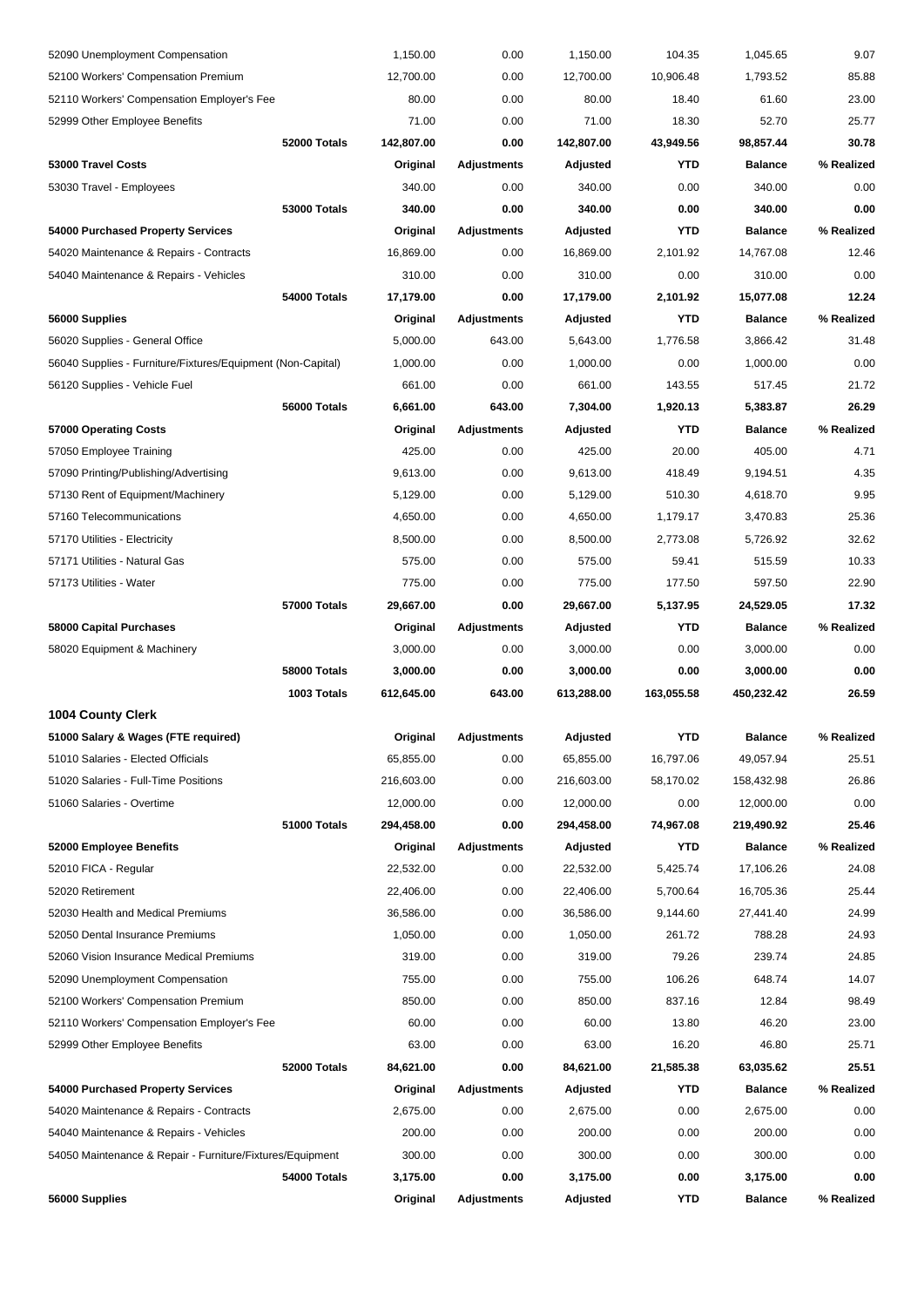| | | | | | | |
|---|---|---|---|---|---|---|
| 52090 Unemployment Compensation | | 1,150.00 | 0.00 | 1,150.00 | 104.35 | 1,045.65 | 9.07 |
| 52100 Workers' Compensation Premium | | 12,700.00 | 0.00 | 12,700.00 | 10,906.48 | 1,793.52 | 85.88 |
| 52110 Workers' Compensation Employer's Fee | | 80.00 | 0.00 | 80.00 | 18.40 | 61.60 | 23.00 |
| 52999 Other Employee Benefits | | 71.00 | 0.00 | 71.00 | 18.30 | 52.70 | 25.77 |
| | **52000 Totals** | **142,807.00** | **0.00** | **142,807.00** | **43,949.56** | **98,857.44** | **30.78** |
| **53000 Travel Costs** | | **Original** | **Adjustments** | **Adjusted** | **YTD** | **Balance** | **% Realized** |
| 53030 Travel - Employees | | 340.00 | 0.00 | 340.00 | 0.00 | 340.00 | 0.00 |
| | **53000 Totals** | **340.00** | **0.00** | **340.00** | **0.00** | **340.00** | **0.00** |
| **54000 Purchased Property Services** | | **Original** | **Adjustments** | **Adjusted** | **YTD** | **Balance** | **% Realized** |
| 54020 Maintenance & Repairs - Contracts | | 16,869.00 | 0.00 | 16,869.00 | 2,101.92 | 14,767.08 | 12.46 |
| 54040 Maintenance & Repairs - Vehicles | | 310.00 | 0.00 | 310.00 | 0.00 | 310.00 | 0.00 |
| | **54000 Totals** | **17,179.00** | **0.00** | **17,179.00** | **2,101.92** | **15,077.08** | **12.24** |
| **56000 Supplies** | | **Original** | **Adjustments** | **Adjusted** | **YTD** | **Balance** | **% Realized** |
| 56020 Supplies - General Office | | 5,000.00 | 643.00 | 5,643.00 | 1,776.58 | 3,866.42 | 31.48 |
| 56040 Supplies - Furniture/Fixtures/Equipment (Non-Capital) | | 1,000.00 | 0.00 | 1,000.00 | 0.00 | 1,000.00 | 0.00 |
| 56120 Supplies - Vehicle Fuel | | 661.00 | 0.00 | 661.00 | 143.55 | 517.45 | 21.72 |
| | **56000 Totals** | **6,661.00** | **643.00** | **7,304.00** | **1,920.13** | **5,383.87** | **26.29** |
| **57000 Operating Costs** | | **Original** | **Adjustments** | **Adjusted** | **YTD** | **Balance** | **% Realized** |
| 57050 Employee Training | | 425.00 | 0.00 | 425.00 | 20.00 | 405.00 | 4.71 |
| 57090 Printing/Publishing/Advertising | | 9,613.00 | 0.00 | 9,613.00 | 418.49 | 9,194.51 | 4.35 |
| 57130 Rent of Equipment/Machinery | | 5,129.00 | 0.00 | 5,129.00 | 510.30 | 4,618.70 | 9.95 |
| 57160 Telecommunications | | 4,650.00 | 0.00 | 4,650.00 | 1,179.17 | 3,470.83 | 25.36 |
| 57170 Utilities - Electricity | | 8,500.00 | 0.00 | 8,500.00 | 2,773.08 | 5,726.92 | 32.62 |
| 57171 Utilities - Natural Gas | | 575.00 | 0.00 | 575.00 | 59.41 | 515.59 | 10.33 |
| 57173 Utilities - Water | | 775.00 | 0.00 | 775.00 | 177.50 | 597.50 | 22.90 |
| | **57000 Totals** | **29,667.00** | **0.00** | **29,667.00** | **5,137.95** | **24,529.05** | **17.32** |
| **58000 Capital Purchases** | | **Original** | **Adjustments** | **Adjusted** | **YTD** | **Balance** | **% Realized** |
| 58020 Equipment & Machinery | | 3,000.00 | 0.00 | 3,000.00 | 0.00 | 3,000.00 | 0.00 |
| | **58000 Totals** | **3,000.00** | **0.00** | **3,000.00** | **0.00** | **3,000.00** | **0.00** |
| | **1003 Totals** | **612,645.00** | **643.00** | **613,288.00** | **163,055.58** | **450,232.42** | **26.59** |

**1004 County Clerk**

| | | | | | | | |
|---|---|---|---|---|---|---|---|
| **51000 Salary & Wages (FTE required)** | | **Original** | **Adjustments** | **Adjusted** | **YTD** | **Balance** | **% Realized** |
| 51010 Salaries - Elected Officials | | 65,855.00 | 0.00 | 65,855.00 | 16,797.06 | 49,057.94 | 25.51 |
| 51020 Salaries - Full-Time Positions | | 216,603.00 | 0.00 | 216,603.00 | 58,170.02 | 158,432.98 | 26.86 |
| 51060 Salaries - Overtime | | 12,000.00 | 0.00 | 12,000.00 | 0.00 | 12,000.00 | 0.00 |
| | **51000 Totals** | **294,458.00** | **0.00** | **294,458.00** | **74,967.08** | **219,490.92** | **25.46** |
| **52000 Employee Benefits** | | **Original** | **Adjustments** | **Adjusted** | **YTD** | **Balance** | **% Realized** |
| 52010 FICA - Regular | | 22,532.00 | 0.00 | 22,532.00 | 5,425.74 | 17,106.26 | 24.08 |
| 52020 Retirement | | 22,406.00 | 0.00 | 22,406.00 | 5,700.64 | 16,705.36 | 25.44 |
| 52030 Health and Medical Premiums | | 36,586.00 | 0.00 | 36,586.00 | 9,144.60 | 27,441.40 | 24.99 |
| 52050 Dental Insurance Premiums | | 1,050.00 | 0.00 | 1,050.00 | 261.72 | 788.28 | 24.93 |
| 52060 Vision Insurance Medical Premiums | | 319.00 | 0.00 | 319.00 | 79.26 | 239.74 | 24.85 |
| 52090 Unemployment Compensation | | 755.00 | 0.00 | 755.00 | 106.26 | 648.74 | 14.07 |
| 52100 Workers' Compensation Premium | | 850.00 | 0.00 | 850.00 | 837.16 | 12.84 | 98.49 |
| 52110 Workers' Compensation Employer's Fee | | 60.00 | 0.00 | 60.00 | 13.80 | 46.20 | 23.00 |
| 52999 Other Employee Benefits | | 63.00 | 0.00 | 63.00 | 16.20 | 46.80 | 25.71 |
| | **52000 Totals** | **84,621.00** | **0.00** | **84,621.00** | **21,585.38** | **63,035.62** | **25.51** |
| **54000 Purchased Property Services** | | **Original** | **Adjustments** | **Adjusted** | **YTD** | **Balance** | **% Realized** |
| 54020 Maintenance & Repairs - Contracts | | 2,675.00 | 0.00 | 2,675.00 | 0.00 | 2,675.00 | 0.00 |
| 54040 Maintenance & Repairs - Vehicles | | 200.00 | 0.00 | 200.00 | 0.00 | 200.00 | 0.00 |
| 54050 Maintenance & Repair - Furniture/Fixtures/Equipment | | 300.00 | 0.00 | 300.00 | 0.00 | 300.00 | 0.00 |
| | **54000 Totals** | **3,175.00** | **0.00** | **3,175.00** | **0.00** | **3,175.00** | **0.00** |
| **56000 Supplies** | | **Original** | **Adjustments** | **Adjusted** | **YTD** | **Balance** | **% Realized** |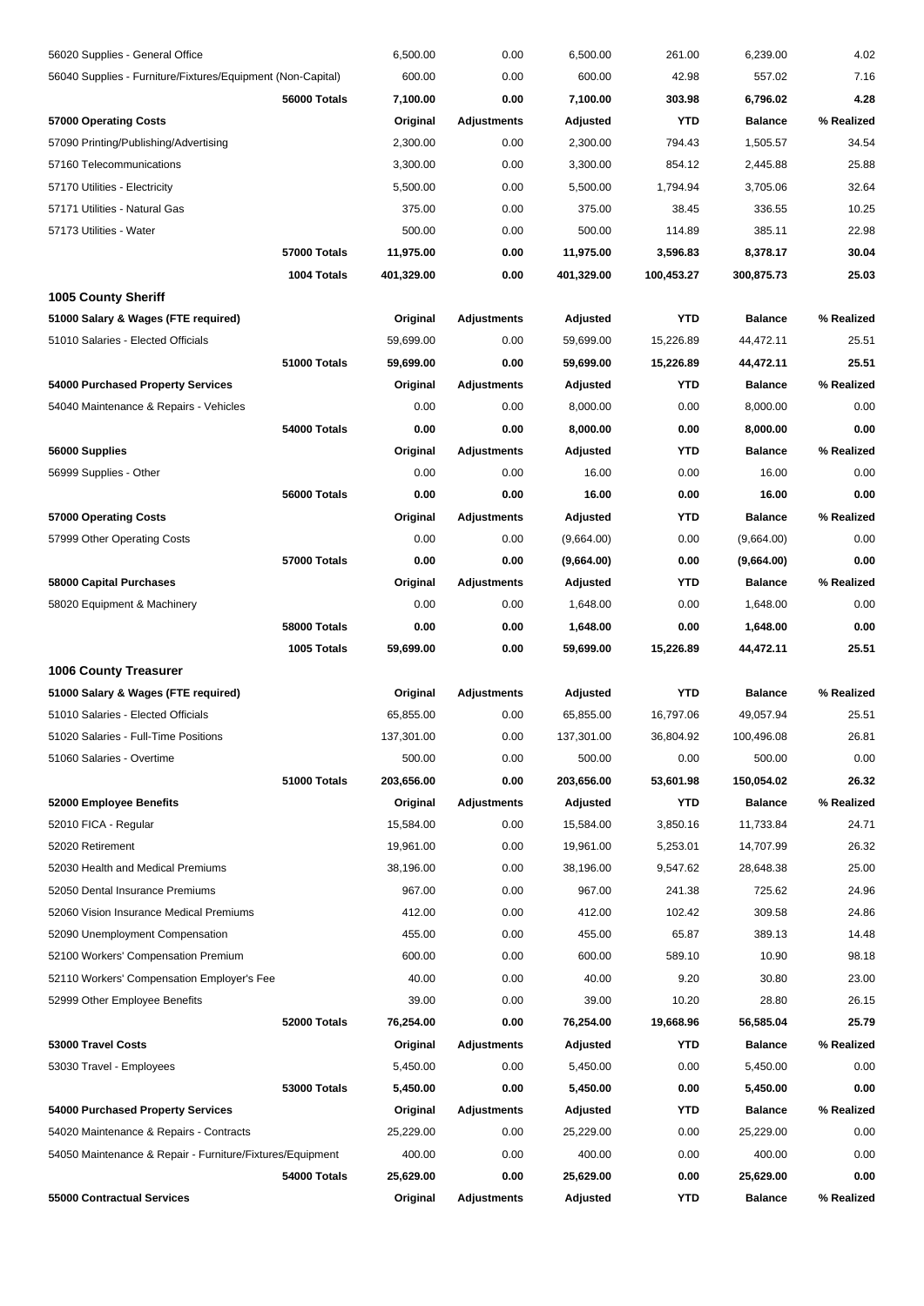| | | | | | | |
|---|---|---|---|---|---|---|
| 56020 Supplies - General Office | | 6,500.00 | 0.00 | 6,500.00 | 261.00 | 6,239.00 | 4.02 |
| 56040 Supplies - Furniture/Fixtures/Equipment (Non-Capital) | | 600.00 | 0.00 | 600.00 | 42.98 | 557.02 | 7.16 |
| | **56000 Totals** | **7,100.00** | **0.00** | **7,100.00** | **303.98** | **6,796.02** | **4.28** |
| **57000 Operating Costs** | | **Original** | **Adjustments** | **Adjusted** | **YTD** | **Balance** | **% Realized** |
| 57090 Printing/Publishing/Advertising | | 2,300.00 | 0.00 | 2,300.00 | 794.43 | 1,505.57 | 34.54 |
| 57160 Telecommunications | | 3,300.00 | 0.00 | 3,300.00 | 854.12 | 2,445.88 | 25.88 |
| 57170 Utilities - Electricity | | 5,500.00 | 0.00 | 5,500.00 | 1,794.94 | 3,705.06 | 32.64 |
| 57171 Utilities - Natural Gas | | 375.00 | 0.00 | 375.00 | 38.45 | 336.55 | 10.25 |
| 57173 Utilities - Water | | 500.00 | 0.00 | 500.00 | 114.89 | 385.11 | 22.98 |
| | **57000 Totals** | **11,975.00** | **0.00** | **11,975.00** | **3,596.83** | **8,378.17** | **30.04** |
| | **1004 Totals** | **401,329.00** | **0.00** | **401,329.00** | **100,453.27** | **300,875.73** | **25.03** |
| **1005 County Sheriff** | | | | | | | |
| **51000 Salary & Wages (FTE required)** | | **Original** | **Adjustments** | **Adjusted** | **YTD** | **Balance** | **% Realized** |
| 51010 Salaries - Elected Officials | | 59,699.00 | 0.00 | 59,699.00 | 15,226.89 | 44,472.11 | 25.51 |
| | **51000 Totals** | **59,699.00** | **0.00** | **59,699.00** | **15,226.89** | **44,472.11** | **25.51** |
| **54000 Purchased Property Services** | | **Original** | **Adjustments** | **Adjusted** | **YTD** | **Balance** | **% Realized** |
| 54040 Maintenance & Repairs - Vehicles | | 0.00 | 0.00 | 8,000.00 | 0.00 | 8,000.00 | 0.00 |
| | **54000 Totals** | **0.00** | **0.00** | **8,000.00** | **0.00** | **8,000.00** | **0.00** |
| **56000 Supplies** | | **Original** | **Adjustments** | **Adjusted** | **YTD** | **Balance** | **% Realized** |
| 56999 Supplies - Other | | 0.00 | 0.00 | 16.00 | 0.00 | 16.00 | 0.00 |
| | **56000 Totals** | **0.00** | **0.00** | **16.00** | **0.00** | **16.00** | **0.00** |
| **57000 Operating Costs** | | **Original** | **Adjustments** | **Adjusted** | **YTD** | **Balance** | **% Realized** |
| 57999 Other Operating Costs | | 0.00 | 0.00 | (9,664.00) | 0.00 | (9,664.00) | 0.00 |
| | **57000 Totals** | **0.00** | **0.00** | **(9,664.00)** | **0.00** | **(9,664.00)** | **0.00** |
| **58000 Capital Purchases** | | **Original** | **Adjustments** | **Adjusted** | **YTD** | **Balance** | **% Realized** |
| 58020 Equipment & Machinery | | 0.00 | 0.00 | 1,648.00 | 0.00 | 1,648.00 | 0.00 |
| | **58000 Totals** | **0.00** | **0.00** | **1,648.00** | **0.00** | **1,648.00** | **0.00** |
| | **1005 Totals** | **59,699.00** | **0.00** | **59,699.00** | **15,226.89** | **44,472.11** | **25.51** |
| **1006 County Treasurer** | | | | | | | |
| **51000 Salary & Wages (FTE required)** | | **Original** | **Adjustments** | **Adjusted** | **YTD** | **Balance** | **% Realized** |
| 51010 Salaries - Elected Officials | | 65,855.00 | 0.00 | 65,855.00 | 16,797.06 | 49,057.94 | 25.51 |
| 51020 Salaries - Full-Time Positions | | 137,301.00 | 0.00 | 137,301.00 | 36,804.92 | 100,496.08 | 26.81 |
| 51060 Salaries - Overtime | | 500.00 | 0.00 | 500.00 | 0.00 | 500.00 | 0.00 |
| | **51000 Totals** | **203,656.00** | **0.00** | **203,656.00** | **53,601.98** | **150,054.02** | **26.32** |
| **52000 Employee Benefits** | | **Original** | **Adjustments** | **Adjusted** | **YTD** | **Balance** | **% Realized** |
| 52010 FICA - Regular | | 15,584.00 | 0.00 | 15,584.00 | 3,850.16 | 11,733.84 | 24.71 |
| 52020 Retirement | | 19,961.00 | 0.00 | 19,961.00 | 5,253.01 | 14,707.99 | 26.32 |
| 52030 Health and Medical Premiums | | 38,196.00 | 0.00 | 38,196.00 | 9,547.62 | 28,648.38 | 25.00 |
| 52050 Dental Insurance Premiums | | 967.00 | 0.00 | 967.00 | 241.38 | 725.62 | 24.96 |
| 52060 Vision Insurance Medical Premiums | | 412.00 | 0.00 | 412.00 | 102.42 | 309.58 | 24.86 |
| 52090 Unemployment Compensation | | 455.00 | 0.00 | 455.00 | 65.87 | 389.13 | 14.48 |
| 52100 Workers' Compensation Premium | | 600.00 | 0.00 | 600.00 | 589.10 | 10.90 | 98.18 |
| 52110 Workers' Compensation Employer's Fee | | 40.00 | 0.00 | 40.00 | 9.20 | 30.80 | 23.00 |
| 52999 Other Employee Benefits | | 39.00 | 0.00 | 39.00 | 10.20 | 28.80 | 26.15 |
| | **52000 Totals** | **76,254.00** | **0.00** | **76,254.00** | **19,668.96** | **56,585.04** | **25.79** |
| **53000 Travel Costs** | | **Original** | **Adjustments** | **Adjusted** | **YTD** | **Balance** | **% Realized** |
| 53030 Travel - Employees | | 5,450.00 | 0.00 | 5,450.00 | 0.00 | 5,450.00 | 0.00 |
| | **53000 Totals** | **5,450.00** | **0.00** | **5,450.00** | **0.00** | **5,450.00** | **0.00** |
| **54000 Purchased Property Services** | | **Original** | **Adjustments** | **Adjusted** | **YTD** | **Balance** | **% Realized** |
| 54020 Maintenance & Repairs - Contracts | | 25,229.00 | 0.00 | 25,229.00 | 0.00 | 25,229.00 | 0.00 |
| 54050 Maintenance & Repair - Furniture/Fixtures/Equipment | | 400.00 | 0.00 | 400.00 | 0.00 | 400.00 | 0.00 |
| | **54000 Totals** | **25,629.00** | **0.00** | **25,629.00** | **0.00** | **25,629.00** | **0.00** |
| **55000 Contractual Services** | | **Original** | **Adjustments** | **Adjusted** | **YTD** | **Balance** | **% Realized** |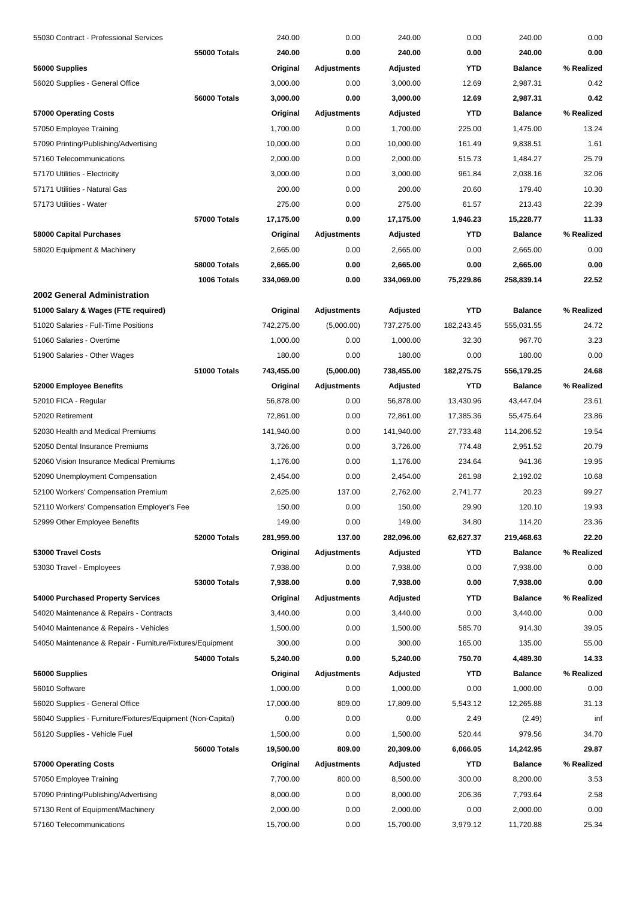| | | | | | | | |
|---|---|---|---|---|---|---|---|
| 55030 Contract - Professional Services | | 240.00 | 0.00 | 240.00 | 0.00 | 240.00 | 0.00 |
| | **55000 Totals** | **240.00** | **0.00** | **240.00** | **0.00** | **240.00** | **0.00** |
| **56000 Supplies** | | **Original** | **Adjustments** | **Adjusted** | **YTD** | **Balance** | **% Realized** |
| 56020 Supplies - General Office | | 3,000.00 | 0.00 | 3,000.00 | 12.69 | 2,987.31 | 0.42 |
| | **56000 Totals** | **3,000.00** | **0.00** | **3,000.00** | **12.69** | **2,987.31** | **0.42** |
| **57000 Operating Costs** | | **Original** | **Adjustments** | **Adjusted** | **YTD** | **Balance** | **% Realized** |
| 57050 Employee Training | | 1,700.00 | 0.00 | 1,700.00 | 225.00 | 1,475.00 | 13.24 |
| 57090 Printing/Publishing/Advertising | | 10,000.00 | 0.00 | 10,000.00 | 161.49 | 9,838.51 | 1.61 |
| 57160 Telecommunications | | 2,000.00 | 0.00 | 2,000.00 | 515.73 | 1,484.27 | 25.79 |
| 57170 Utilities - Electricity | | 3,000.00 | 0.00 | 3,000.00 | 961.84 | 2,038.16 | 32.06 |
| 57171 Utilities - Natural Gas | | 200.00 | 0.00 | 200.00 | 20.60 | 179.40 | 10.30 |
| 57173 Utilities - Water | | 275.00 | 0.00 | 275.00 | 61.57 | 213.43 | 22.39 |
| | **57000 Totals** | **17,175.00** | **0.00** | **17,175.00** | **1,946.23** | **15,228.77** | **11.33** |
| **58000 Capital Purchases** | | **Original** | **Adjustments** | **Adjusted** | **YTD** | **Balance** | **% Realized** |
| 58020 Equipment & Machinery | | 2,665.00 | 0.00 | 2,665.00 | 0.00 | 2,665.00 | 0.00 |
| | **58000 Totals** | **2,665.00** | **0.00** | **2,665.00** | **0.00** | **2,665.00** | **0.00** |
| | **1006 Totals** | **334,069.00** | **0.00** | **334,069.00** | **75,229.86** | **258,839.14** | **22.52** |

## 2002 General Administration

| | | | | | | | |
|---|---|---|---|---|---|---|---|
| **51000 Salary & Wages (FTE required)** | | **Original** | **Adjustments** | **Adjusted** | **YTD** | **Balance** | **% Realized** |
| 51020 Salaries - Full-Time Positions | | 742,275.00 | (5,000.00) | 737,275.00 | 182,243.45 | 555,031.55 | 24.72 |
| 51060 Salaries - Overtime | | 1,000.00 | 0.00 | 1,000.00 | 32.30 | 967.70 | 3.23 |
| 51900 Salaries - Other Wages | | 180.00 | 0.00 | 180.00 | 0.00 | 180.00 | 0.00 |
| | **51000 Totals** | **743,455.00** | **(5,000.00)** | **738,455.00** | **182,275.75** | **556,179.25** | **24.68** |
| **52000 Employee Benefits** | | **Original** | **Adjustments** | **Adjusted** | **YTD** | **Balance** | **% Realized** |
| 52010 FICA - Regular | | 56,878.00 | 0.00 | 56,878.00 | 13,430.96 | 43,447.04 | 23.61 |
| 52020 Retirement | | 72,861.00 | 0.00 | 72,861.00 | 17,385.36 | 55,475.64 | 23.86 |
| 52030 Health and Medical Premiums | | 141,940.00 | 0.00 | 141,940.00 | 27,733.48 | 114,206.52 | 19.54 |
| 52050 Dental Insurance Premiums | | 3,726.00 | 0.00 | 3,726.00 | 774.48 | 2,951.52 | 20.79 |
| 52060 Vision Insurance Medical Premiums | | 1,176.00 | 0.00 | 1,176.00 | 234.64 | 941.36 | 19.95 |
| 52090 Unemployment Compensation | | 2,454.00 | 0.00 | 2,454.00 | 261.98 | 2,192.02 | 10.68 |
| 52100 Workers' Compensation Premium | | 2,625.00 | 137.00 | 2,762.00 | 2,741.77 | 20.23 | 99.27 |
| 52110 Workers' Compensation Employer's Fee | | 150.00 | 0.00 | 150.00 | 29.90 | 120.10 | 19.93 |
| 52999 Other Employee Benefits | | 149.00 | 0.00 | 149.00 | 34.80 | 114.20 | 23.36 |
| | **52000 Totals** | **281,959.00** | **137.00** | **282,096.00** | **62,627.37** | **219,468.63** | **22.20** |
| **53000 Travel Costs** | | **Original** | **Adjustments** | **Adjusted** | **YTD** | **Balance** | **% Realized** |
| 53030 Travel - Employees | | 7,938.00 | 0.00 | 7,938.00 | 0.00 | 7,938.00 | 0.00 |
| | **53000 Totals** | **7,938.00** | **0.00** | **7,938.00** | **0.00** | **7,938.00** | **0.00** |
| **54000 Purchased Property Services** | | **Original** | **Adjustments** | **Adjusted** | **YTD** | **Balance** | **% Realized** |
| 54020 Maintenance & Repairs - Contracts | | 3,440.00 | 0.00 | 3,440.00 | 0.00 | 3,440.00 | 0.00 |
| 54040 Maintenance & Repairs - Vehicles | | 1,500.00 | 0.00 | 1,500.00 | 585.70 | 914.30 | 39.05 |
| 54050 Maintenance & Repair - Furniture/Fixtures/Equipment | | 300.00 | 0.00 | 300.00 | 165.00 | 135.00 | 55.00 |
| | **54000 Totals** | **5,240.00** | **0.00** | **5,240.00** | **750.70** | **4,489.30** | **14.33** |
| **56000 Supplies** | | **Original** | **Adjustments** | **Adjusted** | **YTD** | **Balance** | **% Realized** |
| 56010 Software | | 1,000.00 | 0.00 | 1,000.00 | 0.00 | 1,000.00 | 0.00 |
| 56020 Supplies - General Office | | 17,000.00 | 809.00 | 17,809.00 | 5,543.12 | 12,265.88 | 31.13 |
| 56040 Supplies - Furniture/Fixtures/Equipment (Non-Capital) | | 0.00 | 0.00 | 0.00 | 2.49 | (2.49) | inf |
| 56120 Supplies - Vehicle Fuel | | 1,500.00 | 0.00 | 1,500.00 | 520.44 | 979.56 | 34.70 |
| | **56000 Totals** | **19,500.00** | **809.00** | **20,309.00** | **6,066.05** | **14,242.95** | **29.87** |
| **57000 Operating Costs** | | **Original** | **Adjustments** | **Adjusted** | **YTD** | **Balance** | **% Realized** |
| 57050 Employee Training | | 7,700.00 | 800.00 | 8,500.00 | 300.00 | 8,200.00 | 3.53 |
| 57090 Printing/Publishing/Advertising | | 8,000.00 | 0.00 | 8,000.00 | 206.36 | 7,793.64 | 2.58 |
| 57130 Rent of Equipment/Machinery | | 2,000.00 | 0.00 | 2,000.00 | 0.00 | 2,000.00 | 0.00 |
| 57160 Telecommunications | | 15,700.00 | 0.00 | 15,700.00 | 3,979.12 | 11,720.88 | 25.34 |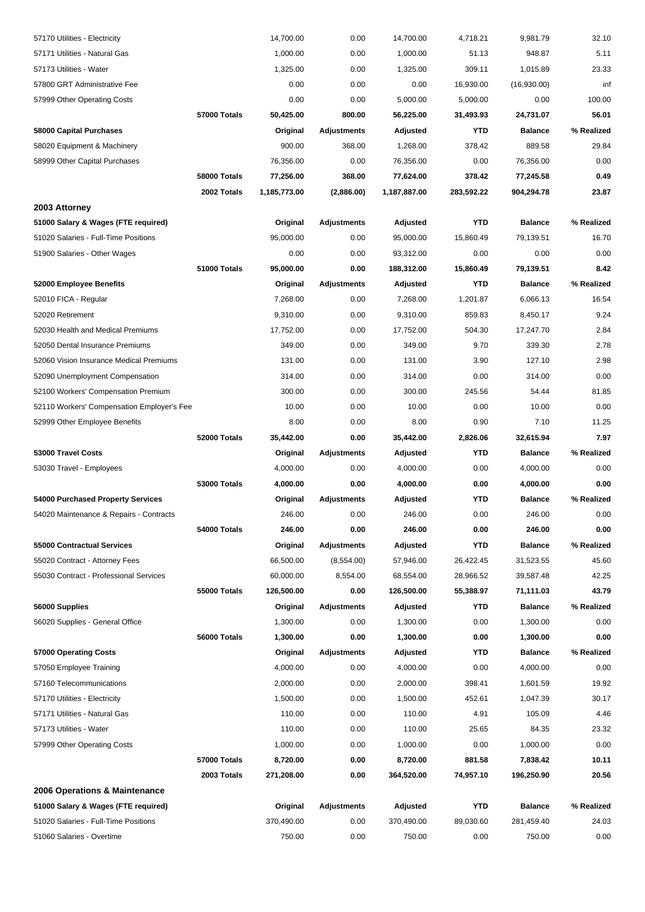| | | | | | | | |
|---|---|---|---|---|---|---|---|
| 57170 Utilities - Electricity | | 14,700.00 | 0.00 | 14,700.00 | 4,718.21 | 9,981.79 | 32.10 |
| 57171 Utilities - Natural Gas | | 1,000.00 | 0.00 | 1,000.00 | 51.13 | 948.87 | 5.11 |
| 57173 Utilities - Water | | 1,325.00 | 0.00 | 1,325.00 | 309.11 | 1,015.89 | 23.33 |
| 57800 GRT Administrative Fee | | 0.00 | 0.00 | 0.00 | 16,930.00 | (16,930.00) | inf |
| 57999 Other Operating Costs | | 0.00 | 0.00 | 5,000.00 | 5,000.00 | 0.00 | 100.00 |
| | **57000 Totals** | **50,425.00** | **800.00** | **56,225.00** | **31,493.93** | **24,731.07** | **56.01** |
| **58000 Capital Purchases** | | **Original** | **Adjustments** | **Adjusted** | **YTD** | **Balance** | **% Realized** |
| 58020 Equipment & Machinery | | 900.00 | 368.00 | 1,268.00 | 378.42 | 889.58 | 29.84 |
| 58999 Other Capital Purchases | | 76,356.00 | 0.00 | 76,356.00 | 0.00 | 76,356.00 | 0.00 |
| | **58000 Totals** | **77,256.00** | **368.00** | **77,624.00** | **378.42** | **77,245.58** | **0.49** |
| | **2002 Totals** | **1,185,773.00** | **(2,886.00)** | **1,187,887.00** | **283,592.22** | **904,294.78** | **23.87** |

## 2003 Attorney

| | | | | | | | |
|---|---|---|---|---|---|---|---|
| **51000 Salary & Wages (FTE required)** | | **Original** | **Adjustments** | **Adjusted** | **YTD** | **Balance** | **% Realized** |
| 51020 Salaries - Full-Time Positions | | 95,000.00 | 0.00 | 95,000.00 | 15,860.49 | 79,139.51 | 16.70 |
| 51900 Salaries - Other Wages | | 0.00 | 0.00 | 93,312.00 | 0.00 | 0.00 | 0.00 |
| | **51000 Totals** | **95,000.00** | **0.00** | **188,312.00** | **15,860.49** | **79,139.51** | **8.42** |
| **52000 Employee Benefits** | | **Original** | **Adjustments** | **Adjusted** | **YTD** | **Balance** | **% Realized** |
| 52010 FICA - Regular | | 7,268.00 | 0.00 | 7,268.00 | 1,201.87 | 6,066.13 | 16.54 |
| 52020 Retirement | | 9,310.00 | 0.00 | 9,310.00 | 859.83 | 8,450.17 | 9.24 |
| 52030 Health and Medical Premiums | | 17,752.00 | 0.00 | 17,752.00 | 504.30 | 17,247.70 | 2.84 |
| 52050 Dental Insurance Premiums | | 349.00 | 0.00 | 349.00 | 9.70 | 339.30 | 2.78 |
| 52060 Vision Insurance Medical Premiums | | 131.00 | 0.00 | 131.00 | 3.90 | 127.10 | 2.98 |
| 52090 Unemployment Compensation | | 314.00 | 0.00 | 314.00 | 0.00 | 314.00 | 0.00 |
| 52100 Workers' Compensation Premium | | 300.00 | 0.00 | 300.00 | 245.56 | 54.44 | 81.85 |
| 52110 Workers' Compensation Employer's Fee | | 10.00 | 0.00 | 10.00 | 0.00 | 10.00 | 0.00 |
| 52999 Other Employee Benefits | | 8.00 | 0.00 | 8.00 | 0.90 | 7.10 | 11.25 |
| | **52000 Totals** | **35,442.00** | **0.00** | **35,442.00** | **2,826.06** | **32,615.94** | **7.97** |
| **53000 Travel Costs** | | **Original** | **Adjustments** | **Adjusted** | **YTD** | **Balance** | **% Realized** |
| 53030 Travel - Employees | | 4,000.00 | 0.00 | 4,000.00 | 0.00 | 4,000.00 | 0.00 |
| | **53000 Totals** | **4,000.00** | **0.00** | **4,000.00** | **0.00** | **4,000.00** | **0.00** |
| **54000 Purchased Property Services** | | **Original** | **Adjustments** | **Adjusted** | **YTD** | **Balance** | **% Realized** |
| 54020 Maintenance & Repairs - Contracts | | 246.00 | 0.00 | 246.00 | 0.00 | 246.00 | 0.00 |
| | **54000 Totals** | **246.00** | **0.00** | **246.00** | **0.00** | **246.00** | **0.00** |
| **55000 Contractual Services** | | **Original** | **Adjustments** | **Adjusted** | **YTD** | **Balance** | **% Realized** |
| 55020 Contract - Attorney Fees | | 66,500.00 | (8,554.00) | 57,946.00 | 26,422.45 | 31,523.55 | 45.60 |
| 55030 Contract - Professional Services | | 60,000.00 | 8,554.00 | 68,554.00 | 28,966.52 | 39,587.48 | 42.25 |
| | **55000 Totals** | **126,500.00** | **0.00** | **126,500.00** | **55,388.97** | **71,111.03** | **43.79** |
| **56000 Supplies** | | **Original** | **Adjustments** | **Adjusted** | **YTD** | **Balance** | **% Realized** |
| 56020 Supplies - General Office | | 1,300.00 | 0.00 | 1,300.00 | 0.00 | 1,300.00 | 0.00 |
| | **56000 Totals** | **1,300.00** | **0.00** | **1,300.00** | **0.00** | **1,300.00** | **0.00** |
| **57000 Operating Costs** | | **Original** | **Adjustments** | **Adjusted** | **YTD** | **Balance** | **% Realized** |
| 57050 Employee Training | | 4,000.00 | 0.00 | 4,000.00 | 0.00 | 4,000.00 | 0.00 |
| 57160 Telecommunications | | 2,000.00 | 0.00 | 2,000.00 | 398.41 | 1,601.59 | 19.92 |
| 57170 Utilities - Electricity | | 1,500.00 | 0.00 | 1,500.00 | 452.61 | 1,047.39 | 30.17 |
| 57171 Utilities - Natural Gas | | 110.00 | 0.00 | 110.00 | 4.91 | 105.09 | 4.46 |
| 57173 Utilities - Water | | 110.00 | 0.00 | 110.00 | 25.65 | 84.35 | 23.32 |
| 57999 Other Operating Costs | | 1,000.00 | 0.00 | 1,000.00 | 0.00 | 1,000.00 | 0.00 |
| | **57000 Totals** | **8,720.00** | **0.00** | **8,720.00** | **881.58** | **7,838.42** | **10.11** |
| | **2003 Totals** | **271,208.00** | **0.00** | **364,520.00** | **74,957.10** | **196,250.90** | **20.56** |

## 2006 Operations & Maintenance

| | | | | | | | |
|---|---|---|---|---|---|---|---|
| **51000 Salary & Wages (FTE required)** | | **Original** | **Adjustments** | **Adjusted** | **YTD** | **Balance** | **% Realized** |
| 51020 Salaries - Full-Time Positions | | 370,490.00 | 0.00 | 370,490.00 | 89,030.60 | 281,459.40 | 24.03 |
| 51060 Salaries - Overtime | | 750.00 | 0.00 | 750.00 | 0.00 | 750.00 | 0.00 |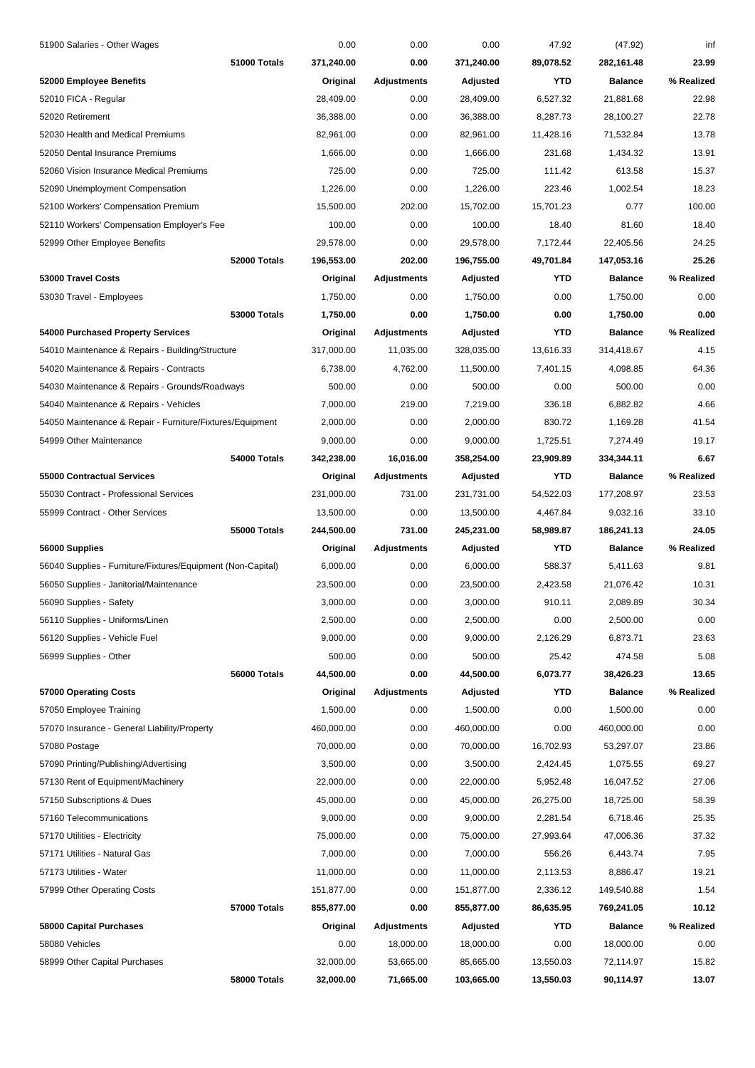| | Original | Adjustments | Adjusted | YTD | Balance | % Realized |
|---|---|---|---|---|---|---|
| 51900 Salaries - Other Wages | 0.00 | 0.00 | 0.00 | 47.92 | (47.92) | inf |
| **51000 Totals** | **371,240.00** | **0.00** | **371,240.00** | **89,078.52** | **282,161.48** | **23.99** |
| **52000 Employee Benefits** | **Original** | **Adjustments** | **Adjusted** | **YTD** | **Balance** | **% Realized** |
| 52010 FICA - Regular | 28,409.00 | 0.00 | 28,409.00 | 6,527.32 | 21,881.68 | 22.98 |
| 52020 Retirement | 36,388.00 | 0.00 | 36,388.00 | 8,287.73 | 28,100.27 | 22.78 |
| 52030 Health and Medical Premiums | 82,961.00 | 0.00 | 82,961.00 | 11,428.16 | 71,532.84 | 13.78 |
| 52050 Dental Insurance Premiums | 1,666.00 | 0.00 | 1,666.00 | 231.68 | 1,434.32 | 13.91 |
| 52060 Vision Insurance Medical Premiums | 725.00 | 0.00 | 725.00 | 111.42 | 613.58 | 15.37 |
| 52090 Unemployment Compensation | 1,226.00 | 0.00 | 1,226.00 | 223.46 | 1,002.54 | 18.23 |
| 52100 Workers' Compensation Premium | 15,500.00 | 202.00 | 15,702.00 | 15,701.23 | 0.77 | 100.00 |
| 52110 Workers' Compensation Employer's Fee | 100.00 | 0.00 | 100.00 | 18.40 | 81.60 | 18.40 |
| 52999 Other Employee Benefits | 29,578.00 | 0.00 | 29,578.00 | 7,172.44 | 22,405.56 | 24.25 |
| **52000 Totals** | **196,553.00** | **202.00** | **196,755.00** | **49,701.84** | **147,053.16** | **25.26** |
| **53000 Travel Costs** | **Original** | **Adjustments** | **Adjusted** | **YTD** | **Balance** | **% Realized** |
| 53030 Travel - Employees | 1,750.00 | 0.00 | 1,750.00 | 0.00 | 1,750.00 | 0.00 |
| **53000 Totals** | **1,750.00** | **0.00** | **1,750.00** | **0.00** | **1,750.00** | **0.00** |
| **54000 Purchased Property Services** | **Original** | **Adjustments** | **Adjusted** | **YTD** | **Balance** | **% Realized** |
| 54010 Maintenance & Repairs - Building/Structure | 317,000.00 | 11,035.00 | 328,035.00 | 13,616.33 | 314,418.67 | 4.15 |
| 54020 Maintenance & Repairs - Contracts | 6,738.00 | 4,762.00 | 11,500.00 | 7,401.15 | 4,098.85 | 64.36 |
| 54030 Maintenance & Repairs - Grounds/Roadways | 500.00 | 0.00 | 500.00 | 0.00 | 500.00 | 0.00 |
| 54040 Maintenance & Repairs - Vehicles | 7,000.00 | 219.00 | 7,219.00 | 336.18 | 6,882.82 | 4.66 |
| 54050 Maintenance & Repair - Furniture/Fixtures/Equipment | 2,000.00 | 0.00 | 2,000.00 | 830.72 | 1,169.28 | 41.54 |
| 54999 Other Maintenance | 9,000.00 | 0.00 | 9,000.00 | 1,725.51 | 7,274.49 | 19.17 |
| **54000 Totals** | **342,238.00** | **16,016.00** | **358,254.00** | **23,909.89** | **334,344.11** | **6.67** |
| **55000 Contractual Services** | **Original** | **Adjustments** | **Adjusted** | **YTD** | **Balance** | **% Realized** |
| 55030 Contract - Professional Services | 231,000.00 | 731.00 | 231,731.00 | 54,522.03 | 177,208.97 | 23.53 |
| 55999 Contract - Other Services | 13,500.00 | 0.00 | 13,500.00 | 4,467.84 | 9,032.16 | 33.10 |
| **55000 Totals** | **244,500.00** | **731.00** | **245,231.00** | **58,989.87** | **186,241.13** | **24.05** |
| **56000 Supplies** | **Original** | **Adjustments** | **Adjusted** | **YTD** | **Balance** | **% Realized** |
| 56040 Supplies - Furniture/Fixtures/Equipment (Non-Capital) | 6,000.00 | 0.00 | 6,000.00 | 588.37 | 5,411.63 | 9.81 |
| 56050 Supplies - Janitorial/Maintenance | 23,500.00 | 0.00 | 23,500.00 | 2,423.58 | 21,076.42 | 10.31 |
| 56090 Supplies - Safety | 3,000.00 | 0.00 | 3,000.00 | 910.11 | 2,089.89 | 30.34 |
| 56110 Supplies - Uniforms/Linen | 2,500.00 | 0.00 | 2,500.00 | 0.00 | 2,500.00 | 0.00 |
| 56120 Supplies - Vehicle Fuel | 9,000.00 | 0.00 | 9,000.00 | 2,126.29 | 6,873.71 | 23.63 |
| 56999 Supplies - Other | 500.00 | 0.00 | 500.00 | 25.42 | 474.58 | 5.08 |
| **56000 Totals** | **44,500.00** | **0.00** | **44,500.00** | **6,073.77** | **38,426.23** | **13.65** |
| **57000 Operating Costs** | **Original** | **Adjustments** | **Adjusted** | **YTD** | **Balance** | **% Realized** |
| 57050 Employee Training | 1,500.00 | 0.00 | 1,500.00 | 0.00 | 1,500.00 | 0.00 |
| 57070 Insurance - General Liability/Property | 460,000.00 | 0.00 | 460,000.00 | 0.00 | 460,000.00 | 0.00 |
| 57080 Postage | 70,000.00 | 0.00 | 70,000.00 | 16,702.93 | 53,297.07 | 23.86 |
| 57090 Printing/Publishing/Advertising | 3,500.00 | 0.00 | 3,500.00 | 2,424.45 | 1,075.55 | 69.27 |
| 57130 Rent of Equipment/Machinery | 22,000.00 | 0.00 | 22,000.00 | 5,952.48 | 16,047.52 | 27.06 |
| 57150 Subscriptions & Dues | 45,000.00 | 0.00 | 45,000.00 | 26,275.00 | 18,725.00 | 58.39 |
| 57160 Telecommunications | 9,000.00 | 0.00 | 9,000.00 | 2,281.54 | 6,718.46 | 25.35 |
| 57170 Utilities - Electricity | 75,000.00 | 0.00 | 75,000.00 | 27,993.64 | 47,006.36 | 37.32 |
| 57171 Utilities - Natural Gas | 7,000.00 | 0.00 | 7,000.00 | 556.26 | 6,443.74 | 7.95 |
| 57173 Utilities - Water | 11,000.00 | 0.00 | 11,000.00 | 2,113.53 | 8,886.47 | 19.21 |
| 57999 Other Operating Costs | 151,877.00 | 0.00 | 151,877.00 | 2,336.12 | 149,540.88 | 1.54 |
| **57000 Totals** | **855,877.00** | **0.00** | **855,877.00** | **86,635.95** | **769,241.05** | **10.12** |
| **58000 Capital Purchases** | **Original** | **Adjustments** | **Adjusted** | **YTD** | **Balance** | **% Realized** |
| 58080 Vehicles | 0.00 | 18,000.00 | 18,000.00 | 0.00 | 18,000.00 | 0.00 |
| 58999 Other Capital Purchases | 32,000.00 | 53,665.00 | 85,665.00 | 13,550.03 | 72,114.97 | 15.82 |
| **58000 Totals** | **32,000.00** | **71,665.00** | **103,665.00** | **13,550.03** | **90,114.97** | **13.07** |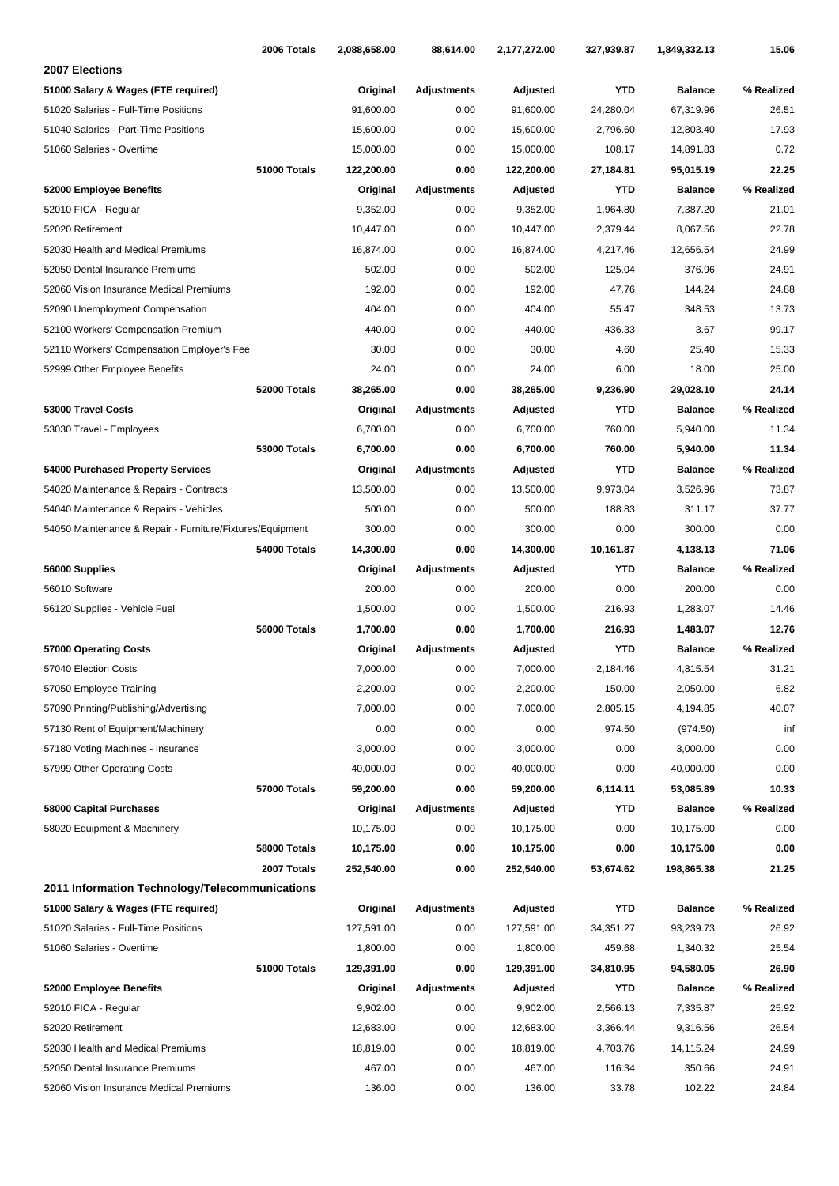| | 2006 Totals | 2,088,658.00 | 88,614.00 | 2,177,272.00 | 327,939.87 | 1,849,332.13 | 15.06 |
|---|---|---|---|---|---|---|---|
| **2007 Elections** | | | | | | | |
| **51000 Salary & Wages (FTE required)** | | **Original** | **Adjustments** | **Adjusted** | **YTD** | **Balance** | **% Realized** |
| 51020 Salaries - Full-Time Positions | | 91,600.00 | 0.00 | 91,600.00 | 24,280.04 | 67,319.96 | 26.51 |
| 51040 Salaries - Part-Time Positions | | 15,600.00 | 0.00 | 15,600.00 | 2,796.60 | 12,803.40 | 17.93 |
| 51060 Salaries - Overtime | | 15,000.00 | 0.00 | 15,000.00 | 108.17 | 14,891.83 | 0.72 |
| | **51000 Totals** | **122,200.00** | **0.00** | **122,200.00** | **27,184.81** | **95,015.19** | **22.25** |
| **52000 Employee Benefits** | | **Original** | **Adjustments** | **Adjusted** | **YTD** | **Balance** | **% Realized** |
| 52010 FICA - Regular | | 9,352.00 | 0.00 | 9,352.00 | 1,964.80 | 7,387.20 | 21.01 |
| 52020 Retirement | | 10,447.00 | 0.00 | 10,447.00 | 2,379.44 | 8,067.56 | 22.78 |
| 52030 Health and Medical Premiums | | 16,874.00 | 0.00 | 16,874.00 | 4,217.46 | 12,656.54 | 24.99 |
| 52050 Dental Insurance Premiums | | 502.00 | 0.00 | 502.00 | 125.04 | 376.96 | 24.91 |
| 52060 Vision Insurance Medical Premiums | | 192.00 | 0.00 | 192.00 | 47.76 | 144.24 | 24.88 |
| 52090 Unemployment Compensation | | 404.00 | 0.00 | 404.00 | 55.47 | 348.53 | 13.73 |
| 52100 Workers' Compensation Premium | | 440.00 | 0.00 | 440.00 | 436.33 | 3.67 | 99.17 |
| 52110 Workers' Compensation Employer's Fee | | 30.00 | 0.00 | 30.00 | 4.60 | 25.40 | 15.33 |
| 52999 Other Employee Benefits | | 24.00 | 0.00 | 24.00 | 6.00 | 18.00 | 25.00 |
| | **52000 Totals** | **38,265.00** | **0.00** | **38,265.00** | **9,236.90** | **29,028.10** | **24.14** |
| **53000 Travel Costs** | | **Original** | **Adjustments** | **Adjusted** | **YTD** | **Balance** | **% Realized** |
| 53030 Travel - Employees | | 6,700.00 | 0.00 | 6,700.00 | 760.00 | 5,940.00 | 11.34 |
| | **53000 Totals** | **6,700.00** | **0.00** | **6,700.00** | **760.00** | **5,940.00** | **11.34** |
| **54000 Purchased Property Services** | | **Original** | **Adjustments** | **Adjusted** | **YTD** | **Balance** | **% Realized** |
| 54020 Maintenance & Repairs - Contracts | | 13,500.00 | 0.00 | 13,500.00 | 9,973.04 | 3,526.96 | 73.87 |
| 54040 Maintenance & Repairs - Vehicles | | 500.00 | 0.00 | 500.00 | 188.83 | 311.17 | 37.77 |
| 54050 Maintenance & Repair - Furniture/Fixtures/Equipment | | 300.00 | 0.00 | 300.00 | 0.00 | 300.00 | 0.00 |
| | **54000 Totals** | **14,300.00** | **0.00** | **14,300.00** | **10,161.87** | **4,138.13** | **71.06** |
| **56000 Supplies** | | **Original** | **Adjustments** | **Adjusted** | **YTD** | **Balance** | **% Realized** |
| 56010 Software | | 200.00 | 0.00 | 200.00 | 0.00 | 200.00 | 0.00 |
| 56120 Supplies - Vehicle Fuel | | 1,500.00 | 0.00 | 1,500.00 | 216.93 | 1,283.07 | 14.46 |
| | **56000 Totals** | **1,700.00** | **0.00** | **1,700.00** | **216.93** | **1,483.07** | **12.76** |
| **57000 Operating Costs** | | **Original** | **Adjustments** | **Adjusted** | **YTD** | **Balance** | **% Realized** |
| 57040 Election Costs | | 7,000.00 | 0.00 | 7,000.00 | 2,184.46 | 4,815.54 | 31.21 |
| 57050 Employee Training | | 2,200.00 | 0.00 | 2,200.00 | 150.00 | 2,050.00 | 6.82 |
| 57090 Printing/Publishing/Advertising | | 7,000.00 | 0.00 | 7,000.00 | 2,805.15 | 4,194.85 | 40.07 |
| 57130 Rent of Equipment/Machinery | | 0.00 | 0.00 | 0.00 | 974.50 | (974.50) | inf |
| 57180 Voting Machines - Insurance | | 3,000.00 | 0.00 | 3,000.00 | 0.00 | 3,000.00 | 0.00 |
| 57999 Other Operating Costs | | 40,000.00 | 0.00 | 40,000.00 | 0.00 | 40,000.00 | 0.00 |
| | **57000 Totals** | **59,200.00** | **0.00** | **59,200.00** | **6,114.11** | **53,085.89** | **10.33** |
| **58000 Capital Purchases** | | **Original** | **Adjustments** | **Adjusted** | **YTD** | **Balance** | **% Realized** |
| 58020 Equipment & Machinery | | 10,175.00 | 0.00 | 10,175.00 | 0.00 | 10,175.00 | 0.00 |
| | **58000 Totals** | **10,175.00** | **0.00** | **10,175.00** | **0.00** | **10,175.00** | **0.00** |
| | **2007 Totals** | **252,540.00** | **0.00** | **252,540.00** | **53,674.62** | **198,865.38** | **21.25** |
| **2011 Information Technology/Telecommunications** | | | | | | | |
| **51000 Salary & Wages (FTE required)** | | **Original** | **Adjustments** | **Adjusted** | **YTD** | **Balance** | **% Realized** |
| 51020 Salaries - Full-Time Positions | | 127,591.00 | 0.00 | 127,591.00 | 34,351.27 | 93,239.73 | 26.92 |
| 51060 Salaries - Overtime | | 1,800.00 | 0.00 | 1,800.00 | 459.68 | 1,340.32 | 25.54 |
| | **51000 Totals** | **129,391.00** | **0.00** | **129,391.00** | **34,810.95** | **94,580.05** | **26.90** |
| **52000 Employee Benefits** | | **Original** | **Adjustments** | **Adjusted** | **YTD** | **Balance** | **% Realized** |
| 52010 FICA - Regular | | 9,902.00 | 0.00 | 9,902.00 | 2,566.13 | 7,335.87 | 25.92 |
| 52020 Retirement | | 12,683.00 | 0.00 | 12,683.00 | 3,366.44 | 9,316.56 | 26.54 |
| 52030 Health and Medical Premiums | | 18,819.00 | 0.00 | 18,819.00 | 4,703.76 | 14,115.24 | 24.99 |
| 52050 Dental Insurance Premiums | | 467.00 | 0.00 | 467.00 | 116.34 | 350.66 | 24.91 |
| 52060 Vision Insurance Medical Premiums | | 136.00 | 0.00 | 136.00 | 33.78 | 102.22 | 24.84 |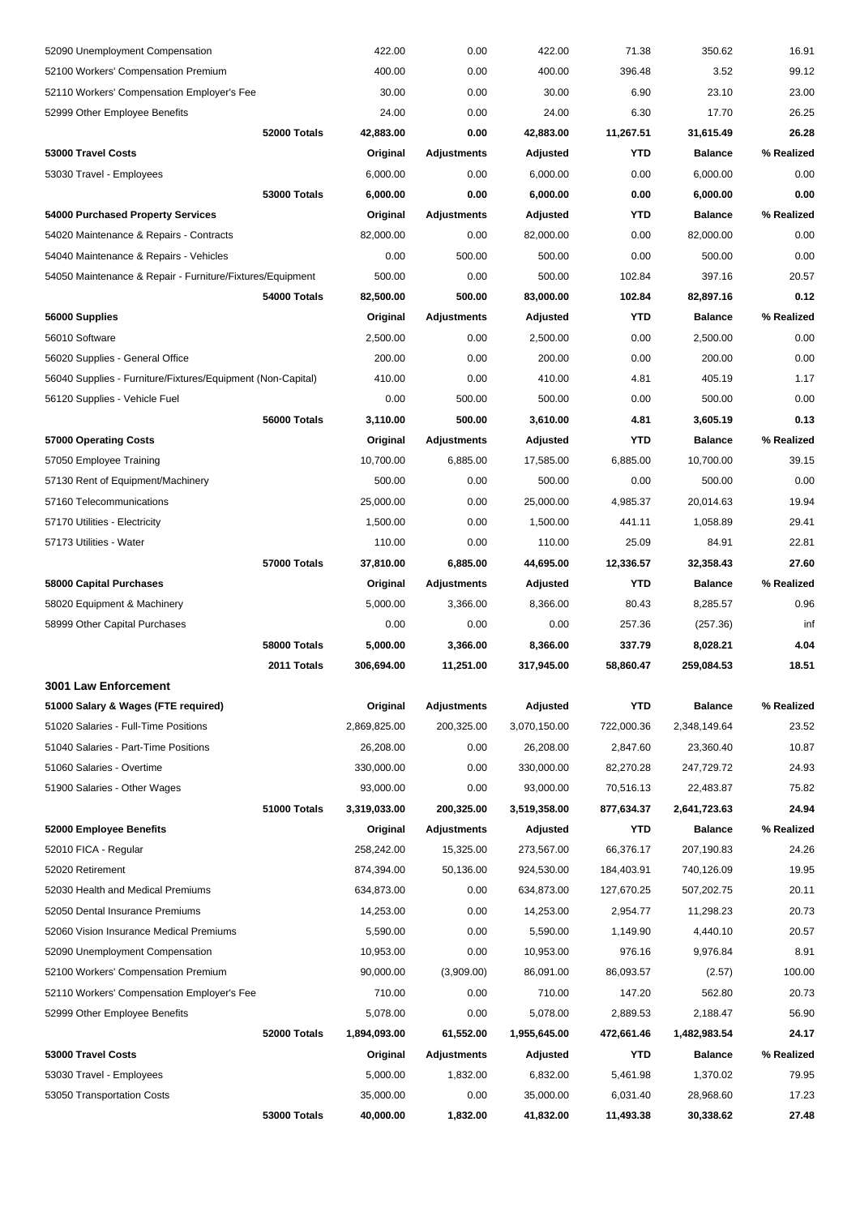| | | | | | | |
|---|---|---|---|---|---|---|
| 52090 Unemployment Compensation | | 422.00 | 0.00 | 422.00 | 71.38 | 350.62 | 16.91 |
| 52100 Workers' Compensation Premium | | 400.00 | 0.00 | 400.00 | 396.48 | 3.52 | 99.12 |
| 52110 Workers' Compensation Employer's Fee | | 30.00 | 0.00 | 30.00 | 6.90 | 23.10 | 23.00 |
| 52999 Other Employee Benefits | | 24.00 | 0.00 | 24.00 | 6.30 | 17.70 | 26.25 |
| | **52000 Totals** | **42,883.00** | **0.00** | **42,883.00** | **11,267.51** | **31,615.49** | **26.28** |
| **53000 Travel Costs** | | **Original** | **Adjustments** | **Adjusted** | **YTD** | **Balance** | **% Realized** |
| 53030 Travel - Employees | | 6,000.00 | 0.00 | 6,000.00 | 0.00 | 6,000.00 | 0.00 |
| | **53000 Totals** | **6,000.00** | **0.00** | **6,000.00** | **0.00** | **6,000.00** | **0.00** |
| **54000 Purchased Property Services** | | **Original** | **Adjustments** | **Adjusted** | **YTD** | **Balance** | **% Realized** |
| 54020 Maintenance & Repairs - Contracts | | 82,000.00 | 0.00 | 82,000.00 | 0.00 | 82,000.00 | 0.00 |
| 54040 Maintenance & Repairs - Vehicles | | 0.00 | 500.00 | 500.00 | 0.00 | 500.00 | 0.00 |
| 54050 Maintenance & Repair - Furniture/Fixtures/Equipment | | 500.00 | 0.00 | 500.00 | 102.84 | 397.16 | 20.57 |
| | **54000 Totals** | **82,500.00** | **500.00** | **83,000.00** | **102.84** | **82,897.16** | **0.12** |
| **56000 Supplies** | | **Original** | **Adjustments** | **Adjusted** | **YTD** | **Balance** | **% Realized** |
| 56010 Software | | 2,500.00 | 0.00 | 2,500.00 | 0.00 | 2,500.00 | 0.00 |
| 56020 Supplies - General Office | | 200.00 | 0.00 | 200.00 | 0.00 | 200.00 | 0.00 |
| 56040 Supplies - Furniture/Fixtures/Equipment (Non-Capital) | | 410.00 | 0.00 | 410.00 | 4.81 | 405.19 | 1.17 |
| 56120 Supplies - Vehicle Fuel | | 0.00 | 500.00 | 500.00 | 0.00 | 500.00 | 0.00 |
| | **56000 Totals** | **3,110.00** | **500.00** | **3,610.00** | **4.81** | **3,605.19** | **0.13** |
| **57000 Operating Costs** | | **Original** | **Adjustments** | **Adjusted** | **YTD** | **Balance** | **% Realized** |
| 57050 Employee Training | | 10,700.00 | 6,885.00 | 17,585.00 | 6,885.00 | 10,700.00 | 39.15 |
| 57130 Rent of Equipment/Machinery | | 500.00 | 0.00 | 500.00 | 0.00 | 500.00 | 0.00 |
| 57160 Telecommunications | | 25,000.00 | 0.00 | 25,000.00 | 4,985.37 | 20,014.63 | 19.94 |
| 57170 Utilities - Electricity | | 1,500.00 | 0.00 | 1,500.00 | 441.11 | 1,058.89 | 29.41 |
| 57173 Utilities - Water | | 110.00 | 0.00 | 110.00 | 25.09 | 84.91 | 22.81 |
| | **57000 Totals** | **37,810.00** | **6,885.00** | **44,695.00** | **12,336.57** | **32,358.43** | **27.60** |
| **58000 Capital Purchases** | | **Original** | **Adjustments** | **Adjusted** | **YTD** | **Balance** | **% Realized** |
| 58020 Equipment & Machinery | | 5,000.00 | 3,366.00 | 8,366.00 | 80.43 | 8,285.57 | 0.96 |
| 58999 Other Capital Purchases | | 0.00 | 0.00 | 0.00 | 257.36 | (257.36) | inf |
| | **58000 Totals** | **5,000.00** | **3,366.00** | **8,366.00** | **337.79** | **8,028.21** | **4.04** |
| | **2011 Totals** | **306,694.00** | **11,251.00** | **317,945.00** | **58,860.47** | **259,084.53** | **18.51** |

### 3001 Law Enforcement

| | | | | | | | |
|---|---|---|---|---|---|---|---|
| **51000 Salary & Wages (FTE required)** | | **Original** | **Adjustments** | **Adjusted** | **YTD** | **Balance** | **% Realized** |
| 51020 Salaries - Full-Time Positions | | 2,869,825.00 | 200,325.00 | 3,070,150.00 | 722,000.36 | 2,348,149.64 | 23.52 |
| 51040 Salaries - Part-Time Positions | | 26,208.00 | 0.00 | 26,208.00 | 2,847.60 | 23,360.40 | 10.87 |
| 51060 Salaries - Overtime | | 330,000.00 | 0.00 | 330,000.00 | 82,270.28 | 247,729.72 | 24.93 |
| 51900 Salaries - Other Wages | | 93,000.00 | 0.00 | 93,000.00 | 70,516.13 | 22,483.87 | 75.82 |
| | **51000 Totals** | **3,319,033.00** | **200,325.00** | **3,519,358.00** | **877,634.37** | **2,641,723.63** | **24.94** |
| **52000 Employee Benefits** | | **Original** | **Adjustments** | **Adjusted** | **YTD** | **Balance** | **% Realized** |
| 52010 FICA - Regular | | 258,242.00 | 15,325.00 | 273,567.00 | 66,376.17 | 207,190.83 | 24.26 |
| 52020 Retirement | | 874,394.00 | 50,136.00 | 924,530.00 | 184,403.91 | 740,126.09 | 19.95 |
| 52030 Health and Medical Premiums | | 634,873.00 | 0.00 | 634,873.00 | 127,670.25 | 507,202.75 | 20.11 |
| 52050 Dental Insurance Premiums | | 14,253.00 | 0.00 | 14,253.00 | 2,954.77 | 11,298.23 | 20.73 |
| 52060 Vision Insurance Medical Premiums | | 5,590.00 | 0.00 | 5,590.00 | 1,149.90 | 4,440.10 | 20.57 |
| 52090 Unemployment Compensation | | 10,953.00 | 0.00 | 10,953.00 | 976.16 | 9,976.84 | 8.91 |
| 52100 Workers' Compensation Premium | | 90,000.00 | (3,909.00) | 86,091.00 | 86,093.57 | (2.57) | 100.00 |
| 52110 Workers' Compensation Employer's Fee | | 710.00 | 0.00 | 710.00 | 147.20 | 562.80 | 20.73 |
| 52999 Other Employee Benefits | | 5,078.00 | 0.00 | 5,078.00 | 2,889.53 | 2,188.47 | 56.90 |
| | **52000 Totals** | **1,894,093.00** | **61,552.00** | **1,955,645.00** | **472,661.46** | **1,482,983.54** | **24.17** |
| **53000 Travel Costs** | | **Original** | **Adjustments** | **Adjusted** | **YTD** | **Balance** | **% Realized** |
| 53030 Travel - Employees | | 5,000.00 | 1,832.00 | 6,832.00 | 5,461.98 | 1,370.02 | 79.95 |
| 53050 Transportation Costs | | 35,000.00 | 0.00 | 35,000.00 | 6,031.40 | 28,968.60 | 17.23 |
| | **53000 Totals** | **40,000.00** | **1,832.00** | **41,832.00** | **11,493.38** | **30,338.62** | **27.48** |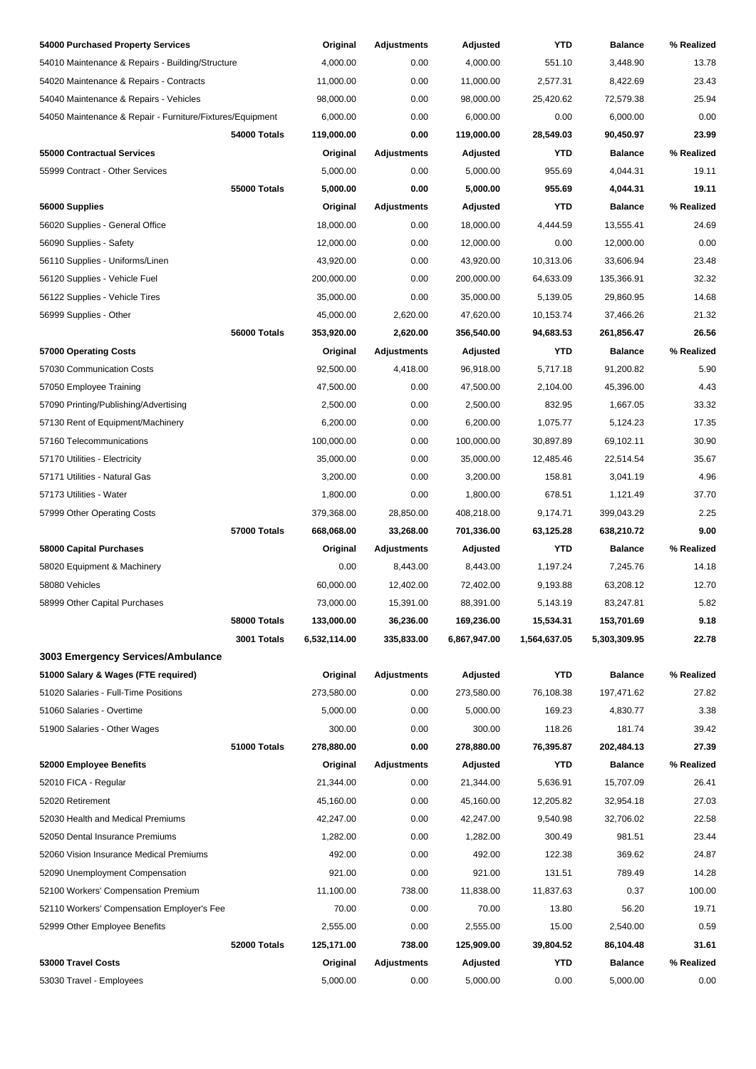| 54000 Purchased Property Services | | Original | Adjustments | Adjusted | YTD | Balance | % Realized |
|---|---|---|---|---|---|---|---|
| 54010 Maintenance & Repairs - Building/Structure | | 4,000.00 | 0.00 | 4,000.00 | 551.10 | 3,448.90 | 13.78 |
| 54020 Maintenance & Repairs - Contracts | | 11,000.00 | 0.00 | 11,000.00 | 2,577.31 | 8,422.69 | 23.43 |
| 54040 Maintenance & Repairs - Vehicles | | 98,000.00 | 0.00 | 98,000.00 | 25,420.62 | 72,579.38 | 25.94 |
| 54050 Maintenance & Repair - Furniture/Fixtures/Equipment | | 6,000.00 | 0.00 | 6,000.00 | 0.00 | 6,000.00 | 0.00 |
| | **54000 Totals** | **119,000.00** | **0.00** | **119,000.00** | **28,549.03** | **90,450.97** | **23.99** |
| **55000 Contractual Services** | | **Original** | **Adjustments** | **Adjusted** | **YTD** | **Balance** | **% Realized** |
| 55999 Contract - Other Services | | 5,000.00 | 0.00 | 5,000.00 | 955.69 | 4,044.31 | 19.11 |
| | **55000 Totals** | **5,000.00** | **0.00** | **5,000.00** | **955.69** | **4,044.31** | **19.11** |
| **56000 Supplies** | | **Original** | **Adjustments** | **Adjusted** | **YTD** | **Balance** | **% Realized** |
| 56020 Supplies - General Office | | 18,000.00 | 0.00 | 18,000.00 | 4,444.59 | 13,555.41 | 24.69 |
| 56090 Supplies - Safety | | 12,000.00 | 0.00 | 12,000.00 | 0.00 | 12,000.00 | 0.00 |
| 56110 Supplies - Uniforms/Linen | | 43,920.00 | 0.00 | 43,920.00 | 10,313.06 | 33,606.94 | 23.48 |
| 56120 Supplies - Vehicle Fuel | | 200,000.00 | 0.00 | 200,000.00 | 64,633.09 | 135,366.91 | 32.32 |
| 56122 Supplies - Vehicle Tires | | 35,000.00 | 0.00 | 35,000.00 | 5,139.05 | 29,860.95 | 14.68 |
| 56999 Supplies - Other | | 45,000.00 | 2,620.00 | 47,620.00 | 10,153.74 | 37,466.26 | 21.32 |
| | **56000 Totals** | **353,920.00** | **2,620.00** | **356,540.00** | **94,683.53** | **261,856.47** | **26.56** |
| **57000 Operating Costs** | | **Original** | **Adjustments** | **Adjusted** | **YTD** | **Balance** | **% Realized** |
| 57030 Communication Costs | | 92,500.00 | 4,418.00 | 96,918.00 | 5,717.18 | 91,200.82 | 5.90 |
| 57050 Employee Training | | 47,500.00 | 0.00 | 47,500.00 | 2,104.00 | 45,396.00 | 4.43 |
| 57090 Printing/Publishing/Advertising | | 2,500.00 | 0.00 | 2,500.00 | 832.95 | 1,667.05 | 33.32 |
| 57130 Rent of Equipment/Machinery | | 6,200.00 | 0.00 | 6,200.00 | 1,075.77 | 5,124.23 | 17.35 |
| 57160 Telecommunications | | 100,000.00 | 0.00 | 100,000.00 | 30,897.89 | 69,102.11 | 30.90 |
| 57170 Utilities - Electricity | | 35,000.00 | 0.00 | 35,000.00 | 12,485.46 | 22,514.54 | 35.67 |
| 57171 Utilities - Natural Gas | | 3,200.00 | 0.00 | 3,200.00 | 158.81 | 3,041.19 | 4.96 |
| 57173 Utilities - Water | | 1,800.00 | 0.00 | 1,800.00 | 678.51 | 1,121.49 | 37.70 |
| 57999 Other Operating Costs | | 379,368.00 | 28,850.00 | 408,218.00 | 9,174.71 | 399,043.29 | 2.25 |
| | **57000 Totals** | **668,068.00** | **33,268.00** | **701,336.00** | **63,125.28** | **638,210.72** | **9.00** |
| **58000 Capital Purchases** | | **Original** | **Adjustments** | **Adjusted** | **YTD** | **Balance** | **% Realized** |
| 58020 Equipment & Machinery | | 0.00 | 8,443.00 | 8,443.00 | 1,197.24 | 7,245.76 | 14.18 |
| 58080 Vehicles | | 60,000.00 | 12,402.00 | 72,402.00 | 9,193.88 | 63,208.12 | 12.70 |
| 58999 Other Capital Purchases | | 73,000.00 | 15,391.00 | 88,391.00 | 5,143.19 | 83,247.81 | 5.82 |
| | **58000 Totals** | **133,000.00** | **36,236.00** | **169,236.00** | **15,534.31** | **153,701.69** | **9.18** |
| | **3001 Totals** | **6,532,114.00** | **335,833.00** | **6,867,947.00** | **1,564,637.05** | **5,303,309.95** | **22.78** |

### 3003 Emergency Services/Ambulance

| 51000 Salary & Wages (FTE required) | | Original | Adjustments | Adjusted | YTD | Balance | % Realized |
|---|---|---|---|---|---|---|---|
| 51020 Salaries - Full-Time Positions | | 273,580.00 | 0.00 | 273,580.00 | 76,108.38 | 197,471.62 | 27.82 |
| 51060 Salaries - Overtime | | 5,000.00 | 0.00 | 5,000.00 | 169.23 | 4,830.77 | 3.38 |
| 51900 Salaries - Other Wages | | 300.00 | 0.00 | 300.00 | 118.26 | 181.74 | 39.42 |
| | **51000 Totals** | **278,880.00** | **0.00** | **278,880.00** | **76,395.87** | **202,484.13** | **27.39** |
| **52000 Employee Benefits** | | **Original** | **Adjustments** | **Adjusted** | **YTD** | **Balance** | **% Realized** |
| 52010 FICA - Regular | | 21,344.00 | 0.00 | 21,344.00 | 5,636.91 | 15,707.09 | 26.41 |
| 52020 Retirement | | 45,160.00 | 0.00 | 45,160.00 | 12,205.82 | 32,954.18 | 27.03 |
| 52030 Health and Medical Premiums | | 42,247.00 | 0.00 | 42,247.00 | 9,540.98 | 32,706.02 | 22.58 |
| 52050 Dental Insurance Premiums | | 1,282.00 | 0.00 | 1,282.00 | 300.49 | 981.51 | 23.44 |
| 52060 Vision Insurance Medical Premiums | | 492.00 | 0.00 | 492.00 | 122.38 | 369.62 | 24.87 |
| 52090 Unemployment Compensation | | 921.00 | 0.00 | 921.00 | 131.51 | 789.49 | 14.28 |
| 52100 Workers' Compensation Premium | | 11,100.00 | 738.00 | 11,838.00 | 11,837.63 | 0.37 | 100.00 |
| 52110 Workers' Compensation Employer's Fee | | 70.00 | 0.00 | 70.00 | 13.80 | 56.20 | 19.71 |
| 52999 Other Employee Benefits | | 2,555.00 | 0.00 | 2,555.00 | 15.00 | 2,540.00 | 0.59 |
| | **52000 Totals** | **125,171.00** | **738.00** | **125,909.00** | **39,804.52** | **86,104.48** | **31.61** |
| **53000 Travel Costs** | | **Original** | **Adjustments** | **Adjusted** | **YTD** | **Balance** | **% Realized** |
| 53030 Travel - Employees | | 5,000.00 | 0.00 | 5,000.00 | 0.00 | 5,000.00 | 0.00 |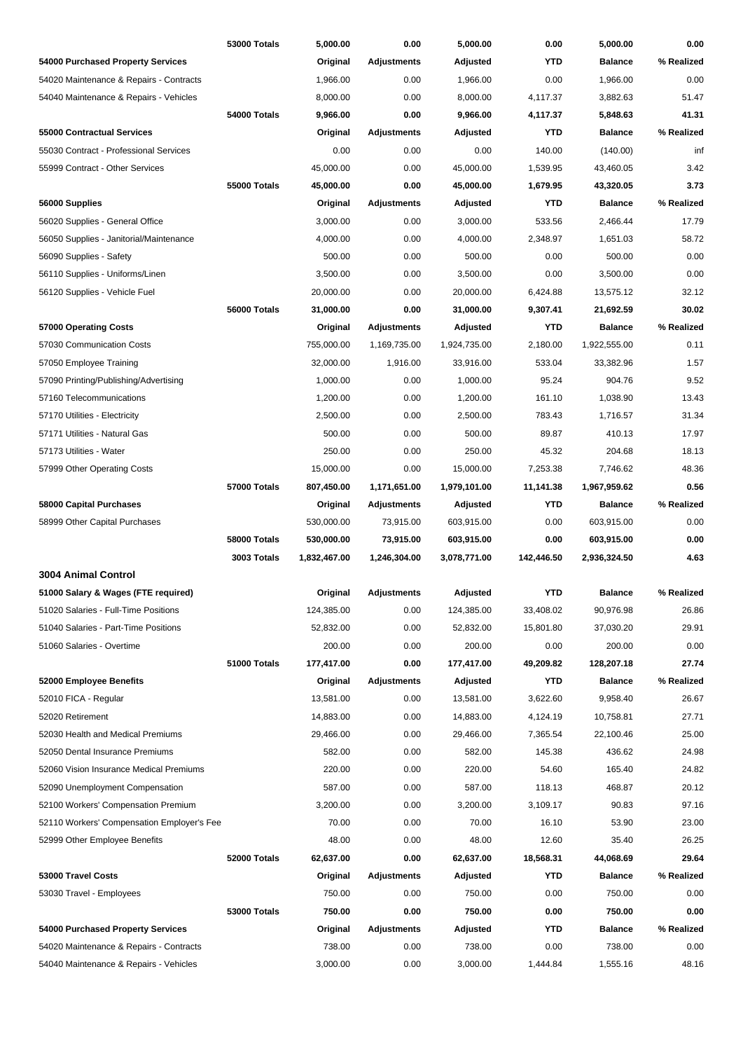| | | | | | | | |
|---|---|---|---|---|---|---|---|
| | **53000 Totals** | **5,000.00** | **0.00** | **5,000.00** | **0.00** | **5,000.00** | **0.00** |
| **54000 Purchased Property Services** | | **Original** | **Adjustments** | **Adjusted** | **YTD** | **Balance** | **% Realized** |
| 54020 Maintenance & Repairs - Contracts | | 1,966.00 | 0.00 | 1,966.00 | 0.00 | 1,966.00 | 0.00 |
| 54040 Maintenance & Repairs - Vehicles | | 8,000.00 | 0.00 | 8,000.00 | 4,117.37 | 3,882.63 | 51.47 |
| | **54000 Totals** | **9,966.00** | **0.00** | **9,966.00** | **4,117.37** | **5,848.63** | **41.31** |
| **55000 Contractual Services** | | **Original** | **Adjustments** | **Adjusted** | **YTD** | **Balance** | **% Realized** |
| 55030 Contract - Professional Services | | 0.00 | 0.00 | 0.00 | 140.00 | (140.00) | inf |
| 55999 Contract - Other Services | | 45,000.00 | 0.00 | 45,000.00 | 1,539.95 | 43,460.05 | 3.42 |
| | **55000 Totals** | **45,000.00** | **0.00** | **45,000.00** | **1,679.95** | **43,320.05** | **3.73** |
| **56000 Supplies** | | **Original** | **Adjustments** | **Adjusted** | **YTD** | **Balance** | **% Realized** |
| 56020 Supplies - General Office | | 3,000.00 | 0.00 | 3,000.00 | 533.56 | 2,466.44 | 17.79 |
| 56050 Supplies - Janitorial/Maintenance | | 4,000.00 | 0.00 | 4,000.00 | 2,348.97 | 1,651.03 | 58.72 |
| 56090 Supplies - Safety | | 500.00 | 0.00 | 500.00 | 0.00 | 500.00 | 0.00 |
| 56110 Supplies - Uniforms/Linen | | 3,500.00 | 0.00 | 3,500.00 | 0.00 | 3,500.00 | 0.00 |
| 56120 Supplies - Vehicle Fuel | | 20,000.00 | 0.00 | 20,000.00 | 6,424.88 | 13,575.12 | 32.12 |
| | **56000 Totals** | **31,000.00** | **0.00** | **31,000.00** | **9,307.41** | **21,692.59** | **30.02** |
| **57000 Operating Costs** | | **Original** | **Adjustments** | **Adjusted** | **YTD** | **Balance** | **% Realized** |
| 57030 Communication Costs | | 755,000.00 | 1,169,735.00 | 1,924,735.00 | 2,180.00 | 1,922,555.00 | 0.11 |
| 57050 Employee Training | | 32,000.00 | 1,916.00 | 33,916.00 | 533.04 | 33,382.96 | 1.57 |
| 57090 Printing/Publishing/Advertising | | 1,000.00 | 0.00 | 1,000.00 | 95.24 | 904.76 | 9.52 |
| 57160 Telecommunications | | 1,200.00 | 0.00 | 1,200.00 | 161.10 | 1,038.90 | 13.43 |
| 57170 Utilities - Electricity | | 2,500.00 | 0.00 | 2,500.00 | 783.43 | 1,716.57 | 31.34 |
| 57171 Utilities - Natural Gas | | 500.00 | 0.00 | 500.00 | 89.87 | 410.13 | 17.97 |
| 57173 Utilities - Water | | 250.00 | 0.00 | 250.00 | 45.32 | 204.68 | 18.13 |
| 57999 Other Operating Costs | | 15,000.00 | 0.00 | 15,000.00 | 7,253.38 | 7,746.62 | 48.36 |
| | **57000 Totals** | **807,450.00** | **1,171,651.00** | **1,979,101.00** | **11,141.38** | **1,967,959.62** | **0.56** |
| **58000 Capital Purchases** | | **Original** | **Adjustments** | **Adjusted** | **YTD** | **Balance** | **% Realized** |
| 58999 Other Capital Purchases | | 530,000.00 | 73,915.00 | 603,915.00 | 0.00 | 603,915.00 | 0.00 |
| | **58000 Totals** | **530,000.00** | **73,915.00** | **603,915.00** | **0.00** | **603,915.00** | **0.00** |
| | **3003 Totals** | **1,832,467.00** | **1,246,304.00** | **3,078,771.00** | **142,446.50** | **2,936,324.50** | **4.63** |

## 3004 Animal Control

| | | | | | | | |
|---|---|---|---|---|---|---|---|
| **51000 Salary & Wages (FTE required)** | | **Original** | **Adjustments** | **Adjusted** | **YTD** | **Balance** | **% Realized** |
| 51020 Salaries - Full-Time Positions | | 124,385.00 | 0.00 | 124,385.00 | 33,408.02 | 90,976.98 | 26.86 |
| 51040 Salaries - Part-Time Positions | | 52,832.00 | 0.00 | 52,832.00 | 15,801.80 | 37,030.20 | 29.91 |
| 51060 Salaries - Overtime | | 200.00 | 0.00 | 200.00 | 0.00 | 200.00 | 0.00 |
| | **51000 Totals** | **177,417.00** | **0.00** | **177,417.00** | **49,209.82** | **128,207.18** | **27.74** |
| **52000 Employee Benefits** | | **Original** | **Adjustments** | **Adjusted** | **YTD** | **Balance** | **% Realized** |
| 52010 FICA - Regular | | 13,581.00 | 0.00 | 13,581.00 | 3,622.60 | 9,958.40 | 26.67 |
| 52020 Retirement | | 14,883.00 | 0.00 | 14,883.00 | 4,124.19 | 10,758.81 | 27.71 |
| 52030 Health and Medical Premiums | | 29,466.00 | 0.00 | 29,466.00 | 7,365.54 | 22,100.46 | 25.00 |
| 52050 Dental Insurance Premiums | | 582.00 | 0.00 | 582.00 | 145.38 | 436.62 | 24.98 |
| 52060 Vision Insurance Medical Premiums | | 220.00 | 0.00 | 220.00 | 54.60 | 165.40 | 24.82 |
| 52090 Unemployment Compensation | | 587.00 | 0.00 | 587.00 | 118.13 | 468.87 | 20.12 |
| 52100 Workers' Compensation Premium | | 3,200.00 | 0.00 | 3,200.00 | 3,109.17 | 90.83 | 97.16 |
| 52110 Workers' Compensation Employer's Fee | | 70.00 | 0.00 | 70.00 | 16.10 | 53.90 | 23.00 |
| 52999 Other Employee Benefits | | 48.00 | 0.00 | 48.00 | 12.60 | 35.40 | 26.25 |
| | **52000 Totals** | **62,637.00** | **0.00** | **62,637.00** | **18,568.31** | **44,068.69** | **29.64** |
| **53000 Travel Costs** | | **Original** | **Adjustments** | **Adjusted** | **YTD** | **Balance** | **% Realized** |
| 53030 Travel - Employees | | 750.00 | 0.00 | 750.00 | 0.00 | 750.00 | 0.00 |
| | **53000 Totals** | **750.00** | **0.00** | **750.00** | **0.00** | **750.00** | **0.00** |
| **54000 Purchased Property Services** | | **Original** | **Adjustments** | **Adjusted** | **YTD** | **Balance** | **% Realized** |
| 54020 Maintenance & Repairs - Contracts | | 738.00 | 0.00 | 738.00 | 0.00 | 738.00 | 0.00 |
| 54040 Maintenance & Repairs - Vehicles | | 3,000.00 | 0.00 | 3,000.00 | 1,444.84 | 1,555.16 | 48.16 |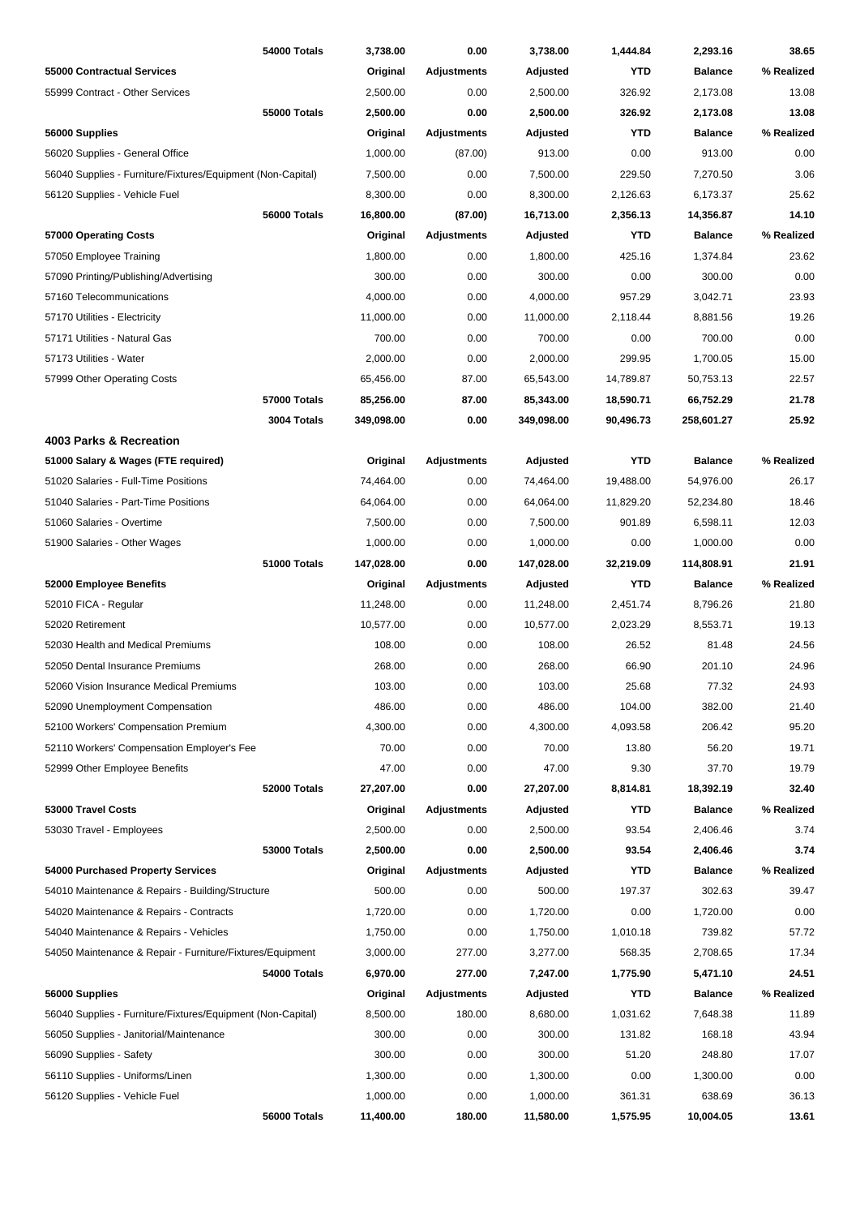| | Original | Adjustments | Adjusted | YTD | Balance | % Realized |
|---|---|---|---|---|---|---|
| **54000 Totals** | **3,738.00** | **0.00** | **3,738.00** | **1,444.84** | **2,293.16** | **38.65** |
| **55000 Contractual Services** | **Original** | **Adjustments** | **Adjusted** | **YTD** | **Balance** | **% Realized** |
| 55999 Contract - Other Services | 2,500.00 | 0.00 | 2,500.00 | 326.92 | 2,173.08 | 13.08 |
| **55000 Totals** | **2,500.00** | **0.00** | **2,500.00** | **326.92** | **2,173.08** | **13.08** |
| **56000 Supplies** | **Original** | **Adjustments** | **Adjusted** | **YTD** | **Balance** | **% Realized** |
| 56020 Supplies - General Office | 1,000.00 | (87.00) | 913.00 | 0.00 | 913.00 | 0.00 |
| 56040 Supplies - Furniture/Fixtures/Equipment (Non-Capital) | 7,500.00 | 0.00 | 7,500.00 | 229.50 | 7,270.50 | 3.06 |
| 56120 Supplies - Vehicle Fuel | 8,300.00 | 0.00 | 8,300.00 | 2,126.63 | 6,173.37 | 25.62 |
| **56000 Totals** | **16,800.00** | **(87.00)** | **16,713.00** | **2,356.13** | **14,356.87** | **14.10** |
| **57000 Operating Costs** | **Original** | **Adjustments** | **Adjusted** | **YTD** | **Balance** | **% Realized** |
| 57050 Employee Training | 1,800.00 | 0.00 | 1,800.00 | 425.16 | 1,374.84 | 23.62 |
| 57090 Printing/Publishing/Advertising | 300.00 | 0.00 | 300.00 | 0.00 | 300.00 | 0.00 |
| 57160 Telecommunications | 4,000.00 | 0.00 | 4,000.00 | 957.29 | 3,042.71 | 23.93 |
| 57170 Utilities - Electricity | 11,000.00 | 0.00 | 11,000.00 | 2,118.44 | 8,881.56 | 19.26 |
| 57171 Utilities - Natural Gas | 700.00 | 0.00 | 700.00 | 0.00 | 700.00 | 0.00 |
| 57173 Utilities - Water | 2,000.00 | 0.00 | 2,000.00 | 299.95 | 1,700.05 | 15.00 |
| 57999 Other Operating Costs | 65,456.00 | 87.00 | 65,543.00 | 14,789.87 | 50,753.13 | 22.57 |
| **57000 Totals** | **85,256.00** | **87.00** | **85,343.00** | **18,590.71** | **66,752.29** | **21.78** |
| **3004 Totals** | **349,098.00** | **0.00** | **349,098.00** | **90,496.73** | **258,601.27** | **25.92** |

## 4003 Parks & Recreation

| | Original | Adjustments | Adjusted | YTD | Balance | % Realized |
|---|---|---|---|---|---|---|
| **51000 Salary & Wages (FTE required)** | **Original** | **Adjustments** | **Adjusted** | **YTD** | **Balance** | **% Realized** |
| 51020 Salaries - Full-Time Positions | 74,464.00 | 0.00 | 74,464.00 | 19,488.00 | 54,976.00 | 26.17 |
| 51040 Salaries - Part-Time Positions | 64,064.00 | 0.00 | 64,064.00 | 11,829.20 | 52,234.80 | 18.46 |
| 51060 Salaries - Overtime | 7,500.00 | 0.00 | 7,500.00 | 901.89 | 6,598.11 | 12.03 |
| 51900 Salaries - Other Wages | 1,000.00 | 0.00 | 1,000.00 | 0.00 | 1,000.00 | 0.00 |
| **51000 Totals** | **147,028.00** | **0.00** | **147,028.00** | **32,219.09** | **114,808.91** | **21.91** |
| **52000 Employee Benefits** | **Original** | **Adjustments** | **Adjusted** | **YTD** | **Balance** | **% Realized** |
| 52010 FICA - Regular | 11,248.00 | 0.00 | 11,248.00 | 2,451.74 | 8,796.26 | 21.80 |
| 52020 Retirement | 10,577.00 | 0.00 | 10,577.00 | 2,023.29 | 8,553.71 | 19.13 |
| 52030 Health and Medical Premiums | 108.00 | 0.00 | 108.00 | 26.52 | 81.48 | 24.56 |
| 52050 Dental Insurance Premiums | 268.00 | 0.00 | 268.00 | 66.90 | 201.10 | 24.96 |
| 52060 Vision Insurance Medical Premiums | 103.00 | 0.00 | 103.00 | 25.68 | 77.32 | 24.93 |
| 52090 Unemployment Compensation | 486.00 | 0.00 | 486.00 | 104.00 | 382.00 | 21.40 |
| 52100 Workers' Compensation Premium | 4,300.00 | 0.00 | 4,300.00 | 4,093.58 | 206.42 | 95.20 |
| 52110 Workers' Compensation Employer's Fee | 70.00 | 0.00 | 70.00 | 13.80 | 56.20 | 19.71 |
| 52999 Other Employee Benefits | 47.00 | 0.00 | 47.00 | 9.30 | 37.70 | 19.79 |
| **52000 Totals** | **27,207.00** | **0.00** | **27,207.00** | **8,814.81** | **18,392.19** | **32.40** |
| **53000 Travel Costs** | **Original** | **Adjustments** | **Adjusted** | **YTD** | **Balance** | **% Realized** |
| 53030 Travel - Employees | 2,500.00 | 0.00 | 2,500.00 | 93.54 | 2,406.46 | 3.74 |
| **53000 Totals** | **2,500.00** | **0.00** | **2,500.00** | **93.54** | **2,406.46** | **3.74** |
| **54000 Purchased Property Services** | **Original** | **Adjustments** | **Adjusted** | **YTD** | **Balance** | **% Realized** |
| 54010 Maintenance & Repairs - Building/Structure | 500.00 | 0.00 | 500.00 | 197.37 | 302.63 | 39.47 |
| 54020 Maintenance & Repairs - Contracts | 1,720.00 | 0.00 | 1,720.00 | 0.00 | 1,720.00 | 0.00 |
| 54040 Maintenance & Repairs - Vehicles | 1,750.00 | 0.00 | 1,750.00 | 1,010.18 | 739.82 | 57.72 |
| 54050 Maintenance & Repair - Furniture/Fixtures/Equipment | 3,000.00 | 277.00 | 3,277.00 | 568.35 | 2,708.65 | 17.34 |
| **54000 Totals** | **6,970.00** | **277.00** | **7,247.00** | **1,775.90** | **5,471.10** | **24.51** |
| **56000 Supplies** | **Original** | **Adjustments** | **Adjusted** | **YTD** | **Balance** | **% Realized** |
| 56040 Supplies - Furniture/Fixtures/Equipment (Non-Capital) | 8,500.00 | 180.00 | 8,680.00 | 1,031.62 | 7,648.38 | 11.89 |
| 56050 Supplies - Janitorial/Maintenance | 300.00 | 0.00 | 300.00 | 131.82 | 168.18 | 43.94 |
| 56090 Supplies - Safety | 300.00 | 0.00 | 300.00 | 51.20 | 248.80 | 17.07 |
| 56110 Supplies - Uniforms/Linen | 1,300.00 | 0.00 | 1,300.00 | 0.00 | 1,300.00 | 0.00 |
| 56120 Supplies - Vehicle Fuel | 1,000.00 | 0.00 | 1,000.00 | 361.31 | 638.69 | 36.13 |
| **56000 Totals** | **11,400.00** | **180.00** | **11,580.00** | **1,575.95** | **10,004.05** | **13.61** |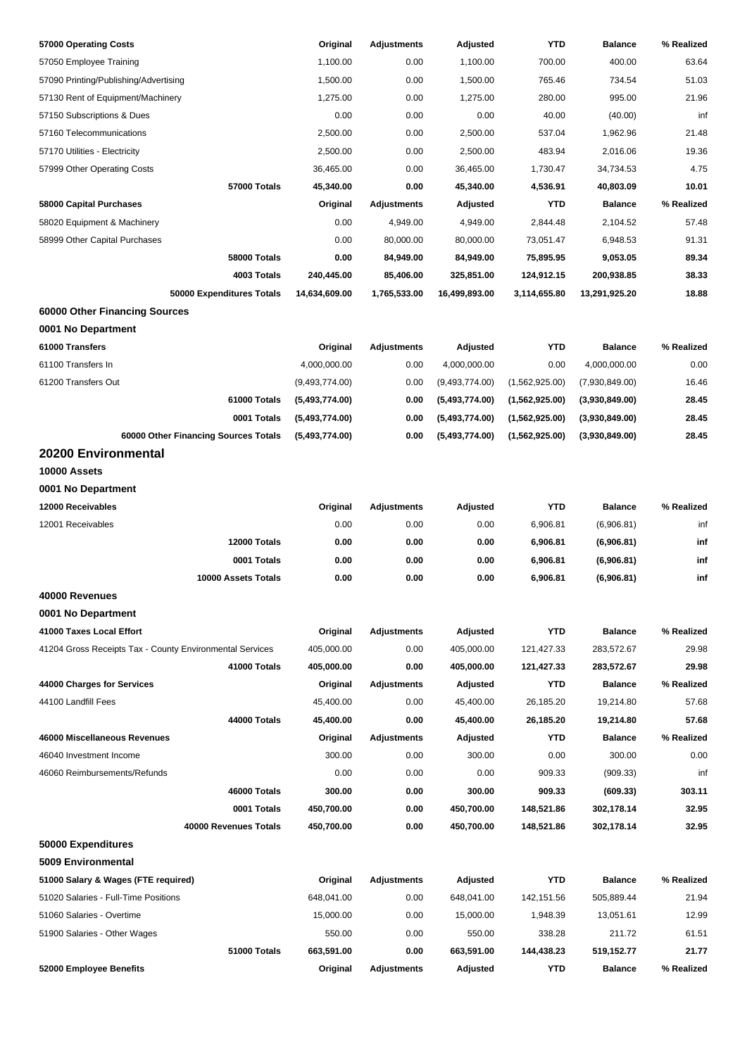| 57000 Operating Costs | Original | Adjustments | Adjusted | YTD | Balance | % Realized |
|---|---|---|---|---|---|---|
| 57050 Employee Training | 1,100.00 | 0.00 | 1,100.00 | 700.00 | 400.00 | 63.64 |
| 57090 Printing/Publishing/Advertising | 1,500.00 | 0.00 | 1,500.00 | 765.46 | 734.54 | 51.03 |
| 57130 Rent of Equipment/Machinery | 1,275.00 | 0.00 | 1,275.00 | 280.00 | 995.00 | 21.96 |
| 57150 Subscriptions & Dues | 0.00 | 0.00 | 0.00 | 40.00 | (40.00) | inf |
| 57160 Telecommunications | 2,500.00 | 0.00 | 2,500.00 | 537.04 | 1,962.96 | 21.48 |
| 57170 Utilities - Electricity | 2,500.00 | 0.00 | 2,500.00 | 483.94 | 2,016.06 | 19.36 |
| 57999 Other Operating Costs | 36,465.00 | 0.00 | 36,465.00 | 1,730.47 | 34,734.53 | 4.75 |
| **57000 Totals** | **45,340.00** | **0.00** | **45,340.00** | **4,536.91** | **40,803.09** | **10.01** |
| **58000 Capital Purchases** | **Original** | **Adjustments** | **Adjusted** | **YTD** | **Balance** | **% Realized** |
| 58020 Equipment & Machinery | 0.00 | 4,949.00 | 4,949.00 | 2,844.48 | 2,104.52 | 57.48 |
| 58999 Other Capital Purchases | 0.00 | 80,000.00 | 80,000.00 | 73,051.47 | 6,948.53 | 91.31 |
| **58000 Totals** | **0.00** | **84,949.00** | **84,949.00** | **75,895.95** | **9,053.05** | **89.34** |
| **4003 Totals** | **240,445.00** | **85,406.00** | **325,851.00** | **124,912.15** | **200,938.85** | **38.33** |
| **50000 Expenditures Totals** | **14,634,609.00** | **1,765,533.00** | **16,499,893.00** | **3,114,655.80** | **13,291,925.20** | **18.88** |

### 60000 Other Financing Sources

#### 0001 No Department

| 61000 Transfers | Original | Adjustments | Adjusted | YTD | Balance | % Realized |
|---|---|---|---|---|---|---|
| 61100 Transfers In | 4,000,000.00 | 0.00 | 4,000,000.00 | 0.00 | 4,000,000.00 | 0.00 |
| 61200 Transfers Out | (9,493,774.00) | 0.00 | (9,493,774.00) | (1,562,925.00) | (7,930,849.00) | 16.46 |
| **61000 Totals** | **(5,493,774.00)** | **0.00** | **(5,493,774.00)** | **(1,562,925.00)** | **(3,930,849.00)** | **28.45** |
| **0001 Totals** | **(5,493,774.00)** | **0.00** | **(5,493,774.00)** | **(1,562,925.00)** | **(3,930,849.00)** | **28.45** |
| **60000 Other Financing Sources Totals** | **(5,493,774.00)** | **0.00** | **(5,493,774.00)** | **(1,562,925.00)** | **(3,930,849.00)** | **28.45** |

## 20200 Environmental

### 10000 Assets

#### 0001 No Department

| 12000 Receivables | Original | Adjustments | Adjusted | YTD | Balance | % Realized |
|---|---|---|---|---|---|---|
| 12001 Receivables | 0.00 | 0.00 | 0.00 | 6,906.81 | (6,906.81) | inf |
| **12000 Totals** | **0.00** | **0.00** | **0.00** | **6,906.81** | **(6,906.81)** | **inf** |
| **0001 Totals** | **0.00** | **0.00** | **0.00** | **6,906.81** | **(6,906.81)** | **inf** |
| **10000 Assets Totals** | **0.00** | **0.00** | **0.00** | **6,906.81** | **(6,906.81)** | **inf** |

### 40000 Revenues

#### 0001 No Department

| 41000 Taxes Local Effort | Original | Adjustments | Adjusted | YTD | Balance | % Realized |
|---|---|---|---|---|---|---|
| 41204 Gross Receipts Tax - County Environmental Services | 405,000.00 | 0.00 | 405,000.00 | 121,427.33 | 283,572.67 | 29.98 |
| **41000 Totals** | **405,000.00** | **0.00** | **405,000.00** | **121,427.33** | **283,572.67** | **29.98** |
| **44000 Charges for Services** | **Original** | **Adjustments** | **Adjusted** | **YTD** | **Balance** | **% Realized** |
| 44100 Landfill Fees | 45,400.00 | 0.00 | 45,400.00 | 26,185.20 | 19,214.80 | 57.68 |
| **44000 Totals** | **45,400.00** | **0.00** | **45,400.00** | **26,185.20** | **19,214.80** | **57.68** |
| **46000 Miscellaneous Revenues** | **Original** | **Adjustments** | **Adjusted** | **YTD** | **Balance** | **% Realized** |
| 46040 Investment Income | 300.00 | 0.00 | 300.00 | 0.00 | 300.00 | 0.00 |
| 46060 Reimbursements/Refunds | 0.00 | 0.00 | 0.00 | 909.33 | (909.33) | inf |
| **46000 Totals** | **300.00** | **0.00** | **300.00** | **909.33** | **(609.33)** | **303.11** |
| **0001 Totals** | **450,700.00** | **0.00** | **450,700.00** | **148,521.86** | **302,178.14** | **32.95** |
| **40000 Revenues Totals** | **450,700.00** | **0.00** | **450,700.00** | **148,521.86** | **302,178.14** | **32.95** |

### 50000 Expenditures

#### 5009 Environmental

| 51000 Salary & Wages (FTE required) | Original | Adjustments | Adjusted | YTD | Balance | % Realized |
|---|---|---|---|---|---|---|
| 51020 Salaries - Full-Time Positions | 648,041.00 | 0.00 | 648,041.00 | 142,151.56 | 505,889.44 | 21.94 |
| 51060 Salaries - Overtime | 15,000.00 | 0.00 | 15,000.00 | 1,948.39 | 13,051.61 | 12.99 |
| 51900 Salaries - Other Wages | 550.00 | 0.00 | 550.00 | 338.28 | 211.72 | 61.51 |
| **51000 Totals** | **663,591.00** | **0.00** | **663,591.00** | **144,438.23** | **519,152.77** | **21.77** |
| **52000 Employee Benefits** | **Original** | **Adjustments** | **Adjusted** | **YTD** | **Balance** | **% Realized** |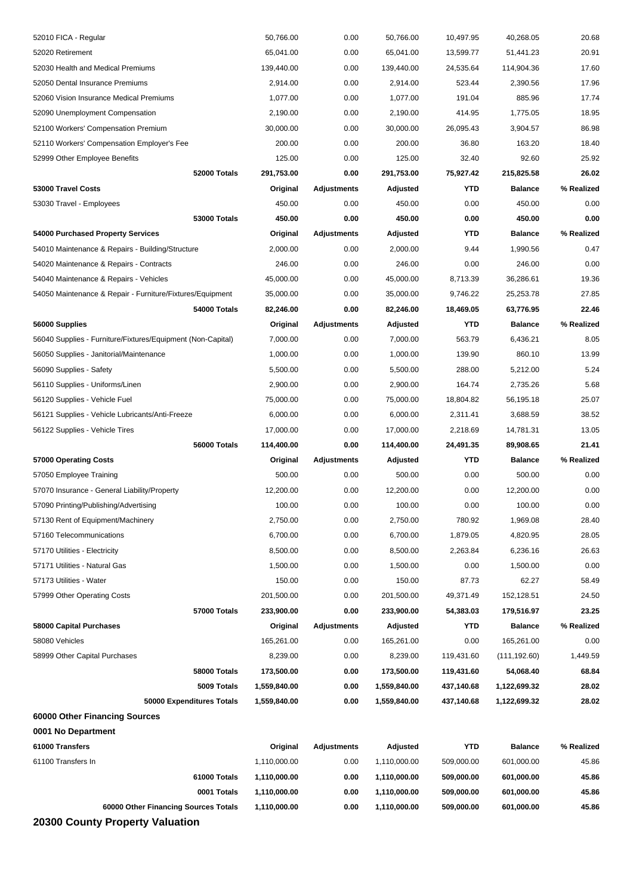| | Original | Adjustments | Adjusted | YTD | Balance | % Realized |
|---|---|---|---|---|---|---|
| 52010 FICA - Regular | 50,766.00 | 0.00 | 50,766.00 | 10,497.95 | 40,268.05 | 20.68 |
| 52020 Retirement | 65,041.00 | 0.00 | 65,041.00 | 13,599.77 | 51,441.23 | 20.91 |
| 52030 Health and Medical Premiums | 139,440.00 | 0.00 | 139,440.00 | 24,535.64 | 114,904.36 | 17.60 |
| 52050 Dental Insurance Premiums | 2,914.00 | 0.00 | 2,914.00 | 523.44 | 2,390.56 | 17.96 |
| 52060 Vision Insurance Medical Premiums | 1,077.00 | 0.00 | 1,077.00 | 191.04 | 885.96 | 17.74 |
| 52090 Unemployment Compensation | 2,190.00 | 0.00 | 2,190.00 | 414.95 | 1,775.05 | 18.95 |
| 52100 Workers' Compensation Premium | 30,000.00 | 0.00 | 30,000.00 | 26,095.43 | 3,904.57 | 86.98 |
| 52110 Workers' Compensation Employer's Fee | 200.00 | 0.00 | 200.00 | 36.80 | 163.20 | 18.40 |
| 52999 Other Employee Benefits | 125.00 | 0.00 | 125.00 | 32.40 | 92.60 | 25.92 |
| **52000 Totals** | **291,753.00** | **0.00** | **291,753.00** | **75,927.42** | **215,825.58** | **26.02** |
| **53000 Travel Costs** | **Original** | **Adjustments** | **Adjusted** | **YTD** | **Balance** | **% Realized** |
| 53030 Travel - Employees | 450.00 | 0.00 | 450.00 | 0.00 | 450.00 | 0.00 |
| **53000 Totals** | **450.00** | **0.00** | **450.00** | **0.00** | **450.00** | **0.00** |
| **54000 Purchased Property Services** | **Original** | **Adjustments** | **Adjusted** | **YTD** | **Balance** | **% Realized** |
| 54010 Maintenance & Repairs - Building/Structure | 2,000.00 | 0.00 | 2,000.00 | 9.44 | 1,990.56 | 0.47 |
| 54020 Maintenance & Repairs - Contracts | 246.00 | 0.00 | 246.00 | 0.00 | 246.00 | 0.00 |
| 54040 Maintenance & Repairs - Vehicles | 45,000.00 | 0.00 | 45,000.00 | 8,713.39 | 36,286.61 | 19.36 |
| 54050 Maintenance & Repair - Furniture/Fixtures/Equipment | 35,000.00 | 0.00 | 35,000.00 | 9,746.22 | 25,253.78 | 27.85 |
| **54000 Totals** | **82,246.00** | **0.00** | **82,246.00** | **18,469.05** | **63,776.95** | **22.46** |
| **56000 Supplies** | **Original** | **Adjustments** | **Adjusted** | **YTD** | **Balance** | **% Realized** |
| 56040 Supplies - Furniture/Fixtures/Equipment (Non-Capital) | 7,000.00 | 0.00 | 7,000.00 | 563.79 | 6,436.21 | 8.05 |
| 56050 Supplies - Janitorial/Maintenance | 1,000.00 | 0.00 | 1,000.00 | 139.90 | 860.10 | 13.99 |
| 56090 Supplies - Safety | 5,500.00 | 0.00 | 5,500.00 | 288.00 | 5,212.00 | 5.24 |
| 56110 Supplies - Uniforms/Linen | 2,900.00 | 0.00 | 2,900.00 | 164.74 | 2,735.26 | 5.68 |
| 56120 Supplies - Vehicle Fuel | 75,000.00 | 0.00 | 75,000.00 | 18,804.82 | 56,195.18 | 25.07 |
| 56121 Supplies - Vehicle Lubricants/Anti-Freeze | 6,000.00 | 0.00 | 6,000.00 | 2,311.41 | 3,688.59 | 38.52 |
| 56122 Supplies - Vehicle Tires | 17,000.00 | 0.00 | 17,000.00 | 2,218.69 | 14,781.31 | 13.05 |
| **56000 Totals** | **114,400.00** | **0.00** | **114,400.00** | **24,491.35** | **89,908.65** | **21.41** |
| **57000 Operating Costs** | **Original** | **Adjustments** | **Adjusted** | **YTD** | **Balance** | **% Realized** |
| 57050 Employee Training | 500.00 | 0.00 | 500.00 | 0.00 | 500.00 | 0.00 |
| 57070 Insurance - General Liability/Property | 12,200.00 | 0.00 | 12,200.00 | 0.00 | 12,200.00 | 0.00 |
| 57090 Printing/Publishing/Advertising | 100.00 | 0.00 | 100.00 | 0.00 | 100.00 | 0.00 |
| 57130 Rent of Equipment/Machinery | 2,750.00 | 0.00 | 2,750.00 | 780.92 | 1,969.08 | 28.40 |
| 57160 Telecommunications | 6,700.00 | 0.00 | 6,700.00 | 1,879.05 | 4,820.95 | 28.05 |
| 57170 Utilities - Electricity | 8,500.00 | 0.00 | 8,500.00 | 2,263.84 | 6,236.16 | 26.63 |
| 57171 Utilities - Natural Gas | 1,500.00 | 0.00 | 1,500.00 | 0.00 | 1,500.00 | 0.00 |
| 57173 Utilities - Water | 150.00 | 0.00 | 150.00 | 87.73 | 62.27 | 58.49 |
| 57999 Other Operating Costs | 201,500.00 | 0.00 | 201,500.00 | 49,371.49 | 152,128.51 | 24.50 |
| **57000 Totals** | **233,900.00** | **0.00** | **233,900.00** | **54,383.03** | **179,516.97** | **23.25** |
| **58000 Capital Purchases** | **Original** | **Adjustments** | **Adjusted** | **YTD** | **Balance** | **% Realized** |
| 58080 Vehicles | 165,261.00 | 0.00 | 165,261.00 | 0.00 | 165,261.00 | 0.00 |
| 58999 Other Capital Purchases | 8,239.00 | 0.00 | 8,239.00 | 119,431.60 | (111,192.60) | 1,449.59 |
| **58000 Totals** | **173,500.00** | **0.00** | **173,500.00** | **119,431.60** | **54,068.40** | **68.84** |
| **5009 Totals** | **1,559,840.00** | **0.00** | **1,559,840.00** | **437,140.68** | **1,122,699.32** | **28.02** |
| **50000 Expenditures Totals** | **1,559,840.00** | **0.00** | **1,559,840.00** | **437,140.68** | **1,122,699.32** | **28.02** |

**60000 Other Financing Sources**

**0001 No Department**

| 61000 Transfers | Original | Adjustments | Adjusted | YTD | Balance | % Realized |
|---|---|---|---|---|---|---|
| 61100 Transfers In | 1,110,000.00 | 0.00 | 1,110,000.00 | 509,000.00 | 601,000.00 | 45.86 |
| **61000 Totals** | **1,110,000.00** | **0.00** | **1,110,000.00** | **509,000.00** | **601,000.00** | **45.86** |
| **0001 Totals** | **1,110,000.00** | **0.00** | **1,110,000.00** | **509,000.00** | **601,000.00** | **45.86** |
| **60000 Other Financing Sources Totals** | **1,110,000.00** | **0.00** | **1,110,000.00** | **509,000.00** | **601,000.00** | **45.86** |

## 20300 County Property Valuation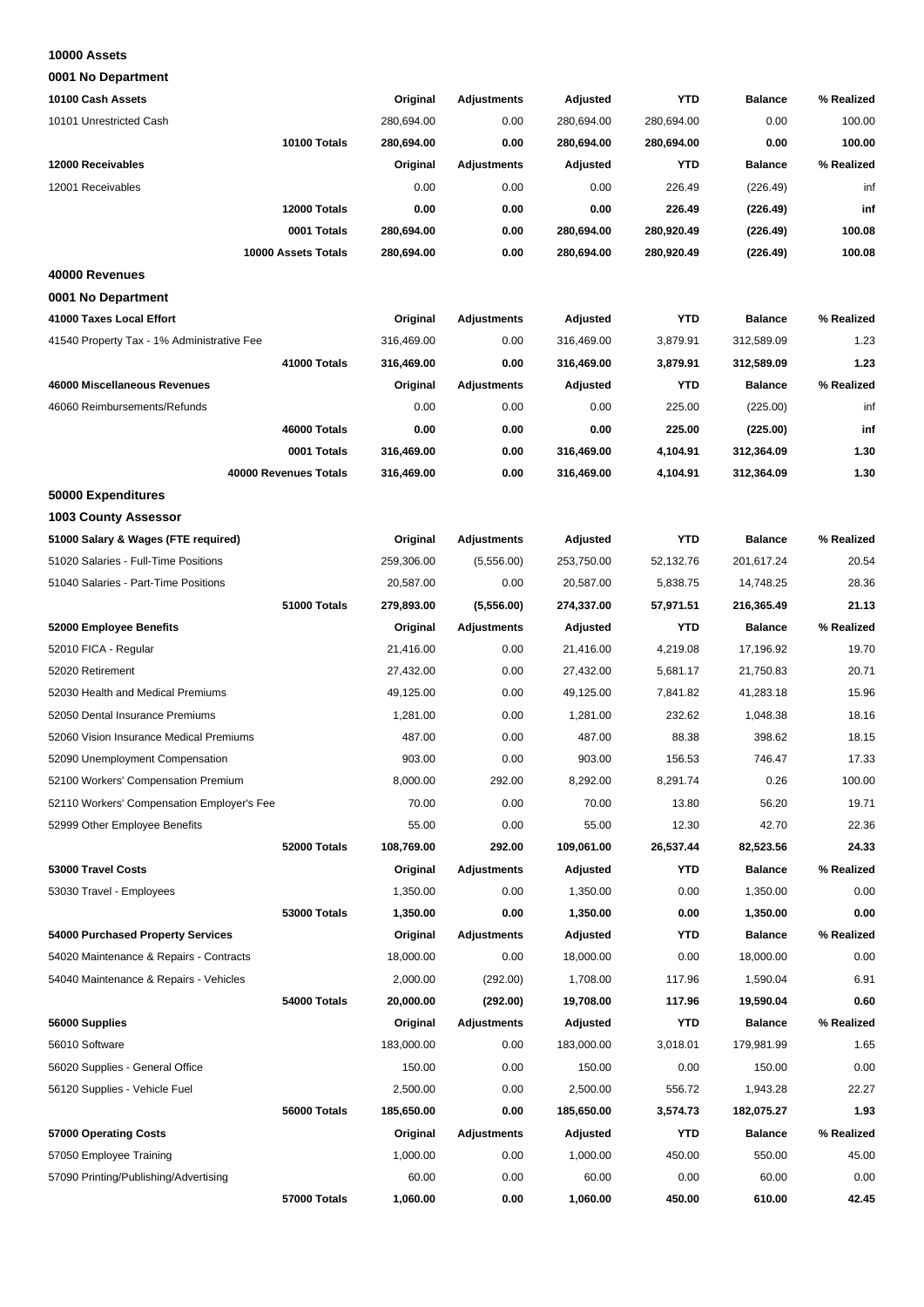**10000 Assets**

**0001 No Department**

| **10100 Cash Assets** | **Original** | **Adjustments** | **Adjusted** | **YTD** | **Balance** | **% Realized** |
|---|---|---|---|---|---|---|
| 10101 Unrestricted Cash | 280,694.00 | 0.00 | 280,694.00 | 280,694.00 | 0.00 | 100.00 |
| **10100 Totals** | **280,694.00** | **0.00** | **280,694.00** | **280,694.00** | **0.00** | **100.00** |
| **12000 Receivables** | **Original** | **Adjustments** | **Adjusted** | **YTD** | **Balance** | **% Realized** |
| 12001 Receivables | 0.00 | 0.00 | 0.00 | 226.49 | (226.49) | inf |
| **12000 Totals** | **0.00** | **0.00** | **0.00** | **226.49** | **(226.49)** | **inf** |
| **0001 Totals** | **280,694.00** | **0.00** | **280,694.00** | **280,920.49** | **(226.49)** | **100.08** |
| **10000 Assets Totals** | **280,694.00** | **0.00** | **280,694.00** | **280,920.49** | **(226.49)** | **100.08** |

**40000 Revenues**

**0001 No Department**

| **41000 Taxes Local Effort** | **Original** | **Adjustments** | **Adjusted** | **YTD** | **Balance** | **% Realized** |
|---|---|---|---|---|---|---|
| 41540 Property Tax - 1% Administrative Fee | 316,469.00 | 0.00 | 316,469.00 | 3,879.91 | 312,589.09 | 1.23 |
| **41000 Totals** | **316,469.00** | **0.00** | **316,469.00** | **3,879.91** | **312,589.09** | **1.23** |
| **46000 Miscellaneous Revenues** | **Original** | **Adjustments** | **Adjusted** | **YTD** | **Balance** | **% Realized** |
| 46060 Reimbursements/Refunds | 0.00 | 0.00 | 0.00 | 225.00 | (225.00) | inf |
| **46000 Totals** | **0.00** | **0.00** | **0.00** | **225.00** | **(225.00)** | **inf** |
| **0001 Totals** | **316,469.00** | **0.00** | **316,469.00** | **4,104.91** | **312,364.09** | **1.30** |
| **40000 Revenues Totals** | **316,469.00** | **0.00** | **316,469.00** | **4,104.91** | **312,364.09** | **1.30** |

**50000 Expenditures**

**1003 County Assessor**

| **51000 Salary & Wages (FTE required)** | **Original** | **Adjustments** | **Adjusted** | **YTD** | **Balance** | **% Realized** |
|---|---|---|---|---|---|---|
| 51020 Salaries - Full-Time Positions | 259,306.00 | (5,556.00) | 253,750.00 | 52,132.76 | 201,617.24 | 20.54 |
| 51040 Salaries - Part-Time Positions | 20,587.00 | 0.00 | 20,587.00 | 5,838.75 | 14,748.25 | 28.36 |
| **51000 Totals** | **279,893.00** | **(5,556.00)** | **274,337.00** | **57,971.51** | **216,365.49** | **21.13** |
| **52000 Employee Benefits** | **Original** | **Adjustments** | **Adjusted** | **YTD** | **Balance** | **% Realized** |
| 52010 FICA - Regular | 21,416.00 | 0.00 | 21,416.00 | 4,219.08 | 17,196.92 | 19.70 |
| 52020 Retirement | 27,432.00 | 0.00 | 27,432.00 | 5,681.17 | 21,750.83 | 20.71 |
| 52030 Health and Medical Premiums | 49,125.00 | 0.00 | 49,125.00 | 7,841.82 | 41,283.18 | 15.96 |
| 52050 Dental Insurance Premiums | 1,281.00 | 0.00 | 1,281.00 | 232.62 | 1,048.38 | 18.16 |
| 52060 Vision Insurance Medical Premiums | 487.00 | 0.00 | 487.00 | 88.38 | 398.62 | 18.15 |
| 52090 Unemployment Compensation | 903.00 | 0.00 | 903.00 | 156.53 | 746.47 | 17.33 |
| 52100 Workers' Compensation Premium | 8,000.00 | 292.00 | 8,292.00 | 8,291.74 | 0.26 | 100.00 |
| 52110 Workers' Compensation Employer's Fee | 70.00 | 0.00 | 70.00 | 13.80 | 56.20 | 19.71 |
| 52999 Other Employee Benefits | 55.00 | 0.00 | 55.00 | 12.30 | 42.70 | 22.36 |
| **52000 Totals** | **108,769.00** | **292.00** | **109,061.00** | **26,537.44** | **82,523.56** | **24.33** |
| **53000 Travel Costs** | **Original** | **Adjustments** | **Adjusted** | **YTD** | **Balance** | **% Realized** |
| 53030 Travel - Employees | 1,350.00 | 0.00 | 1,350.00 | 0.00 | 1,350.00 | 0.00 |
| **53000 Totals** | **1,350.00** | **0.00** | **1,350.00** | **0.00** | **1,350.00** | **0.00** |
| **54000 Purchased Property Services** | **Original** | **Adjustments** | **Adjusted** | **YTD** | **Balance** | **% Realized** |
| 54020 Maintenance & Repairs - Contracts | 18,000.00 | 0.00 | 18,000.00 | 0.00 | 18,000.00 | 0.00 |
| 54040 Maintenance & Repairs - Vehicles | 2,000.00 | (292.00) | 1,708.00 | 117.96 | 1,590.04 | 6.91 |
| **54000 Totals** | **20,000.00** | **(292.00)** | **19,708.00** | **117.96** | **19,590.04** | **0.60** |
| **56000 Supplies** | **Original** | **Adjustments** | **Adjusted** | **YTD** | **Balance** | **% Realized** |
| 56010 Software | 183,000.00 | 0.00 | 183,000.00 | 3,018.01 | 179,981.99 | 1.65 |
| 56020 Supplies - General Office | 150.00 | 0.00 | 150.00 | 0.00 | 150.00 | 0.00 |
| 56120 Supplies - Vehicle Fuel | 2,500.00 | 0.00 | 2,500.00 | 556.72 | 1,943.28 | 22.27 |
| **56000 Totals** | **185,650.00** | **0.00** | **185,650.00** | **3,574.73** | **182,075.27** | **1.93** |
| **57000 Operating Costs** | **Original** | **Adjustments** | **Adjusted** | **YTD** | **Balance** | **% Realized** |
| 57050 Employee Training | 1,000.00 | 0.00 | 1,000.00 | 450.00 | 550.00 | 45.00 |
| 57090 Printing/Publishing/Advertising | 60.00 | 0.00 | 60.00 | 0.00 | 60.00 | 0.00 |
| **57000 Totals** | **1,060.00** | **0.00** | **1,060.00** | **450.00** | **610.00** | **42.45** |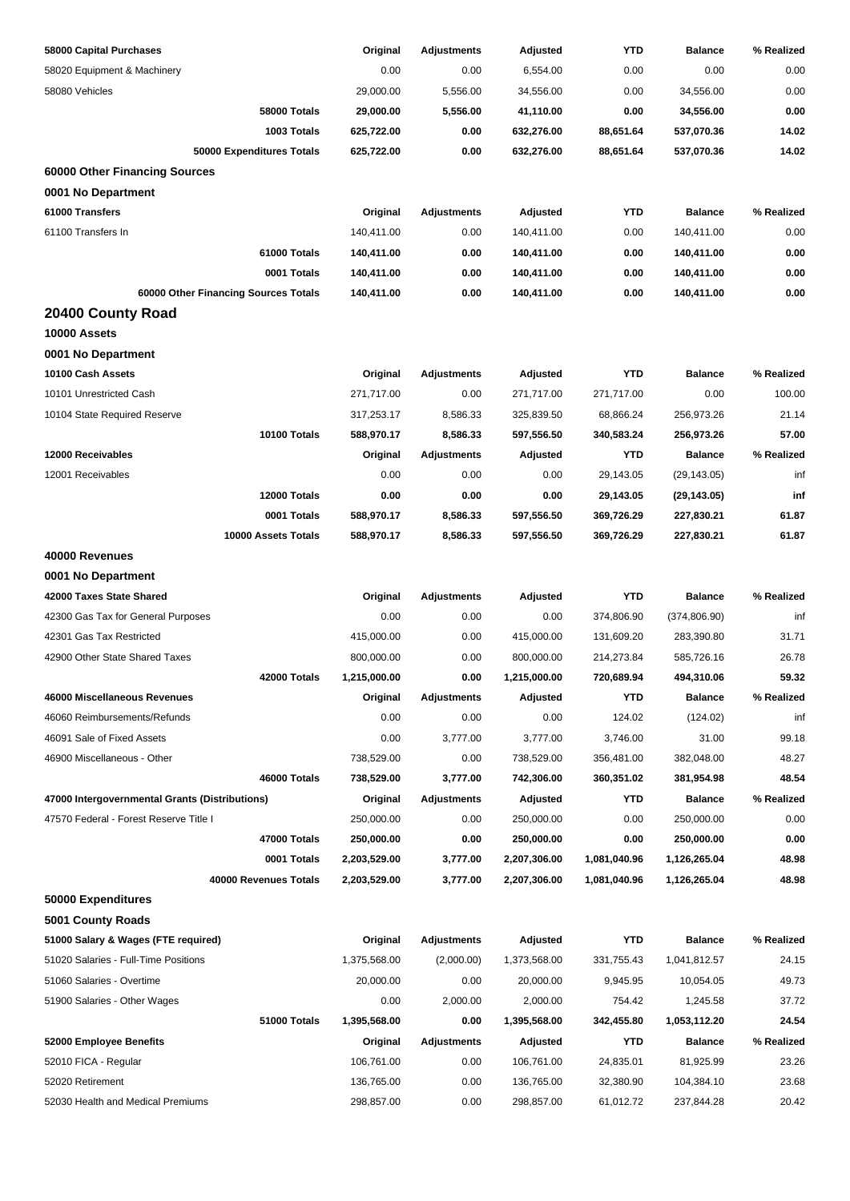| 58000 Capital Purchases | Original | Adjustments | Adjusted | YTD | Balance | % Realized |
|---|---|---|---|---|---|---|
| 58020 Equipment & Machinery | 0.00 | 0.00 | 6,554.00 | 0.00 | 0.00 | 0.00 |
| 58080 Vehicles | 29,000.00 | 5,556.00 | 34,556.00 | 0.00 | 34,556.00 | 0.00 |
| **58000 Totals** | **29,000.00** | **5,556.00** | **41,110.00** | **0.00** | **34,556.00** | **0.00** |
| **1003 Totals** | **625,722.00** | **0.00** | **632,276.00** | **88,651.64** | **537,070.36** | **14.02** |
| **50000 Expenditures Totals** | **625,722.00** | **0.00** | **632,276.00** | **88,651.64** | **537,070.36** | **14.02** |

### 60000 Other Financing Sources

**0001 No Department**

| 61000 Transfers | Original | Adjustments | Adjusted | YTD | Balance | % Realized |
|---|---|---|---|---|---|---|
| 61100 Transfers In | 140,411.00 | 0.00 | 140,411.00 | 0.00 | 140,411.00 | 0.00 |
| **61000 Totals** | **140,411.00** | **0.00** | **140,411.00** | **0.00** | **140,411.00** | **0.00** |
| **0001 Totals** | **140,411.00** | **0.00** | **140,411.00** | **0.00** | **140,411.00** | **0.00** |
| **60000 Other Financing Sources Totals** | **140,411.00** | **0.00** | **140,411.00** | **0.00** | **140,411.00** | **0.00** |

## 20400 County Road

### 10000 Assets

**0001 No Department**

| 10100 Cash Assets | Original | Adjustments | Adjusted | YTD | Balance | % Realized |
|---|---|---|---|---|---|---|
| 10101 Unrestricted Cash | 271,717.00 | 0.00 | 271,717.00 | 271,717.00 | 0.00 | 100.00 |
| 10104 State Required Reserve | 317,253.17 | 8,586.33 | 325,839.50 | 68,866.24 | 256,973.26 | 21.14 |
| **10100 Totals** | **588,970.17** | **8,586.33** | **597,556.50** | **340,583.24** | **256,973.26** | **57.00** |
| **12000 Receivables** | **Original** | **Adjustments** | **Adjusted** | **YTD** | **Balance** | **% Realized** |
| 12001 Receivables | 0.00 | 0.00 | 0.00 | 29,143.05 | (29,143.05) | inf |
| **12000 Totals** | **0.00** | **0.00** | **0.00** | **29,143.05** | **(29,143.05)** | **inf** |
| **0001 Totals** | **588,970.17** | **8,586.33** | **597,556.50** | **369,726.29** | **227,830.21** | **61.87** |
| **10000 Assets Totals** | **588,970.17** | **8,586.33** | **597,556.50** | **369,726.29** | **227,830.21** | **61.87** |

### 40000 Revenues

**0001 No Department**

| 42000 Taxes State Shared | Original | Adjustments | Adjusted | YTD | Balance | % Realized |
|---|---|---|---|---|---|---|
| 42300 Gas Tax for General Purposes | 0.00 | 0.00 | 0.00 | 374,806.90 | (374,806.90) | inf |
| 42301 Gas Tax Restricted | 415,000.00 | 0.00 | 415,000.00 | 131,609.20 | 283,390.80 | 31.71 |
| 42900 Other State Shared Taxes | 800,000.00 | 0.00 | 800,000.00 | 214,273.84 | 585,726.16 | 26.78 |
| **42000 Totals** | **1,215,000.00** | **0.00** | **1,215,000.00** | **720,689.94** | **494,310.06** | **59.32** |
| **46000 Miscellaneous Revenues** | **Original** | **Adjustments** | **Adjusted** | **YTD** | **Balance** | **% Realized** |
| 46060 Reimbursements/Refunds | 0.00 | 0.00 | 0.00 | 124.02 | (124.02) | inf |
| 46091 Sale of Fixed Assets | 0.00 | 3,777.00 | 3,777.00 | 3,746.00 | 31.00 | 99.18 |
| 46900 Miscellaneous - Other | 738,529.00 | 0.00 | 738,529.00 | 356,481.00 | 382,048.00 | 48.27 |
| **46000 Totals** | **738,529.00** | **3,777.00** | **742,306.00** | **360,351.02** | **381,954.98** | **48.54** |
| **47000 Intergovernmental Grants (Distributions)** | **Original** | **Adjustments** | **Adjusted** | **YTD** | **Balance** | **% Realized** |
| 47570 Federal - Forest Reserve Title I | 250,000.00 | 0.00 | 250,000.00 | 0.00 | 250,000.00 | 0.00 |
| **47000 Totals** | **250,000.00** | **0.00** | **250,000.00** | **0.00** | **250,000.00** | **0.00** |
| **0001 Totals** | **2,203,529.00** | **3,777.00** | **2,207,306.00** | **1,081,040.96** | **1,126,265.04** | **48.98** |
| **40000 Revenues Totals** | **2,203,529.00** | **3,777.00** | **2,207,306.00** | **1,081,040.96** | **1,126,265.04** | **48.98** |

### 50000 Expenditures

**5001 County Roads**

| 51000 Salary & Wages (FTE required) | Original | Adjustments | Adjusted | YTD | Balance | % Realized |
|---|---|---|---|---|---|---|
| 51020 Salaries - Full-Time Positions | 1,375,568.00 | (2,000.00) | 1,373,568.00 | 331,755.43 | 1,041,812.57 | 24.15 |
| 51060 Salaries - Overtime | 20,000.00 | 0.00 | 20,000.00 | 9,945.95 | 10,054.05 | 49.73 |
| 51900 Salaries - Other Wages | 0.00 | 2,000.00 | 2,000.00 | 754.42 | 1,245.58 | 37.72 |
| **51000 Totals** | **1,395,568.00** | **0.00** | **1,395,568.00** | **342,455.80** | **1,053,112.20** | **24.54** |
| **52000 Employee Benefits** | **Original** | **Adjustments** | **Adjusted** | **YTD** | **Balance** | **% Realized** |
| 52010 FICA - Regular | 106,761.00 | 0.00 | 106,761.00 | 24,835.01 | 81,925.99 | 23.26 |
| 52020 Retirement | 136,765.00 | 0.00 | 136,765.00 | 32,380.90 | 104,384.10 | 23.68 |
| 52030 Health and Medical Premiums | 298,857.00 | 0.00 | 298,857.00 | 61,012.72 | 237,844.28 | 20.42 |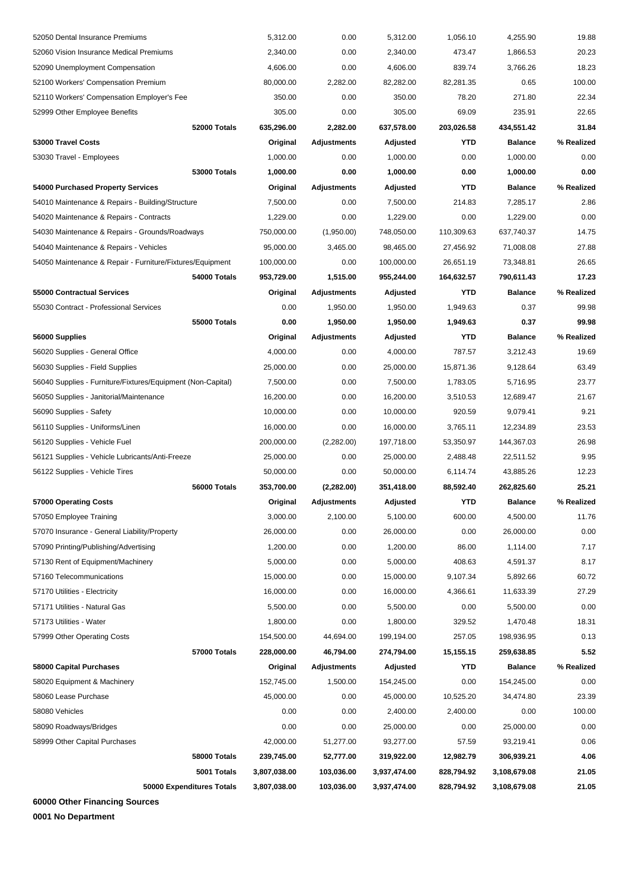| | | | | | | |
|---|---|---|---|---|---|---|
| 52050 Dental Insurance Premiums | 5,312.00 | 0.00 | 5,312.00 | 1,056.10 | 4,255.90 | 19.88 |
| 52060 Vision Insurance Medical Premiums | 2,340.00 | 0.00 | 2,340.00 | 473.47 | 1,866.53 | 20.23 |
| 52090 Unemployment Compensation | 4,606.00 | 0.00 | 4,606.00 | 839.74 | 3,766.26 | 18.23 |
| 52100 Workers' Compensation Premium | 80,000.00 | 2,282.00 | 82,282.00 | 82,281.35 | 0.65 | 100.00 |
| 52110 Workers' Compensation Employer's Fee | 350.00 | 0.00 | 350.00 | 78.20 | 271.80 | 22.34 |
| 52999 Other Employee Benefits | 305.00 | 0.00 | 305.00 | 69.09 | 235.91 | 22.65 |
| **52000 Totals** | **635,296.00** | **2,282.00** | **637,578.00** | **203,026.58** | **434,551.42** | **31.84** |
| **53000 Travel Costs** | **Original** | **Adjustments** | **Adjusted** | **YTD** | **Balance** | **% Realized** |
| 53030 Travel - Employees | 1,000.00 | 0.00 | 1,000.00 | 0.00 | 1,000.00 | 0.00 |
| **53000 Totals** | **1,000.00** | **0.00** | **1,000.00** | **0.00** | **1,000.00** | **0.00** |
| **54000 Purchased Property Services** | **Original** | **Adjustments** | **Adjusted** | **YTD** | **Balance** | **% Realized** |
| 54010 Maintenance & Repairs - Building/Structure | 7,500.00 | 0.00 | 7,500.00 | 214.83 | 7,285.17 | 2.86 |
| 54020 Maintenance & Repairs - Contracts | 1,229.00 | 0.00 | 1,229.00 | 0.00 | 1,229.00 | 0.00 |
| 54030 Maintenance & Repairs - Grounds/Roadways | 750,000.00 | (1,950.00) | 748,050.00 | 110,309.63 | 637,740.37 | 14.75 |
| 54040 Maintenance & Repairs - Vehicles | 95,000.00 | 3,465.00 | 98,465.00 | 27,456.92 | 71,008.08 | 27.88 |
| 54050 Maintenance & Repair - Furniture/Fixtures/Equipment | 100,000.00 | 0.00 | 100,000.00 | 26,651.19 | 73,348.81 | 26.65 |
| **54000 Totals** | **953,729.00** | **1,515.00** | **955,244.00** | **164,632.57** | **790,611.43** | **17.23** |
| **55000 Contractual Services** | **Original** | **Adjustments** | **Adjusted** | **YTD** | **Balance** | **% Realized** |
| 55030 Contract - Professional Services | 0.00 | 1,950.00 | 1,950.00 | 1,949.63 | 0.37 | 99.98 |
| **55000 Totals** | **0.00** | **1,950.00** | **1,950.00** | **1,949.63** | **0.37** | **99.98** |
| **56000 Supplies** | **Original** | **Adjustments** | **Adjusted** | **YTD** | **Balance** | **% Realized** |
| 56020 Supplies - General Office | 4,000.00 | 0.00 | 4,000.00 | 787.57 | 3,212.43 | 19.69 |
| 56030 Supplies - Field Supplies | 25,000.00 | 0.00 | 25,000.00 | 15,871.36 | 9,128.64 | 63.49 |
| 56040 Supplies - Furniture/Fixtures/Equipment (Non-Capital) | 7,500.00 | 0.00 | 7,500.00 | 1,783.05 | 5,716.95 | 23.77 |
| 56050 Supplies - Janitorial/Maintenance | 16,200.00 | 0.00 | 16,200.00 | 3,510.53 | 12,689.47 | 21.67 |
| 56090 Supplies - Safety | 10,000.00 | 0.00 | 10,000.00 | 920.59 | 9,079.41 | 9.21 |
| 56110 Supplies - Uniforms/Linen | 16,000.00 | 0.00 | 16,000.00 | 3,765.11 | 12,234.89 | 23.53 |
| 56120 Supplies - Vehicle Fuel | 200,000.00 | (2,282.00) | 197,718.00 | 53,350.97 | 144,367.03 | 26.98 |
| 56121 Supplies - Vehicle Lubricants/Anti-Freeze | 25,000.00 | 0.00 | 25,000.00 | 2,488.48 | 22,511.52 | 9.95 |
| 56122 Supplies - Vehicle Tires | 50,000.00 | 0.00 | 50,000.00 | 6,114.74 | 43,885.26 | 12.23 |
| **56000 Totals** | **353,700.00** | **(2,282.00)** | **351,418.00** | **88,592.40** | **262,825.60** | **25.21** |
| **57000 Operating Costs** | **Original** | **Adjustments** | **Adjusted** | **YTD** | **Balance** | **% Realized** |
| 57050 Employee Training | 3,000.00 | 2,100.00 | 5,100.00 | 600.00 | 4,500.00 | 11.76 |
| 57070 Insurance - General Liability/Property | 26,000.00 | 0.00 | 26,000.00 | 0.00 | 26,000.00 | 0.00 |
| 57090 Printing/Publishing/Advertising | 1,200.00 | 0.00 | 1,200.00 | 86.00 | 1,114.00 | 7.17 |
| 57130 Rent of Equipment/Machinery | 5,000.00 | 0.00 | 5,000.00 | 408.63 | 4,591.37 | 8.17 |
| 57160 Telecommunications | 15,000.00 | 0.00 | 15,000.00 | 9,107.34 | 5,892.66 | 60.72 |
| 57170 Utilities - Electricity | 16,000.00 | 0.00 | 16,000.00 | 4,366.61 | 11,633.39 | 27.29 |
| 57171 Utilities - Natural Gas | 5,500.00 | 0.00 | 5,500.00 | 0.00 | 5,500.00 | 0.00 |
| 57173 Utilities - Water | 1,800.00 | 0.00 | 1,800.00 | 329.52 | 1,470.48 | 18.31 |
| 57999 Other Operating Costs | 154,500.00 | 44,694.00 | 199,194.00 | 257.05 | 198,936.95 | 0.13 |
| **57000 Totals** | **228,000.00** | **46,794.00** | **274,794.00** | **15,155.15** | **259,638.85** | **5.52** |
| **58000 Capital Purchases** | **Original** | **Adjustments** | **Adjusted** | **YTD** | **Balance** | **% Realized** |
| 58020 Equipment & Machinery | 152,745.00 | 1,500.00 | 154,245.00 | 0.00 | 154,245.00 | 0.00 |
| 58060 Lease Purchase | 45,000.00 | 0.00 | 45,000.00 | 10,525.20 | 34,474.80 | 23.39 |
| 58080 Vehicles | 0.00 | 0.00 | 2,400.00 | 2,400.00 | 0.00 | 100.00 |
| 58090 Roadways/Bridges | 0.00 | 0.00 | 25,000.00 | 0.00 | 25,000.00 | 0.00 |
| 58999 Other Capital Purchases | 42,000.00 | 51,277.00 | 93,277.00 | 57.59 | 93,219.41 | 0.06 |
| **58000 Totals** | **239,745.00** | **52,777.00** | **319,922.00** | **12,982.79** | **306,939.21** | **4.06** |
| **5001 Totals** | **3,807,038.00** | **103,036.00** | **3,937,474.00** | **828,794.92** | **3,108,679.08** | **21.05** |
| **50000 Expenditures Totals** | **3,807,038.00** | **103,036.00** | **3,937,474.00** | **828,794.92** | **3,108,679.08** | **21.05** |

**60000 Other Financing Sources**

**0001 No Department**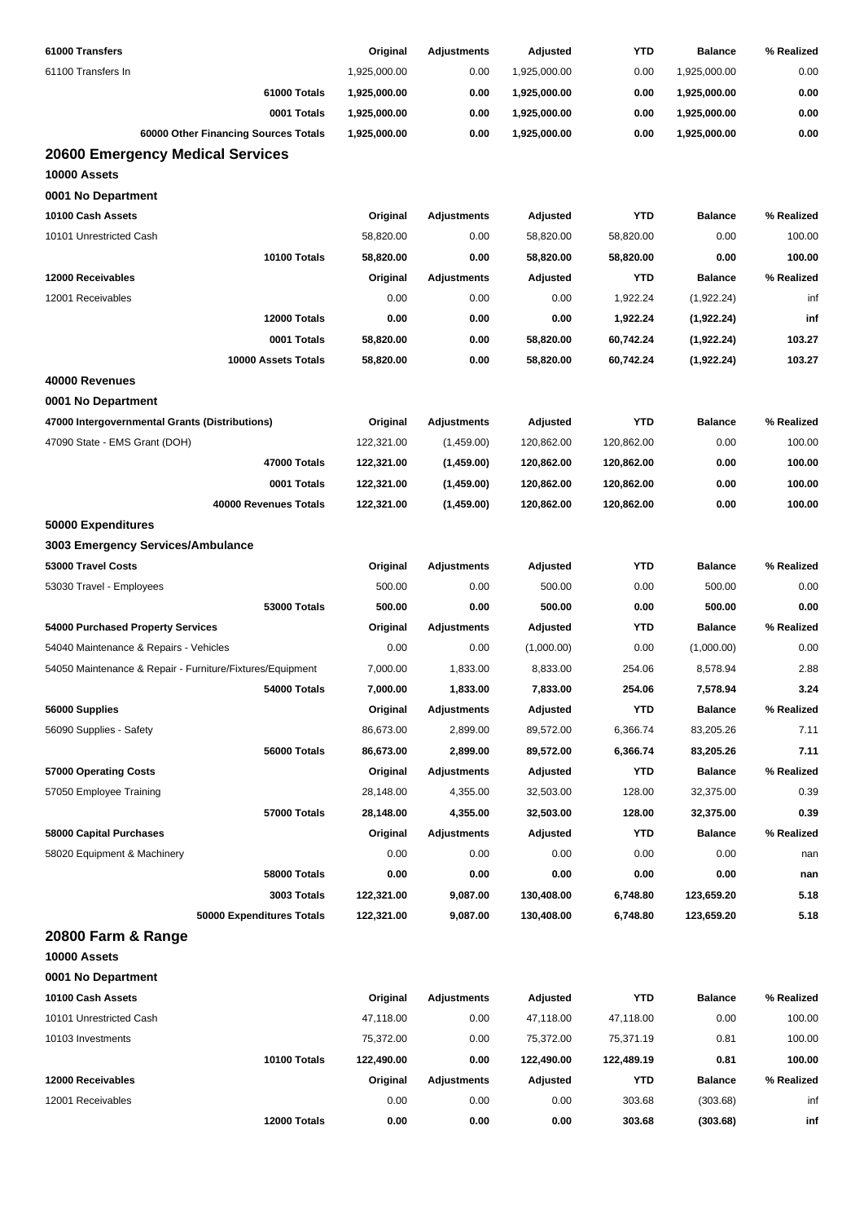| 61000 Transfers | Original | Adjustments | Adjusted | YTD | Balance | % Realized |
|---|---|---|---|---|---|---|
| 61100 Transfers In | 1,925,000.00 | 0.00 | 1,925,000.00 | 0.00 | 1,925,000.00 | 0.00 |
| **61000 Totals** | **1,925,000.00** | **0.00** | **1,925,000.00** | **0.00** | **1,925,000.00** | **0.00** |
| **0001 Totals** | **1,925,000.00** | **0.00** | **1,925,000.00** | **0.00** | **1,925,000.00** | **0.00** |
| **60000 Other Financing Sources Totals** | **1,925,000.00** | **0.00** | **1,925,000.00** | **0.00** | **1,925,000.00** | **0.00** |

## 20600 Emergency Medical Services

### 10000 Assets

#### 0001 No Department

| 10100 Cash Assets | Original | Adjustments | Adjusted | YTD | Balance | % Realized |
|---|---|---|---|---|---|---|
| 10101 Unrestricted Cash | 58,820.00 | 0.00 | 58,820.00 | 58,820.00 | 0.00 | 100.00 |
| **10100 Totals** | **58,820.00** | **0.00** | **58,820.00** | **58,820.00** | **0.00** | **100.00** |
| **12000 Receivables** | **Original** | **Adjustments** | **Adjusted** | **YTD** | **Balance** | **% Realized** |
| 12001 Receivables | 0.00 | 0.00 | 0.00 | 1,922.24 | (1,922.24) | inf |
| **12000 Totals** | **0.00** | **0.00** | **0.00** | **1,922.24** | **(1,922.24)** | **inf** |
| **0001 Totals** | **58,820.00** | **0.00** | **58,820.00** | **60,742.24** | **(1,922.24)** | **103.27** |
| **10000 Assets Totals** | **58,820.00** | **0.00** | **58,820.00** | **60,742.24** | **(1,922.24)** | **103.27** |

### 40000 Revenues

#### 0001 No Department

| 47000 Intergovernmental Grants (Distributions) | Original | Adjustments | Adjusted | YTD | Balance | % Realized |
|---|---|---|---|---|---|---|
| 47090 State - EMS Grant (DOH) | 122,321.00 | (1,459.00) | 120,862.00 | 120,862.00 | 0.00 | 100.00 |
| **47000 Totals** | **122,321.00** | **(1,459.00)** | **120,862.00** | **120,862.00** | **0.00** | **100.00** |
| **0001 Totals** | **122,321.00** | **(1,459.00)** | **120,862.00** | **120,862.00** | **0.00** | **100.00** |
| **40000 Revenues Totals** | **122,321.00** | **(1,459.00)** | **120,862.00** | **120,862.00** | **0.00** | **100.00** |

### 50000 Expenditures

#### 3003 Emergency Services/Ambulance

| 53000 Travel Costs | Original | Adjustments | Adjusted | YTD | Balance | % Realized |
|---|---|---|---|---|---|---|
| 53030 Travel - Employees | 500.00 | 0.00 | 500.00 | 0.00 | 500.00 | 0.00 |
| **53000 Totals** | **500.00** | **0.00** | **500.00** | **0.00** | **500.00** | **0.00** |
| **54000 Purchased Property Services** | **Original** | **Adjustments** | **Adjusted** | **YTD** | **Balance** | **% Realized** |
| 54040 Maintenance & Repairs - Vehicles | 0.00 | 0.00 | (1,000.00) | 0.00 | (1,000.00) | 0.00 |
| 54050 Maintenance & Repair - Furniture/Fixtures/Equipment | 7,000.00 | 1,833.00 | 8,833.00 | 254.06 | 8,578.94 | 2.88 |
| **54000 Totals** | **7,000.00** | **1,833.00** | **7,833.00** | **254.06** | **7,578.94** | **3.24** |
| **56000 Supplies** | **Original** | **Adjustments** | **Adjusted** | **YTD** | **Balance** | **% Realized** |
| 56090 Supplies - Safety | 86,673.00 | 2,899.00 | 89,572.00 | 6,366.74 | 83,205.26 | 7.11 |
| **56000 Totals** | **86,673.00** | **2,899.00** | **89,572.00** | **6,366.74** | **83,205.26** | **7.11** |
| **57000 Operating Costs** | **Original** | **Adjustments** | **Adjusted** | **YTD** | **Balance** | **% Realized** |
| 57050 Employee Training | 28,148.00 | 4,355.00 | 32,503.00 | 128.00 | 32,375.00 | 0.39 |
| **57000 Totals** | **28,148.00** | **4,355.00** | **32,503.00** | **128.00** | **32,375.00** | **0.39** |
| **58000 Capital Purchases** | **Original** | **Adjustments** | **Adjusted** | **YTD** | **Balance** | **% Realized** |
| 58020 Equipment & Machinery | 0.00 | 0.00 | 0.00 | 0.00 | 0.00 | nan |
| **58000 Totals** | **0.00** | **0.00** | **0.00** | **0.00** | **0.00** | **nan** |
| **3003 Totals** | **122,321.00** | **9,087.00** | **130,408.00** | **6,748.80** | **123,659.20** | **5.18** |
| **50000 Expenditures Totals** | **122,321.00** | **9,087.00** | **130,408.00** | **6,748.80** | **123,659.20** | **5.18** |

## 20800 Farm & Range

### 10000 Assets

#### 0001 No Department

| 10100 Cash Assets | Original | Adjustments | Adjusted | YTD | Balance | % Realized |
|---|---|---|---|---|---|---|
| 10101 Unrestricted Cash | 47,118.00 | 0.00 | 47,118.00 | 47,118.00 | 0.00 | 100.00 |
| 10103 Investments | 75,372.00 | 0.00 | 75,372.00 | 75,371.19 | 0.81 | 100.00 |
| **10100 Totals** | **122,490.00** | **0.00** | **122,490.00** | **122,489.19** | **0.81** | **100.00** |
| **12000 Receivables** | **Original** | **Adjustments** | **Adjusted** | **YTD** | **Balance** | **% Realized** |
| 12001 Receivables | 0.00 | 0.00 | 0.00 | 303.68 | (303.68) | inf |
| **12000 Totals** | **0.00** | **0.00** | **0.00** | **303.68** | **(303.68)** | **inf** |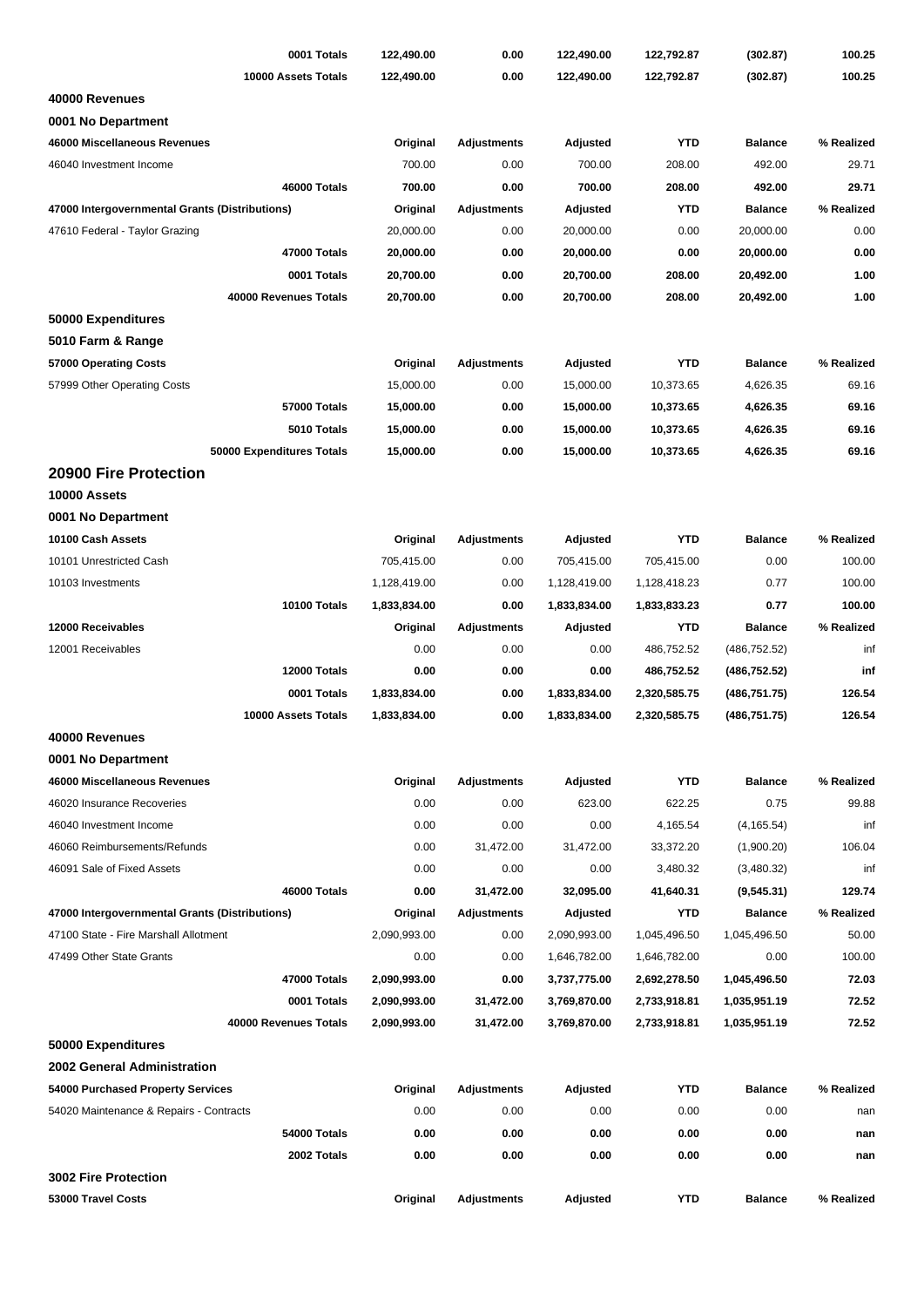| | | | | | | |
|---|---|---|---|---|---|---|
| **0001 Totals** | **122,490.00** | **0.00** | **122,490.00** | **122,792.87** | **(302.87)** | **100.25** |
| **10000 Assets Totals** | **122,490.00** | **0.00** | **122,490.00** | **122,792.87** | **(302.87)** | **100.25** |

**40000 Revenues**

**0001 No Department**

| 46000 Miscellaneous Revenues | Original | Adjustments | Adjusted | YTD | Balance | % Realized |
|---|---|---|---|---|---|---|
| 46040 Investment Income | 700.00 | 0.00 | 700.00 | 208.00 | 492.00 | 29.71 |
| **46000 Totals** | **700.00** | **0.00** | **700.00** | **208.00** | **492.00** | **29.71** |
| **47000 Intergovernmental Grants (Distributions)** | **Original** | **Adjustments** | **Adjusted** | **YTD** | **Balance** | **% Realized** |
| 47610 Federal - Taylor Grazing | 20,000.00 | 0.00 | 20,000.00 | 0.00 | 20,000.00 | 0.00 |
| **47000 Totals** | **20,000.00** | **0.00** | **20,000.00** | **0.00** | **20,000.00** | **0.00** |
| **0001 Totals** | **20,700.00** | **0.00** | **20,700.00** | **208.00** | **20,492.00** | **1.00** |
| **40000 Revenues Totals** | **20,700.00** | **0.00** | **20,700.00** | **208.00** | **20,492.00** | **1.00** |

**50000 Expenditures**

**5010 Farm & Range**

| 57000 Operating Costs | Original | Adjustments | Adjusted | YTD | Balance | % Realized |
|---|---|---|---|---|---|---|
| 57999 Other Operating Costs | 15,000.00 | 0.00 | 15,000.00 | 10,373.65 | 4,626.35 | 69.16 |
| **57000 Totals** | **15,000.00** | **0.00** | **15,000.00** | **10,373.65** | **4,626.35** | **69.16** |
| **5010 Totals** | **15,000.00** | **0.00** | **15,000.00** | **10,373.65** | **4,626.35** | **69.16** |
| **50000 Expenditures Totals** | **15,000.00** | **0.00** | **15,000.00** | **10,373.65** | **4,626.35** | **69.16** |

## 20900 Fire Protection

**10000 Assets**

**0001 No Department**

| 10100 Cash Assets | Original | Adjustments | Adjusted | YTD | Balance | % Realized |
|---|---|---|---|---|---|---|
| 10101 Unrestricted Cash | 705,415.00 | 0.00 | 705,415.00 | 705,415.00 | 0.00 | 100.00 |
| 10103 Investments | 1,128,419.00 | 0.00 | 1,128,419.00 | 1,128,418.23 | 0.77 | 100.00 |
| **10100 Totals** | **1,833,834.00** | **0.00** | **1,833,834.00** | **1,833,833.23** | **0.77** | **100.00** |
| **12000 Receivables** | **Original** | **Adjustments** | **Adjusted** | **YTD** | **Balance** | **% Realized** |
| 12001 Receivables | 0.00 | 0.00 | 0.00 | 486,752.52 | (486,752.52) | inf |
| **12000 Totals** | **0.00** | **0.00** | **0.00** | **486,752.52** | **(486,752.52)** | **inf** |
| **0001 Totals** | **1,833,834.00** | **0.00** | **1,833,834.00** | **2,320,585.75** | **(486,751.75)** | **126.54** |
| **10000 Assets Totals** | **1,833,834.00** | **0.00** | **1,833,834.00** | **2,320,585.75** | **(486,751.75)** | **126.54** |

**40000 Revenues**

**0001 No Department**

| 46000 Miscellaneous Revenues | Original | Adjustments | Adjusted | YTD | Balance | % Realized |
|---|---|---|---|---|---|---|
| 46020 Insurance Recoveries | 0.00 | 0.00 | 623.00 | 622.25 | 0.75 | 99.88 |
| 46040 Investment Income | 0.00 | 0.00 | 0.00 | 4,165.54 | (4,165.54) | inf |
| 46060 Reimbursements/Refunds | 0.00 | 31,472.00 | 31,472.00 | 33,372.20 | (1,900.20) | 106.04 |
| 46091 Sale of Fixed Assets | 0.00 | 0.00 | 0.00 | 3,480.32 | (3,480.32) | inf |
| **46000 Totals** | **0.00** | **31,472.00** | **32,095.00** | **41,640.31** | **(9,545.31)** | **129.74** |
| **47000 Intergovernmental Grants (Distributions)** | **Original** | **Adjustments** | **Adjusted** | **YTD** | **Balance** | **% Realized** |
| 47100 State - Fire Marshall Allotment | 2,090,993.00 | 0.00 | 2,090,993.00 | 1,045,496.50 | 1,045,496.50 | 50.00 |
| 47499 Other State Grants | 0.00 | 0.00 | 1,646,782.00 | 1,646,782.00 | 0.00 | 100.00 |
| **47000 Totals** | **2,090,993.00** | **0.00** | **3,737,775.00** | **2,692,278.50** | **1,045,496.50** | **72.03** |
| **0001 Totals** | **2,090,993.00** | **31,472.00** | **3,769,870.00** | **2,733,918.81** | **1,035,951.19** | **72.52** |
| **40000 Revenues Totals** | **2,090,993.00** | **31,472.00** | **3,769,870.00** | **2,733,918.81** | **1,035,951.19** | **72.52** |

**50000 Expenditures**

**2002 General Administration**

| 54000 Purchased Property Services | Original | Adjustments | Adjusted | YTD | Balance | % Realized |
|---|---|---|---|---|---|---|
| 54020 Maintenance & Repairs - Contracts | 0.00 | 0.00 | 0.00 | 0.00 | 0.00 | nan |
| **54000 Totals** | **0.00** | **0.00** | **0.00** | **0.00** | **0.00** | **nan** |
| **2002 Totals** | **0.00** | **0.00** | **0.00** | **0.00** | **0.00** | **nan** |

**3002 Fire Protection**

| 53000 Travel Costs | Original | Adjustments | Adjusted | YTD | Balance | % Realized |
|---|---|---|---|---|---|---|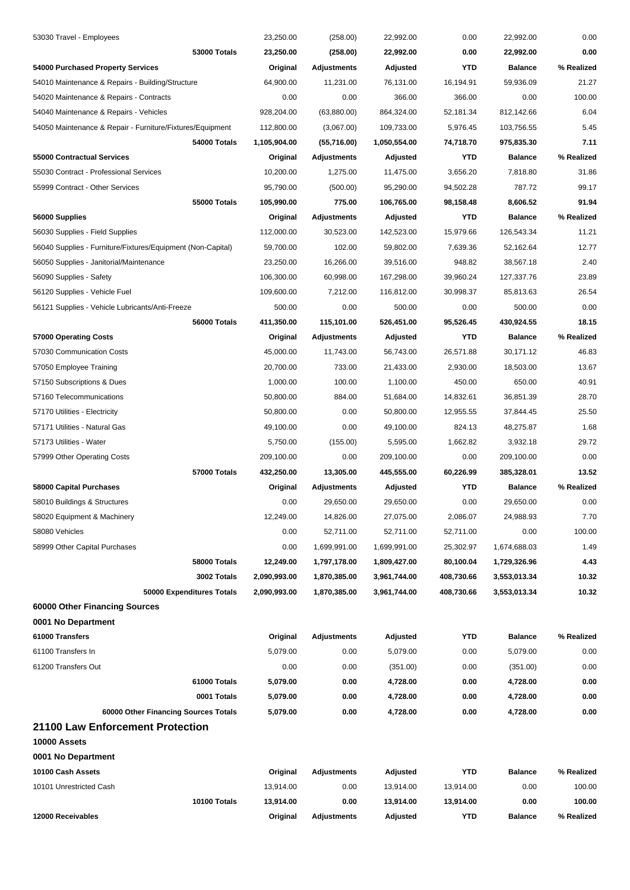| | | | | | | |
|---|---|---|---|---|---|---|
| 53030 Travel - Employees | 23,250.00 | (258.00) | 22,992.00 | 0.00 | 22,992.00 | 0.00 |
| **53000 Totals** | **23,250.00** | **(258.00)** | **22,992.00** | **0.00** | **22,992.00** | **0.00** |
| **54000 Purchased Property Services** | **Original** | **Adjustments** | **Adjusted** | **YTD** | **Balance** | **% Realized** |
| 54010 Maintenance & Repairs - Building/Structure | 64,900.00 | 11,231.00 | 76,131.00 | 16,194.91 | 59,936.09 | 21.27 |
| 54020 Maintenance & Repairs - Contracts | 0.00 | 0.00 | 366.00 | 366.00 | 0.00 | 100.00 |
| 54040 Maintenance & Repairs - Vehicles | 928,204.00 | (63,880.00) | 864,324.00 | 52,181.34 | 812,142.66 | 6.04 |
| 54050 Maintenance & Repair - Furniture/Fixtures/Equipment | 112,800.00 | (3,067.00) | 109,733.00 | 5,976.45 | 103,756.55 | 5.45 |
| **54000 Totals** | **1,105,904.00** | **(55,716.00)** | **1,050,554.00** | **74,718.70** | **975,835.30** | **7.11** |
| **55000 Contractual Services** | **Original** | **Adjustments** | **Adjusted** | **YTD** | **Balance** | **% Realized** |
| 55030 Contract - Professional Services | 10,200.00 | 1,275.00 | 11,475.00 | 3,656.20 | 7,818.80 | 31.86 |
| 55999 Contract - Other Services | 95,790.00 | (500.00) | 95,290.00 | 94,502.28 | 787.72 | 99.17 |
| **55000 Totals** | **105,990.00** | **775.00** | **106,765.00** | **98,158.48** | **8,606.52** | **91.94** |
| **56000 Supplies** | **Original** | **Adjustments** | **Adjusted** | **YTD** | **Balance** | **% Realized** |
| 56030 Supplies - Field Supplies | 112,000.00 | 30,523.00 | 142,523.00 | 15,979.66 | 126,543.34 | 11.21 |
| 56040 Supplies - Furniture/Fixtures/Equipment (Non-Capital) | 59,700.00 | 102.00 | 59,802.00 | 7,639.36 | 52,162.64 | 12.77 |
| 56050 Supplies - Janitorial/Maintenance | 23,250.00 | 16,266.00 | 39,516.00 | 948.82 | 38,567.18 | 2.40 |
| 56090 Supplies - Safety | 106,300.00 | 60,998.00 | 167,298.00 | 39,960.24 | 127,337.76 | 23.89 |
| 56120 Supplies - Vehicle Fuel | 109,600.00 | 7,212.00 | 116,812.00 | 30,998.37 | 85,813.63 | 26.54 |
| 56121 Supplies - Vehicle Lubricants/Anti-Freeze | 500.00 | 0.00 | 500.00 | 0.00 | 500.00 | 0.00 |
| **56000 Totals** | **411,350.00** | **115,101.00** | **526,451.00** | **95,526.45** | **430,924.55** | **18.15** |
| **57000 Operating Costs** | **Original** | **Adjustments** | **Adjusted** | **YTD** | **Balance** | **% Realized** |
| 57030 Communication Costs | 45,000.00 | 11,743.00 | 56,743.00 | 26,571.88 | 30,171.12 | 46.83 |
| 57050 Employee Training | 20,700.00 | 733.00 | 21,433.00 | 2,930.00 | 18,503.00 | 13.67 |
| 57150 Subscriptions & Dues | 1,000.00 | 100.00 | 1,100.00 | 450.00 | 650.00 | 40.91 |
| 57160 Telecommunications | 50,800.00 | 884.00 | 51,684.00 | 14,832.61 | 36,851.39 | 28.70 |
| 57170 Utilities - Electricity | 50,800.00 | 0.00 | 50,800.00 | 12,955.55 | 37,844.45 | 25.50 |
| 57171 Utilities - Natural Gas | 49,100.00 | 0.00 | 49,100.00 | 824.13 | 48,275.87 | 1.68 |
| 57173 Utilities - Water | 5,750.00 | (155.00) | 5,595.00 | 1,662.82 | 3,932.18 | 29.72 |
| 57999 Other Operating Costs | 209,100.00 | 0.00 | 209,100.00 | 0.00 | 209,100.00 | 0.00 |
| **57000 Totals** | **432,250.00** | **13,305.00** | **445,555.00** | **60,226.99** | **385,328.01** | **13.52** |
| **58000 Capital Purchases** | **Original** | **Adjustments** | **Adjusted** | **YTD** | **Balance** | **% Realized** |
| 58010 Buildings & Structures | 0.00 | 29,650.00 | 29,650.00 | 0.00 | 29,650.00 | 0.00 |
| 58020 Equipment & Machinery | 12,249.00 | 14,826.00 | 27,075.00 | 2,086.07 | 24,988.93 | 7.70 |
| 58080 Vehicles | 0.00 | 52,711.00 | 52,711.00 | 52,711.00 | 0.00 | 100.00 |
| 58999 Other Capital Purchases | 0.00 | 1,699,991.00 | 1,699,991.00 | 25,302.97 | 1,674,688.03 | 1.49 |
| **58000 Totals** | **12,249.00** | **1,797,178.00** | **1,809,427.00** | **80,100.04** | **1,729,326.96** | **4.43** |
| **3002 Totals** | **2,090,993.00** | **1,870,385.00** | **3,961,744.00** | **408,730.66** | **3,553,013.34** | **10.32** |
| **50000 Expenditures Totals** | **2,090,993.00** | **1,870,385.00** | **3,961,744.00** | **408,730.66** | **3,553,013.34** | **10.32** |

### 60000 Other Financing Sources

**0001 No Department**

| **61000 Transfers** | **Original** | **Adjustments** | **Adjusted** | **YTD** | **Balance** | **% Realized** |
|---|---|---|---|---|---|---|
| 61100 Transfers In | 5,079.00 | 0.00 | 5,079.00 | 0.00 | 5,079.00 | 0.00 |
| 61200 Transfers Out | 0.00 | 0.00 | (351.00) | 0.00 | (351.00) | 0.00 |
| **61000 Totals** | **5,079.00** | **0.00** | **4,728.00** | **0.00** | **4,728.00** | **0.00** |
| **0001 Totals** | **5,079.00** | **0.00** | **4,728.00** | **0.00** | **4,728.00** | **0.00** |
| **60000 Other Financing Sources Totals** | **5,079.00** | **0.00** | **4,728.00** | **0.00** | **4,728.00** | **0.00** |

## 21100 Law Enforcement Protection

**10000 Assets**

**0001 No Department**

| **10100 Cash Assets** | **Original** | **Adjustments** | **Adjusted** | **YTD** | **Balance** | **% Realized** |
|---|---|---|---|---|---|---|
| 10101 Unrestricted Cash | 13,914.00 | 0.00 | 13,914.00 | 13,914.00 | 0.00 | 100.00 |
| **10100 Totals** | **13,914.00** | **0.00** | **13,914.00** | **13,914.00** | **0.00** | **100.00** |
| **12000 Receivables** | **Original** | **Adjustments** | **Adjusted** | **YTD** | **Balance** | **% Realized** |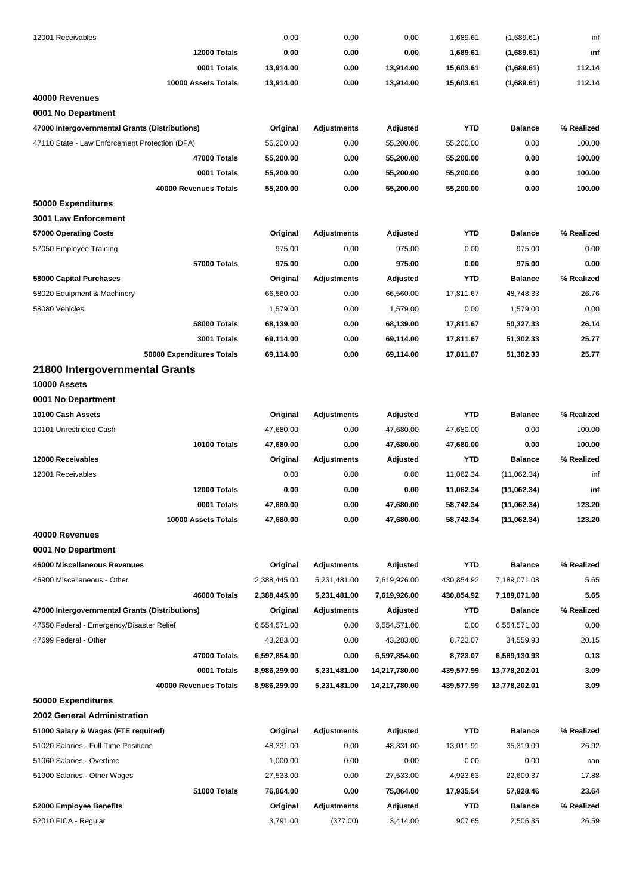| | Original | Adjustments | Adjusted | YTD | Balance | % Realized |
|---|---|---|---|---|---|---|
| 12001 Receivables | 0.00 | 0.00 | 0.00 | 1,689.61 | (1,689.61) | inf |
| **12000 Totals** | **0.00** | **0.00** | **0.00** | **1,689.61** | **(1,689.61)** | **inf** |
| **0001 Totals** | **13,914.00** | **0.00** | **13,914.00** | **15,603.61** | **(1,689.61)** | **112.14** |
| **10000 Assets Totals** | **13,914.00** | **0.00** | **13,914.00** | **15,603.61** | **(1,689.61)** | **112.14** |

**40000 Revenues**

**0001 No Department**

| 47000 Intergovernmental Grants (Distributions) | Original | Adjustments | Adjusted | YTD | Balance | % Realized |
|---|---|---|---|---|---|---|
| 47110 State - Law Enforcement Protection (DFA) | 55,200.00 | 0.00 | 55,200.00 | 55,200.00 | 0.00 | 100.00 |
| **47000 Totals** | **55,200.00** | **0.00** | **55,200.00** | **55,200.00** | **0.00** | **100.00** |
| **0001 Totals** | **55,200.00** | **0.00** | **55,200.00** | **55,200.00** | **0.00** | **100.00** |
| **40000 Revenues Totals** | **55,200.00** | **0.00** | **55,200.00** | **55,200.00** | **0.00** | **100.00** |

**50000 Expenditures**

**3001 Law Enforcement**

| 57000 Operating Costs | Original | Adjustments | Adjusted | YTD | Balance | % Realized |
|---|---|---|---|---|---|---|
| 57050 Employee Training | 975.00 | 0.00 | 975.00 | 0.00 | 975.00 | 0.00 |
| **57000 Totals** | **975.00** | **0.00** | **975.00** | **0.00** | **975.00** | **0.00** |
| **58000 Capital Purchases** | **Original** | **Adjustments** | **Adjusted** | **YTD** | **Balance** | **% Realized** |
| 58020 Equipment & Machinery | 66,560.00 | 0.00 | 66,560.00 | 17,811.67 | 48,748.33 | 26.76 |
| 58080 Vehicles | 1,579.00 | 0.00 | 1,579.00 | 0.00 | 1,579.00 | 0.00 |
| **58000 Totals** | **68,139.00** | **0.00** | **68,139.00** | **17,811.67** | **50,327.33** | **26.14** |
| **3001 Totals** | **69,114.00** | **0.00** | **69,114.00** | **17,811.67** | **51,302.33** | **25.77** |
| **50000 Expenditures Totals** | **69,114.00** | **0.00** | **69,114.00** | **17,811.67** | **51,302.33** | **25.77** |

## 21800 Intergovernmental Grants

**10000 Assets**

**0001 No Department**

| 10100 Cash Assets | Original | Adjustments | Adjusted | YTD | Balance | % Realized |
|---|---|---|---|---|---|---|
| 10101 Unrestricted Cash | 47,680.00 | 0.00 | 47,680.00 | 47,680.00 | 0.00 | 100.00 |
| **10100 Totals** | **47,680.00** | **0.00** | **47,680.00** | **47,680.00** | **0.00** | **100.00** |
| **12000 Receivables** | **Original** | **Adjustments** | **Adjusted** | **YTD** | **Balance** | **% Realized** |
| 12001 Receivables | 0.00 | 0.00 | 0.00 | 11,062.34 | (11,062.34) | inf |
| **12000 Totals** | **0.00** | **0.00** | **0.00** | **11,062.34** | **(11,062.34)** | **inf** |
| **0001 Totals** | **47,680.00** | **0.00** | **47,680.00** | **58,742.34** | **(11,062.34)** | **123.20** |
| **10000 Assets Totals** | **47,680.00** | **0.00** | **47,680.00** | **58,742.34** | **(11,062.34)** | **123.20** |

**40000 Revenues**

**0001 No Department**

| 46000 Miscellaneous Revenues | Original | Adjustments | Adjusted | YTD | Balance | % Realized |
|---|---|---|---|---|---|---|
| 46900 Miscellaneous - Other | 2,388,445.00 | 5,231,481.00 | 7,619,926.00 | 430,854.92 | 7,189,071.08 | 5.65 |
| **46000 Totals** | **2,388,445.00** | **5,231,481.00** | **7,619,926.00** | **430,854.92** | **7,189,071.08** | **5.65** |
| **47000 Intergovernmental Grants (Distributions)** | **Original** | **Adjustments** | **Adjusted** | **YTD** | **Balance** | **% Realized** |
| 47550 Federal - Emergency/Disaster Relief | 6,554,571.00 | 0.00 | 6,554,571.00 | 0.00 | 6,554,571.00 | 0.00 |
| 47699 Federal - Other | 43,283.00 | 0.00 | 43,283.00 | 8,723.07 | 34,559.93 | 20.15 |
| **47000 Totals** | **6,597,854.00** | **0.00** | **6,597,854.00** | **8,723.07** | **6,589,130.93** | **0.13** |
| **0001 Totals** | **8,986,299.00** | **5,231,481.00** | **14,217,780.00** | **439,577.99** | **13,778,202.01** | **3.09** |
| **40000 Revenues Totals** | **8,986,299.00** | **5,231,481.00** | **14,217,780.00** | **439,577.99** | **13,778,202.01** | **3.09** |

**50000 Expenditures**

**2002 General Administration**

| 51000 Salary & Wages (FTE required) | Original | Adjustments | Adjusted | YTD | Balance | % Realized |
|---|---|---|---|---|---|---|
| 51020 Salaries - Full-Time Positions | 48,331.00 | 0.00 | 48,331.00 | 13,011.91 | 35,319.09 | 26.92 |
| 51060 Salaries - Overtime | 1,000.00 | 0.00 | 0.00 | 0.00 | 0.00 | nan |
| 51900 Salaries - Other Wages | 27,533.00 | 0.00 | 27,533.00 | 4,923.63 | 22,609.37 | 17.88 |
| **51000 Totals** | **76,864.00** | **0.00** | **75,864.00** | **17,935.54** | **57,928.46** | **23.64** |
| **52000 Employee Benefits** | **Original** | **Adjustments** | **Adjusted** | **YTD** | **Balance** | **% Realized** |
| 52010 FICA - Regular | 3,791.00 | (377.00) | 3,414.00 | 907.65 | 2,506.35 | 26.59 |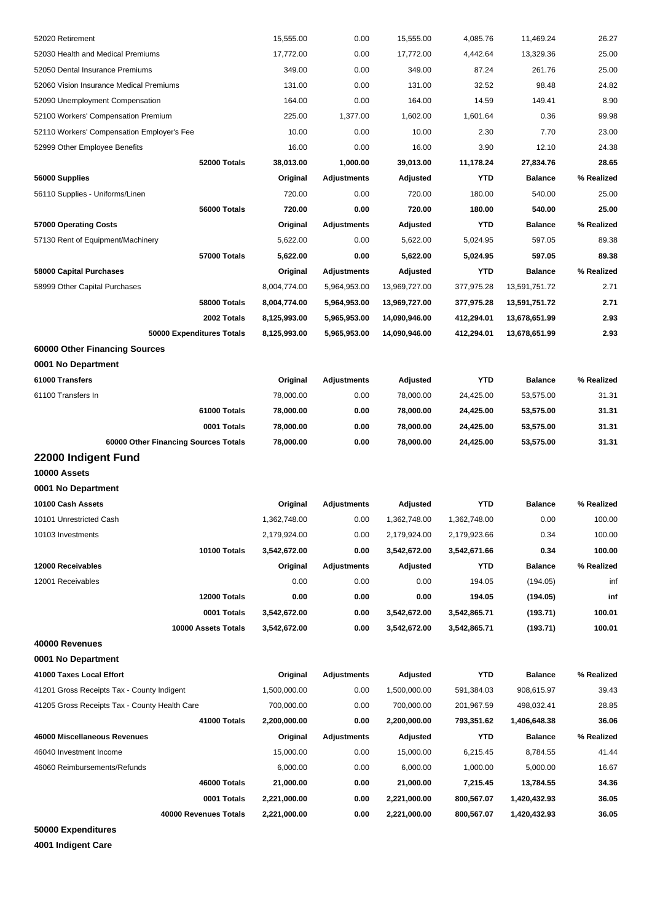| | | | | | | |
|---|---|---|---|---|---|---|
| 52020 Retirement | 15,555.00 | 0.00 | 15,555.00 | 4,085.76 | 11,469.24 | 26.27 |
| 52030 Health and Medical Premiums | 17,772.00 | 0.00 | 17,772.00 | 4,442.64 | 13,329.36 | 25.00 |
| 52050 Dental Insurance Premiums | 349.00 | 0.00 | 349.00 | 87.24 | 261.76 | 25.00 |
| 52060 Vision Insurance Medical Premiums | 131.00 | 0.00 | 131.00 | 32.52 | 98.48 | 24.82 |
| 52090 Unemployment Compensation | 164.00 | 0.00 | 164.00 | 14.59 | 149.41 | 8.90 |
| 52100 Workers' Compensation Premium | 225.00 | 1,377.00 | 1,602.00 | 1,601.64 | 0.36 | 99.98 |
| 52110 Workers' Compensation Employer's Fee | 10.00 | 0.00 | 10.00 | 2.30 | 7.70 | 23.00 |
| 52999 Other Employee Benefits | 16.00 | 0.00 | 16.00 | 3.90 | 12.10 | 24.38 |
| **52000 Totals** | **38,013.00** | **1,000.00** | **39,013.00** | **11,178.24** | **27,834.76** | **28.65** |
| **56000 Supplies** | **Original** | **Adjustments** | **Adjusted** | **YTD** | **Balance** | **% Realized** |
| 56110 Supplies - Uniforms/Linen | 720.00 | 0.00 | 720.00 | 180.00 | 540.00 | 25.00 |
| **56000 Totals** | **720.00** | **0.00** | **720.00** | **180.00** | **540.00** | **25.00** |
| **57000 Operating Costs** | **Original** | **Adjustments** | **Adjusted** | **YTD** | **Balance** | **% Realized** |
| 57130 Rent of Equipment/Machinery | 5,622.00 | 0.00 | 5,622.00 | 5,024.95 | 597.05 | 89.38 |
| **57000 Totals** | **5,622.00** | **0.00** | **5,622.00** | **5,024.95** | **597.05** | **89.38** |
| **58000 Capital Purchases** | **Original** | **Adjustments** | **Adjusted** | **YTD** | **Balance** | **% Realized** |
| 58999 Other Capital Purchases | 8,004,774.00 | 5,964,953.00 | 13,969,727.00 | 377,975.28 | 13,591,751.72 | 2.71 |
| **58000 Totals** | **8,004,774.00** | **5,964,953.00** | **13,969,727.00** | **377,975.28** | **13,591,751.72** | **2.71** |
| **2002 Totals** | **8,125,993.00** | **5,965,953.00** | **14,090,946.00** | **412,294.01** | **13,678,651.99** | **2.93** |
| **50000 Expenditures Totals** | **8,125,993.00** | **5,965,953.00** | **14,090,946.00** | **412,294.01** | **13,678,651.99** | **2.93** |

### 60000 Other Financing Sources

#### 0001 No Department

| 61000 Transfers | Original | Adjustments | Adjusted | YTD | Balance | % Realized |
|---|---|---|---|---|---|---|
| 61100 Transfers In | 78,000.00 | 0.00 | 78,000.00 | 24,425.00 | 53,575.00 | 31.31 |
| **61000 Totals** | **78,000.00** | **0.00** | **78,000.00** | **24,425.00** | **53,575.00** | **31.31** |
| **0001 Totals** | **78,000.00** | **0.00** | **78,000.00** | **24,425.00** | **53,575.00** | **31.31** |
| **60000 Other Financing Sources Totals** | **78,000.00** | **0.00** | **78,000.00** | **24,425.00** | **53,575.00** | **31.31** |

## 22000 Indigent Fund

### 10000 Assets

#### 0001 No Department

| 10100 Cash Assets | Original | Adjustments | Adjusted | YTD | Balance | % Realized |
|---|---|---|---|---|---|---|
| 10101 Unrestricted Cash | 1,362,748.00 | 0.00 | 1,362,748.00 | 1,362,748.00 | 0.00 | 100.00 |
| 10103 Investments | 2,179,924.00 | 0.00 | 2,179,924.00 | 2,179,923.66 | 0.34 | 100.00 |
| **10100 Totals** | **3,542,672.00** | **0.00** | **3,542,672.00** | **3,542,671.66** | **0.34** | **100.00** |
| **12000 Receivables** | **Original** | **Adjustments** | **Adjusted** | **YTD** | **Balance** | **% Realized** |
| 12001 Receivables | 0.00 | 0.00 | 0.00 | 194.05 | (194.05) | inf |
| **12000 Totals** | **0.00** | **0.00** | **0.00** | **194.05** | **(194.05)** | **inf** |
| **0001 Totals** | **3,542,672.00** | **0.00** | **3,542,672.00** | **3,542,865.71** | **(193.71)** | **100.01** |
| **10000 Assets Totals** | **3,542,672.00** | **0.00** | **3,542,672.00** | **3,542,865.71** | **(193.71)** | **100.01** |

### 40000 Revenues

#### 0001 No Department

| 41000 Taxes Local Effort | Original | Adjustments | Adjusted | YTD | Balance | % Realized |
|---|---|---|---|---|---|---|
| 41201 Gross Receipts Tax - County Indigent | 1,500,000.00 | 0.00 | 1,500,000.00 | 591,384.03 | 908,615.97 | 39.43 |
| 41205 Gross Receipts Tax - County Health Care | 700,000.00 | 0.00 | 700,000.00 | 201,967.59 | 498,032.41 | 28.85 |
| **41000 Totals** | **2,200,000.00** | **0.00** | **2,200,000.00** | **793,351.62** | **1,406,648.38** | **36.06** |
| **46000 Miscellaneous Revenues** | **Original** | **Adjustments** | **Adjusted** | **YTD** | **Balance** | **% Realized** |
| 46040 Investment Income | 15,000.00 | 0.00 | 15,000.00 | 6,215.45 | 8,784.55 | 41.44 |
| 46060 Reimbursements/Refunds | 6,000.00 | 0.00 | 6,000.00 | 1,000.00 | 5,000.00 | 16.67 |
| **46000 Totals** | **21,000.00** | **0.00** | **21,000.00** | **7,215.45** | **13,784.55** | **34.36** |
| **0001 Totals** | **2,221,000.00** | **0.00** | **2,221,000.00** | **800,567.07** | **1,420,432.93** | **36.05** |
| **40000 Revenues Totals** | **2,221,000.00** | **0.00** | **2,221,000.00** | **800,567.07** | **1,420,432.93** | **36.05** |

### 50000 Expenditures

#### 4001 Indigent Care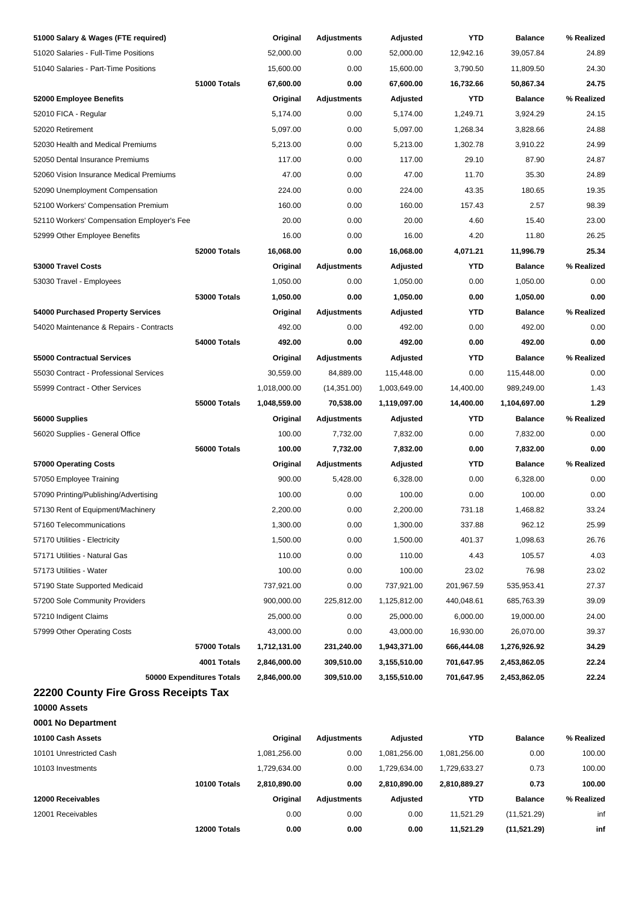| 51000 Salary & Wages (FTE required) | | Original | Adjustments | Adjusted | YTD | Balance | % Realized |
|---|---|---|---|---|---|---|---|
| 51020 Salaries - Full-Time Positions | | 52,000.00 | 0.00 | 52,000.00 | 12,942.16 | 39,057.84 | 24.89 |
| 51040 Salaries - Part-Time Positions | | 15,600.00 | 0.00 | 15,600.00 | 3,790.50 | 11,809.50 | 24.30 |
| | **51000 Totals** | **67,600.00** | **0.00** | **67,600.00** | **16,732.66** | **50,867.34** | **24.75** |
| **52000 Employee Benefits** | | **Original** | **Adjustments** | **Adjusted** | **YTD** | **Balance** | **% Realized** |
| 52010 FICA - Regular | | 5,174.00 | 0.00 | 5,174.00 | 1,249.71 | 3,924.29 | 24.15 |
| 52020 Retirement | | 5,097.00 | 0.00 | 5,097.00 | 1,268.34 | 3,828.66 | 24.88 |
| 52030 Health and Medical Premiums | | 5,213.00 | 0.00 | 5,213.00 | 1,302.78 | 3,910.22 | 24.99 |
| 52050 Dental Insurance Premiums | | 117.00 | 0.00 | 117.00 | 29.10 | 87.90 | 24.87 |
| 52060 Vision Insurance Medical Premiums | | 47.00 | 0.00 | 47.00 | 11.70 | 35.30 | 24.89 |
| 52090 Unemployment Compensation | | 224.00 | 0.00 | 224.00 | 43.35 | 180.65 | 19.35 |
| 52100 Workers' Compensation Premium | | 160.00 | 0.00 | 160.00 | 157.43 | 2.57 | 98.39 |
| 52110 Workers' Compensation Employer's Fee | | 20.00 | 0.00 | 20.00 | 4.60 | 15.40 | 23.00 |
| 52999 Other Employee Benefits | | 16.00 | 0.00 | 16.00 | 4.20 | 11.80 | 26.25 |
| | **52000 Totals** | **16,068.00** | **0.00** | **16,068.00** | **4,071.21** | **11,996.79** | **25.34** |
| **53000 Travel Costs** | | **Original** | **Adjustments** | **Adjusted** | **YTD** | **Balance** | **% Realized** |
| 53030 Travel - Employees | | 1,050.00 | 0.00 | 1,050.00 | 0.00 | 1,050.00 | 0.00 |
| | **53000 Totals** | **1,050.00** | **0.00** | **1,050.00** | **0.00** | **1,050.00** | **0.00** |
| **54000 Purchased Property Services** | | **Original** | **Adjustments** | **Adjusted** | **YTD** | **Balance** | **% Realized** |
| 54020 Maintenance & Repairs - Contracts | | 492.00 | 0.00 | 492.00 | 0.00 | 492.00 | 0.00 |
| | **54000 Totals** | **492.00** | **0.00** | **492.00** | **0.00** | **492.00** | **0.00** |
| **55000 Contractual Services** | | **Original** | **Adjustments** | **Adjusted** | **YTD** | **Balance** | **% Realized** |
| 55030 Contract - Professional Services | | 30,559.00 | 84,889.00 | 115,448.00 | 0.00 | 115,448.00 | 0.00 |
| 55999 Contract - Other Services | | 1,018,000.00 | (14,351.00) | 1,003,649.00 | 14,400.00 | 989,249.00 | 1.43 |
| | **55000 Totals** | **1,048,559.00** | **70,538.00** | **1,119,097.00** | **14,400.00** | **1,104,697.00** | **1.29** |
| **56000 Supplies** | | **Original** | **Adjustments** | **Adjusted** | **YTD** | **Balance** | **% Realized** |
| 56020 Supplies - General Office | | 100.00 | 7,732.00 | 7,832.00 | 0.00 | 7,832.00 | 0.00 |
| | **56000 Totals** | **100.00** | **7,732.00** | **7,832.00** | **0.00** | **7,832.00** | **0.00** |
| **57000 Operating Costs** | | **Original** | **Adjustments** | **Adjusted** | **YTD** | **Balance** | **% Realized** |
| 57050 Employee Training | | 900.00 | 5,428.00 | 6,328.00 | 0.00 | 6,328.00 | 0.00 |
| 57090 Printing/Publishing/Advertising | | 100.00 | 0.00 | 100.00 | 0.00 | 100.00 | 0.00 |
| 57130 Rent of Equipment/Machinery | | 2,200.00 | 0.00 | 2,200.00 | 731.18 | 1,468.82 | 33.24 |
| 57160 Telecommunications | | 1,300.00 | 0.00 | 1,300.00 | 337.88 | 962.12 | 25.99 |
| 57170 Utilities - Electricity | | 1,500.00 | 0.00 | 1,500.00 | 401.37 | 1,098.63 | 26.76 |
| 57171 Utilities - Natural Gas | | 110.00 | 0.00 | 110.00 | 4.43 | 105.57 | 4.03 |
| 57173 Utilities - Water | | 100.00 | 0.00 | 100.00 | 23.02 | 76.98 | 23.02 |
| 57190 State Supported Medicaid | | 737,921.00 | 0.00 | 737,921.00 | 201,967.59 | 535,953.41 | 27.37 |
| 57200 Sole Community Providers | | 900,000.00 | 225,812.00 | 1,125,812.00 | 440,048.61 | 685,763.39 | 39.09 |
| 57210 Indigent Claims | | 25,000.00 | 0.00 | 25,000.00 | 6,000.00 | 19,000.00 | 24.00 |
| 57999 Other Operating Costs | | 43,000.00 | 0.00 | 43,000.00 | 16,930.00 | 26,070.00 | 39.37 |
| | **57000 Totals** | **1,712,131.00** | **231,240.00** | **1,943,371.00** | **666,444.08** | **1,276,926.92** | **34.29** |
| | **4001 Totals** | **2,846,000.00** | **309,510.00** | **3,155,510.00** | **701,647.95** | **2,453,862.05** | **22.24** |
| | **50000 Expenditures Totals** | **2,846,000.00** | **309,510.00** | **3,155,510.00** | **701,647.95** | **2,453,862.05** | **22.24** |

## 22200 County Fire Gross Receipts Tax

**10000 Assets**

**0001 No Department**

| 10100 Cash Assets | | Original | Adjustments | Adjusted | YTD | Balance | % Realized |
|---|---|---|---|---|---|---|---|
| 10101 Unrestricted Cash | | 1,081,256.00 | 0.00 | 1,081,256.00 | 1,081,256.00 | 0.00 | 100.00 |
| 10103 Investments | | 1,729,634.00 | 0.00 | 1,729,634.00 | 1,729,633.27 | 0.73 | 100.00 |
| | **10100 Totals** | **2,810,890.00** | **0.00** | **2,810,890.00** | **2,810,889.27** | **0.73** | **100.00** |
| **12000 Receivables** | | **Original** | **Adjustments** | **Adjusted** | **YTD** | **Balance** | **% Realized** |
| 12001 Receivables | | 0.00 | 0.00 | 0.00 | 11,521.29 | (11,521.29) | inf |
| | **12000 Totals** | **0.00** | **0.00** | **0.00** | **11,521.29** | **(11,521.29)** | **inf** |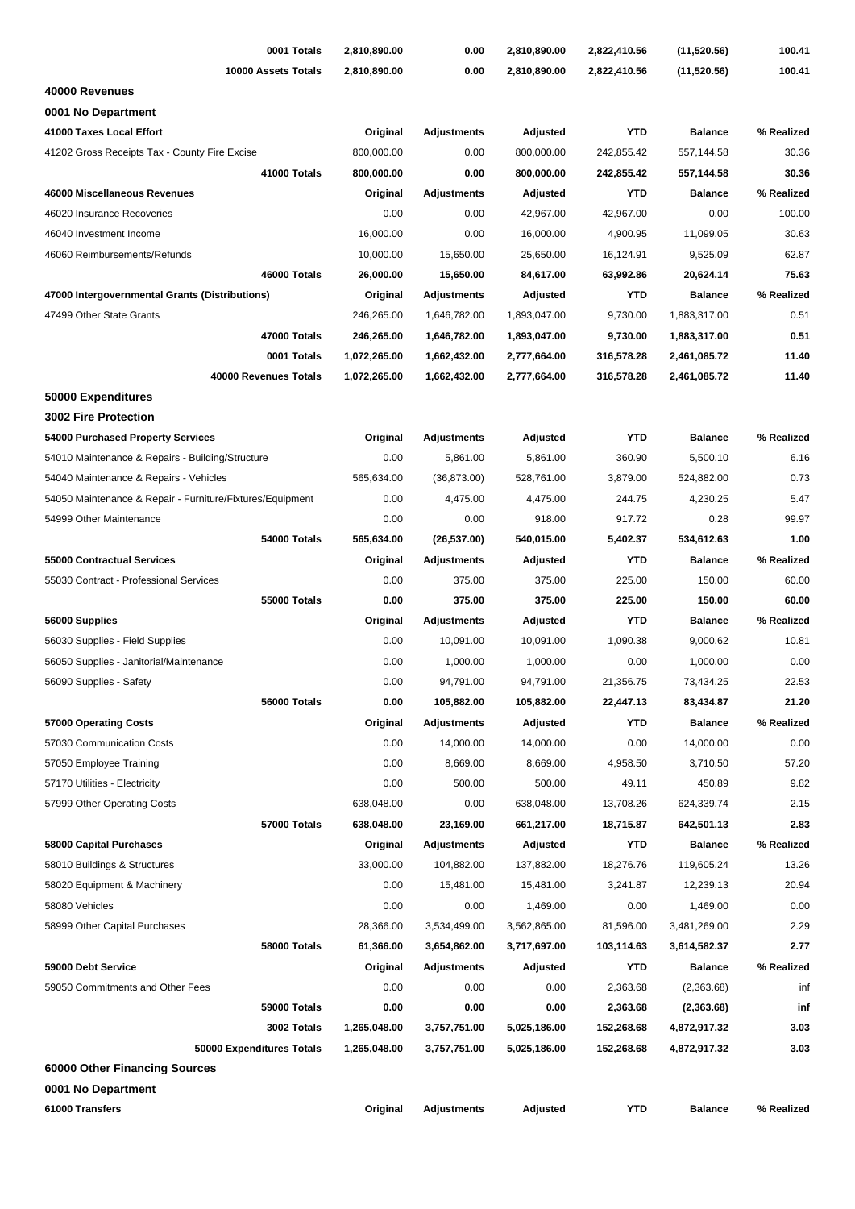| | | | | | | |
|---|---|---|---|---|---|---|
| **0001 Totals** | **2,810,890.00** | **0.00** | **2,810,890.00** | **2,822,410.56** | **(11,520.56)** | **100.41** |
| **10000 Assets Totals** | **2,810,890.00** | **0.00** | **2,810,890.00** | **2,822,410.56** | **(11,520.56)** | **100.41** |

**40000 Revenues**

**0001 No Department**

| **41000 Taxes Local Effort** | **Original** | **Adjustments** | **Adjusted** | **YTD** | **Balance** | **% Realized** |
|---|---|---|---|---|---|---|
| 41202 Gross Receipts Tax - County Fire Excise | 800,000.00 | 0.00 | 800,000.00 | 242,855.42 | 557,144.58 | 30.36 |
| **41000 Totals** | **800,000.00** | **0.00** | **800,000.00** | **242,855.42** | **557,144.58** | **30.36** |
| **46000 Miscellaneous Revenues** | **Original** | **Adjustments** | **Adjusted** | **YTD** | **Balance** | **% Realized** |
| 46020 Insurance Recoveries | 0.00 | 0.00 | 42,967.00 | 42,967.00 | 0.00 | 100.00 |
| 46040 Investment Income | 16,000.00 | 0.00 | 16,000.00 | 4,900.95 | 11,099.05 | 30.63 |
| 46060 Reimbursements/Refunds | 10,000.00 | 15,650.00 | 25,650.00 | 16,124.91 | 9,525.09 | 62.87 |
| **46000 Totals** | **26,000.00** | **15,650.00** | **84,617.00** | **63,992.86** | **20,624.14** | **75.63** |
| **47000 Intergovernmental Grants (Distributions)** | **Original** | **Adjustments** | **Adjusted** | **YTD** | **Balance** | **% Realized** |
| 47499 Other State Grants | 246,265.00 | 1,646,782.00 | 1,893,047.00 | 9,730.00 | 1,883,317.00 | 0.51 |
| **47000 Totals** | **246,265.00** | **1,646,782.00** | **1,893,047.00** | **9,730.00** | **1,883,317.00** | **0.51** |
| **0001 Totals** | **1,072,265.00** | **1,662,432.00** | **2,777,664.00** | **316,578.28** | **2,461,085.72** | **11.40** |
| **40000 Revenues Totals** | **1,072,265.00** | **1,662,432.00** | **2,777,664.00** | **316,578.28** | **2,461,085.72** | **11.40** |

**50000 Expenditures**

**3002 Fire Protection**

| **54000 Purchased Property Services** | **Original** | **Adjustments** | **Adjusted** | **YTD** | **Balance** | **% Realized** |
|---|---|---|---|---|---|---|
| 54010 Maintenance & Repairs - Building/Structure | 0.00 | 5,861.00 | 5,861.00 | 360.90 | 5,500.10 | 6.16 |
| 54040 Maintenance & Repairs - Vehicles | 565,634.00 | (36,873.00) | 528,761.00 | 3,879.00 | 524,882.00 | 0.73 |
| 54050 Maintenance & Repair - Furniture/Fixtures/Equipment | 0.00 | 4,475.00 | 4,475.00 | 244.75 | 4,230.25 | 5.47 |
| 54999 Other Maintenance | 0.00 | 0.00 | 918.00 | 917.72 | 0.28 | 99.97 |
| **54000 Totals** | **565,634.00** | **(26,537.00)** | **540,015.00** | **5,402.37** | **534,612.63** | **1.00** |
| **55000 Contractual Services** | **Original** | **Adjustments** | **Adjusted** | **YTD** | **Balance** | **% Realized** |
| 55030 Contract - Professional Services | 0.00 | 375.00 | 375.00 | 225.00 | 150.00 | 60.00 |
| **55000 Totals** | **0.00** | **375.00** | **375.00** | **225.00** | **150.00** | **60.00** |
| **56000 Supplies** | **Original** | **Adjustments** | **Adjusted** | **YTD** | **Balance** | **% Realized** |
| 56030 Supplies - Field Supplies | 0.00 | 10,091.00 | 10,091.00 | 1,090.38 | 9,000.62 | 10.81 |
| 56050 Supplies - Janitorial/Maintenance | 0.00 | 1,000.00 | 1,000.00 | 0.00 | 1,000.00 | 0.00 |
| 56090 Supplies - Safety | 0.00 | 94,791.00 | 94,791.00 | 21,356.75 | 73,434.25 | 22.53 |
| **56000 Totals** | **0.00** | **105,882.00** | **105,882.00** | **22,447.13** | **83,434.87** | **21.20** |
| **57000 Operating Costs** | **Original** | **Adjustments** | **Adjusted** | **YTD** | **Balance** | **% Realized** |
| 57030 Communication Costs | 0.00 | 14,000.00 | 14,000.00 | 0.00 | 14,000.00 | 0.00 |
| 57050 Employee Training | 0.00 | 8,669.00 | 8,669.00 | 4,958.50 | 3,710.50 | 57.20 |
| 57170 Utilities - Electricity | 0.00 | 500.00 | 500.00 | 49.11 | 450.89 | 9.82 |
| 57999 Other Operating Costs | 638,048.00 | 0.00 | 638,048.00 | 13,708.26 | 624,339.74 | 2.15 |
| **57000 Totals** | **638,048.00** | **23,169.00** | **661,217.00** | **18,715.87** | **642,501.13** | **2.83** |
| **58000 Capital Purchases** | **Original** | **Adjustments** | **Adjusted** | **YTD** | **Balance** | **% Realized** |
| 58010 Buildings & Structures | 33,000.00 | 104,882.00 | 137,882.00 | 18,276.76 | 119,605.24 | 13.26 |
| 58020 Equipment & Machinery | 0.00 | 15,481.00 | 15,481.00 | 3,241.87 | 12,239.13 | 20.94 |
| 58080 Vehicles | 0.00 | 0.00 | 1,469.00 | 0.00 | 1,469.00 | 0.00 |
| 58999 Other Capital Purchases | 28,366.00 | 3,534,499.00 | 3,562,865.00 | 81,596.00 | 3,481,269.00 | 2.29 |
| **58000 Totals** | **61,366.00** | **3,654,862.00** | **3,717,697.00** | **103,114.63** | **3,614,582.37** | **2.77** |
| **59000 Debt Service** | **Original** | **Adjustments** | **Adjusted** | **YTD** | **Balance** | **% Realized** |
| 59050 Commitments and Other Fees | 0.00 | 0.00 | 0.00 | 2,363.68 | (2,363.68) | inf |
| **59000 Totals** | **0.00** | **0.00** | **0.00** | **2,363.68** | **(2,363.68)** | **inf** |
| **3002 Totals** | **1,265,048.00** | **3,757,751.00** | **5,025,186.00** | **152,268.68** | **4,872,917.32** | **3.03** |
| **50000 Expenditures Totals** | **1,265,048.00** | **3,757,751.00** | **5,025,186.00** | **152,268.68** | **4,872,917.32** | **3.03** |

**60000 Other Financing Sources**

**0001 No Department**

| **61000 Transfers** | **Original** | **Adjustments** | **Adjusted** | **YTD** | **Balance** | **% Realized** |
|---|---|---|---|---|---|---|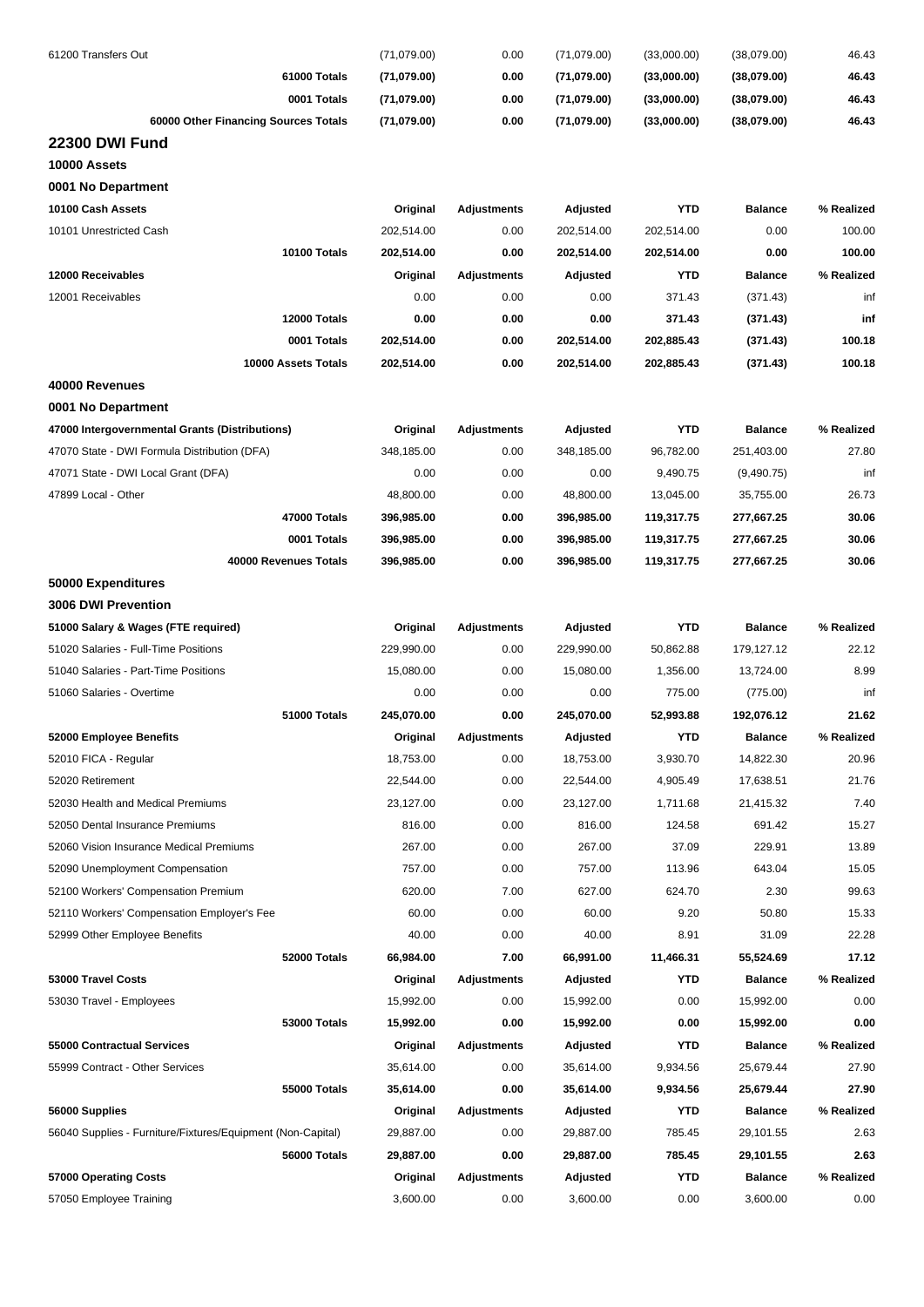| | | | | | | |
|---|---|---|---|---|---|---|
| 61200 Transfers Out | (71,079.00) | 0.00 | (71,079.00) | (33,000.00) | (38,079.00) | 46.43 |
| **61000 Totals** | **(71,079.00)** | **0.00** | **(71,079.00)** | **(33,000.00)** | **(38,079.00)** | **46.43** |
| **0001 Totals** | **(71,079.00)** | **0.00** | **(71,079.00)** | **(33,000.00)** | **(38,079.00)** | **46.43** |
| **60000 Other Financing Sources Totals** | **(71,079.00)** | **0.00** | **(71,079.00)** | **(33,000.00)** | **(38,079.00)** | **46.43** |

## 22300 DWI Fund

**10000 Assets**

**0001 No Department**

| 10100 Cash Assets | Original | Adjustments | Adjusted | YTD | Balance | % Realized |
|---|---|---|---|---|---|---|
| 10101 Unrestricted Cash | 202,514.00 | 0.00 | 202,514.00 | 202,514.00 | 0.00 | 100.00 |
| **10100 Totals** | **202,514.00** | **0.00** | **202,514.00** | **202,514.00** | **0.00** | **100.00** |
| **12000 Receivables** | **Original** | **Adjustments** | **Adjusted** | **YTD** | **Balance** | **% Realized** |
| 12001 Receivables | 0.00 | 0.00 | 0.00 | 371.43 | (371.43) | inf |
| **12000 Totals** | **0.00** | **0.00** | **0.00** | **371.43** | **(371.43)** | **inf** |
| **0001 Totals** | **202,514.00** | **0.00** | **202,514.00** | **202,885.43** | **(371.43)** | **100.18** |
| **10000 Assets Totals** | **202,514.00** | **0.00** | **202,514.00** | **202,885.43** | **(371.43)** | **100.18** |

**40000 Revenues**

**0001 No Department**

| 47000 Intergovernmental Grants (Distributions) | Original | Adjustments | Adjusted | YTD | Balance | % Realized |
|---|---|---|---|---|---|---|
| 47070 State - DWI Formula Distribution (DFA) | 348,185.00 | 0.00 | 348,185.00 | 96,782.00 | 251,403.00 | 27.80 |
| 47071 State - DWI Local Grant (DFA) | 0.00 | 0.00 | 0.00 | 9,490.75 | (9,490.75) | inf |
| 47899 Local - Other | 48,800.00 | 0.00 | 48,800.00 | 13,045.00 | 35,755.00 | 26.73 |
| **47000 Totals** | **396,985.00** | **0.00** | **396,985.00** | **119,317.75** | **277,667.25** | **30.06** |
| **0001 Totals** | **396,985.00** | **0.00** | **396,985.00** | **119,317.75** | **277,667.25** | **30.06** |
| **40000 Revenues Totals** | **396,985.00** | **0.00** | **396,985.00** | **119,317.75** | **277,667.25** | **30.06** |

**50000 Expenditures**

**3006 DWI Prevention**

| 51000 Salary & Wages (FTE required) | Original | Adjustments | Adjusted | YTD | Balance | % Realized |
|---|---|---|---|---|---|---|
| 51020 Salaries - Full-Time Positions | 229,990.00 | 0.00 | 229,990.00 | 50,862.88 | 179,127.12 | 22.12 |
| 51040 Salaries - Part-Time Positions | 15,080.00 | 0.00 | 15,080.00 | 1,356.00 | 13,724.00 | 8.99 |
| 51060 Salaries - Overtime | 0.00 | 0.00 | 0.00 | 775.00 | (775.00) | inf |
| **51000 Totals** | **245,070.00** | **0.00** | **245,070.00** | **52,993.88** | **192,076.12** | **21.62** |
| **52000 Employee Benefits** | **Original** | **Adjustments** | **Adjusted** | **YTD** | **Balance** | **% Realized** |
| 52010 FICA - Regular | 18,753.00 | 0.00 | 18,753.00 | 3,930.70 | 14,822.30 | 20.96 |
| 52020 Retirement | 22,544.00 | 0.00 | 22,544.00 | 4,905.49 | 17,638.51 | 21.76 |
| 52030 Health and Medical Premiums | 23,127.00 | 0.00 | 23,127.00 | 1,711.68 | 21,415.32 | 7.40 |
| 52050 Dental Insurance Premiums | 816.00 | 0.00 | 816.00 | 124.58 | 691.42 | 15.27 |
| 52060 Vision Insurance Medical Premiums | 267.00 | 0.00 | 267.00 | 37.09 | 229.91 | 13.89 |
| 52090 Unemployment Compensation | 757.00 | 0.00 | 757.00 | 113.96 | 643.04 | 15.05 |
| 52100 Workers' Compensation Premium | 620.00 | 7.00 | 627.00 | 624.70 | 2.30 | 99.63 |
| 52110 Workers' Compensation Employer's Fee | 60.00 | 0.00 | 60.00 | 9.20 | 50.80 | 15.33 |
| 52999 Other Employee Benefits | 40.00 | 0.00 | 40.00 | 8.91 | 31.09 | 22.28 |
| **52000 Totals** | **66,984.00** | **7.00** | **66,991.00** | **11,466.31** | **55,524.69** | **17.12** |
| **53000 Travel Costs** | **Original** | **Adjustments** | **Adjusted** | **YTD** | **Balance** | **% Realized** |
| 53030 Travel - Employees | 15,992.00 | 0.00 | 15,992.00 | 0.00 | 15,992.00 | 0.00 |
| **53000 Totals** | **15,992.00** | **0.00** | **15,992.00** | **0.00** | **15,992.00** | **0.00** |
| **55000 Contractual Services** | **Original** | **Adjustments** | **Adjusted** | **YTD** | **Balance** | **% Realized** |
| 55999 Contract - Other Services | 35,614.00 | 0.00 | 35,614.00 | 9,934.56 | 25,679.44 | 27.90 |
| **55000 Totals** | **35,614.00** | **0.00** | **35,614.00** | **9,934.56** | **25,679.44** | **27.90** |
| **56000 Supplies** | **Original** | **Adjustments** | **Adjusted** | **YTD** | **Balance** | **% Realized** |
| 56040 Supplies - Furniture/Fixtures/Equipment (Non-Capital) | 29,887.00 | 0.00 | 29,887.00 | 785.45 | 29,101.55 | 2.63 |
| **56000 Totals** | **29,887.00** | **0.00** | **29,887.00** | **785.45** | **29,101.55** | **2.63** |
| **57000 Operating Costs** | **Original** | **Adjustments** | **Adjusted** | **YTD** | **Balance** | **% Realized** |
| 57050 Employee Training | 3,600.00 | 0.00 | 3,600.00 | 0.00 | 3,600.00 | 0.00 |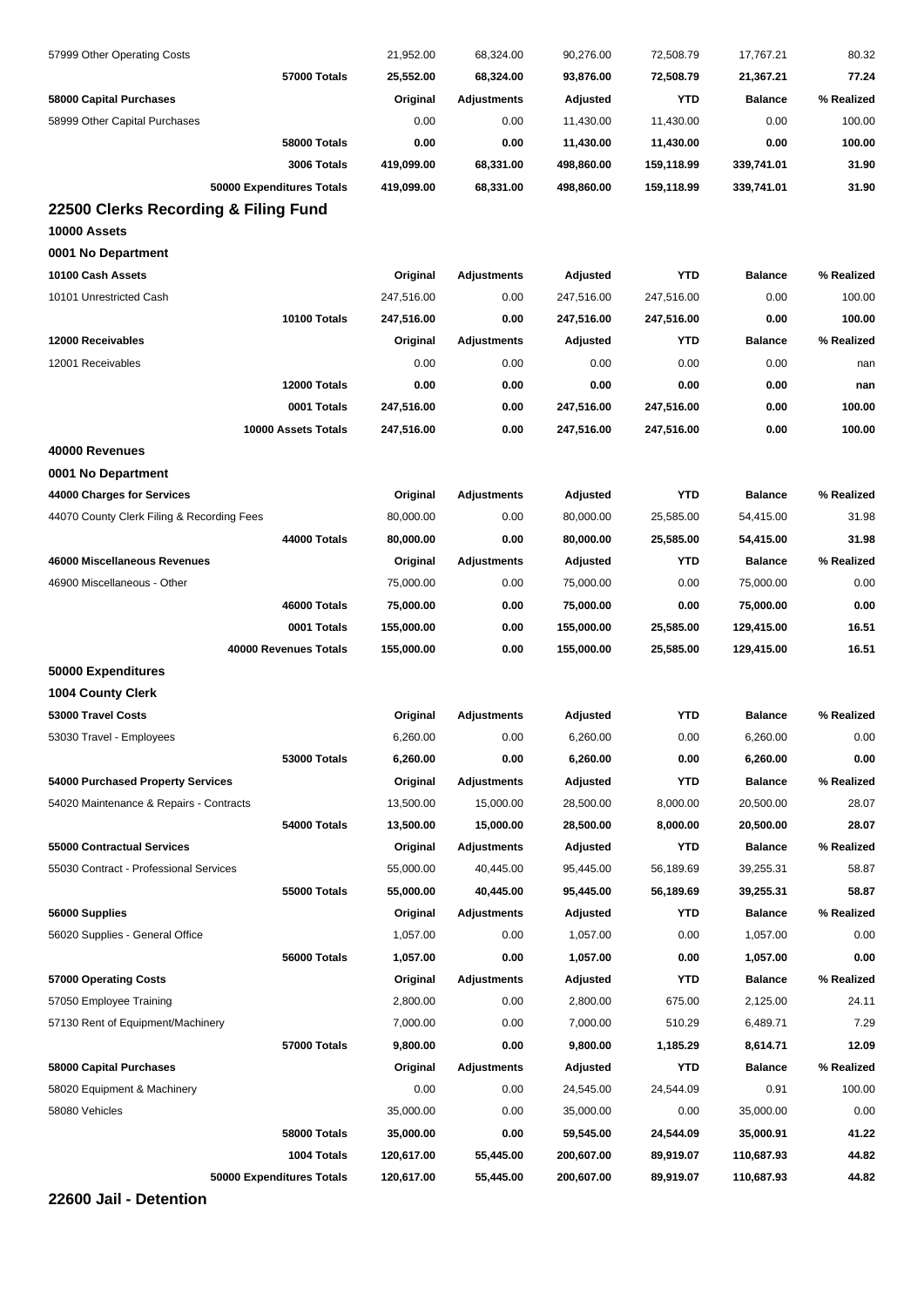| | Original | Adjustments | Adjusted | YTD | Balance | % Realized |
|---|---|---|---|---|---|---|
| 57999 Other Operating Costs | 21,952.00 | 68,324.00 | 90,276.00 | 72,508.79 | 17,767.21 | 80.32 |
| **57000 Totals** | **25,552.00** | **68,324.00** | **93,876.00** | **72,508.79** | **21,367.21** | **77.24** |
| **58000 Capital Purchases** | **Original** | **Adjustments** | **Adjusted** | **YTD** | **Balance** | **% Realized** |
| 58999 Other Capital Purchases | 0.00 | 0.00 | 11,430.00 | 11,430.00 | 0.00 | 100.00 |
| **58000 Totals** | **0.00** | **0.00** | **11,430.00** | **11,430.00** | **0.00** | **100.00** |
| **3006 Totals** | **419,099.00** | **68,331.00** | **498,860.00** | **159,118.99** | **339,741.01** | **31.90** |
| **50000 Expenditures Totals** | **419,099.00** | **68,331.00** | **498,860.00** | **159,118.99** | **339,741.01** | **31.90** |

## 22500 Clerks Recording & Filing Fund

**10000 Assets**

**0001 No Department**

| 10100 Cash Assets | Original | Adjustments | Adjusted | YTD | Balance | % Realized |
|---|---|---|---|---|---|---|
| 10101 Unrestricted Cash | 247,516.00 | 0.00 | 247,516.00 | 247,516.00 | 0.00 | 100.00 |
| **10100 Totals** | **247,516.00** | **0.00** | **247,516.00** | **247,516.00** | **0.00** | **100.00** |
| **12000 Receivables** | **Original** | **Adjustments** | **Adjusted** | **YTD** | **Balance** | **% Realized** |
| 12001 Receivables | 0.00 | 0.00 | 0.00 | 0.00 | 0.00 | nan |
| **12000 Totals** | **0.00** | **0.00** | **0.00** | **0.00** | **0.00** | **nan** |
| **0001 Totals** | **247,516.00** | **0.00** | **247,516.00** | **247,516.00** | **0.00** | **100.00** |
| **10000 Assets Totals** | **247,516.00** | **0.00** | **247,516.00** | **247,516.00** | **0.00** | **100.00** |

**40000 Revenues**

**0001 No Department**

| 44000 Charges for Services | Original | Adjustments | Adjusted | YTD | Balance | % Realized |
|---|---|---|---|---|---|---|
| 44070 County Clerk Filing & Recording Fees | 80,000.00 | 0.00 | 80,000.00 | 25,585.00 | 54,415.00 | 31.98 |
| **44000 Totals** | **80,000.00** | **0.00** | **80,000.00** | **25,585.00** | **54,415.00** | **31.98** |
| **46000 Miscellaneous Revenues** | **Original** | **Adjustments** | **Adjusted** | **YTD** | **Balance** | **% Realized** |
| 46900 Miscellaneous - Other | 75,000.00 | 0.00 | 75,000.00 | 0.00 | 75,000.00 | 0.00 |
| **46000 Totals** | **75,000.00** | **0.00** | **75,000.00** | **0.00** | **75,000.00** | **0.00** |
| **0001 Totals** | **155,000.00** | **0.00** | **155,000.00** | **25,585.00** | **129,415.00** | **16.51** |
| **40000 Revenues Totals** | **155,000.00** | **0.00** | **155,000.00** | **25,585.00** | **129,415.00** | **16.51** |

**50000 Expenditures**

**1004 County Clerk**

| 53000 Travel Costs | Original | Adjustments | Adjusted | YTD | Balance | % Realized |
|---|---|---|---|---|---|---|
| 53030 Travel - Employees | 6,260.00 | 0.00 | 6,260.00 | 0.00 | 6,260.00 | 0.00 |
| **53000 Totals** | **6,260.00** | **0.00** | **6,260.00** | **0.00** | **6,260.00** | **0.00** |
| **54000 Purchased Property Services** | **Original** | **Adjustments** | **Adjusted** | **YTD** | **Balance** | **% Realized** |
| 54020 Maintenance & Repairs - Contracts | 13,500.00 | 15,000.00 | 28,500.00 | 8,000.00 | 20,500.00 | 28.07 |
| **54000 Totals** | **13,500.00** | **15,000.00** | **28,500.00** | **8,000.00** | **20,500.00** | **28.07** |
| **55000 Contractual Services** | **Original** | **Adjustments** | **Adjusted** | **YTD** | **Balance** | **% Realized** |
| 55030 Contract - Professional Services | 55,000.00 | 40,445.00 | 95,445.00 | 56,189.69 | 39,255.31 | 58.87 |
| **55000 Totals** | **55,000.00** | **40,445.00** | **95,445.00** | **56,189.69** | **39,255.31** | **58.87** |
| **56000 Supplies** | **Original** | **Adjustments** | **Adjusted** | **YTD** | **Balance** | **% Realized** |
| 56020 Supplies - General Office | 1,057.00 | 0.00 | 1,057.00 | 0.00 | 1,057.00 | 0.00 |
| **56000 Totals** | **1,057.00** | **0.00** | **1,057.00** | **0.00** | **1,057.00** | **0.00** |
| **57000 Operating Costs** | **Original** | **Adjustments** | **Adjusted** | **YTD** | **Balance** | **% Realized** |
| 57050 Employee Training | 2,800.00 | 0.00 | 2,800.00 | 675.00 | 2,125.00 | 24.11 |
| 57130 Rent of Equipment/Machinery | 7,000.00 | 0.00 | 7,000.00 | 510.29 | 6,489.71 | 7.29 |
| **57000 Totals** | **9,800.00** | **0.00** | **9,800.00** | **1,185.29** | **8,614.71** | **12.09** |
| **58000 Capital Purchases** | **Original** | **Adjustments** | **Adjusted** | **YTD** | **Balance** | **% Realized** |
| 58020 Equipment & Machinery | 0.00 | 0.00 | 24,545.00 | 24,544.09 | 0.91 | 100.00 |
| 58080 Vehicles | 35,000.00 | 0.00 | 35,000.00 | 0.00 | 35,000.00 | 0.00 |
| **58000 Totals** | **35,000.00** | **0.00** | **59,545.00** | **24,544.09** | **35,000.91** | **41.22** |
| **1004 Totals** | **120,617.00** | **55,445.00** | **200,607.00** | **89,919.07** | **110,687.93** | **44.82** |
| **50000 Expenditures Totals** | **120,617.00** | **55,445.00** | **200,607.00** | **89,919.07** | **110,687.93** | **44.82** |

## 22600 Jail - Detention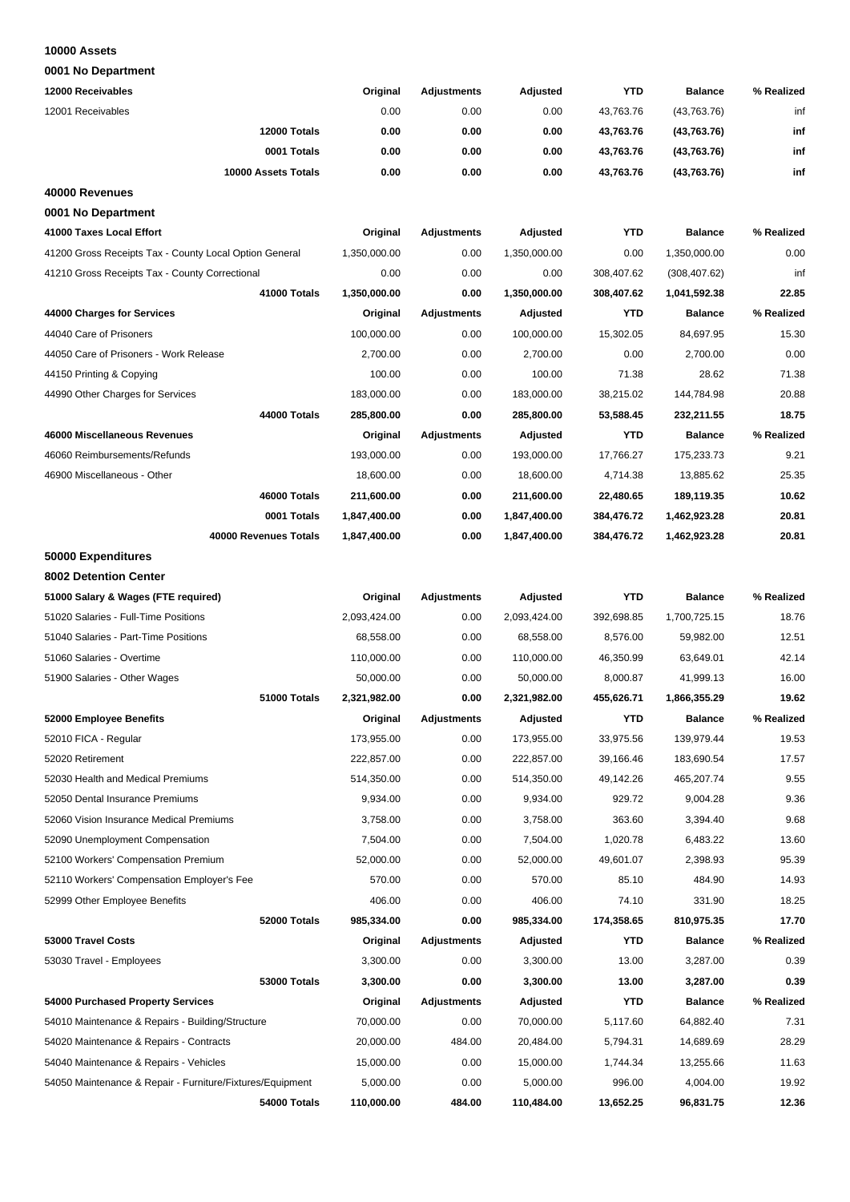**10000 Assets**

**0001 No Department**

| **12000 Receivables** | **Original** | **Adjustments** | **Adjusted** | **YTD** | **Balance** | **% Realized** |
|---|---|---|---|---|---|---|
| 12001 Receivables | 0.00 | 0.00 | 0.00 | 43,763.76 | (43,763.76) | inf |
| **12000 Totals** | **0.00** | **0.00** | **0.00** | **43,763.76** | **(43,763.76)** | **inf** |
| **0001 Totals** | **0.00** | **0.00** | **0.00** | **43,763.76** | **(43,763.76)** | **inf** |
| **10000 Assets Totals** | **0.00** | **0.00** | **0.00** | **43,763.76** | **(43,763.76)** | **inf** |

**40000 Revenues**

**0001 No Department**

| **41000 Taxes Local Effort** | **Original** | **Adjustments** | **Adjusted** | **YTD** | **Balance** | **% Realized** |
|---|---|---|---|---|---|---|
| 41200 Gross Receipts Tax - County Local Option General | 1,350,000.00 | 0.00 | 1,350,000.00 | 0.00 | 1,350,000.00 | 0.00 |
| 41210 Gross Receipts Tax - County Correctional | 0.00 | 0.00 | 0.00 | 308,407.62 | (308,407.62) | inf |
| **41000 Totals** | **1,350,000.00** | **0.00** | **1,350,000.00** | **308,407.62** | **1,041,592.38** | **22.85** |
| **44000 Charges for Services** | **Original** | **Adjustments** | **Adjusted** | **YTD** | **Balance** | **% Realized** |
| 44040 Care of Prisoners | 100,000.00 | 0.00 | 100,000.00 | 15,302.05 | 84,697.95 | 15.30 |
| 44050 Care of Prisoners - Work Release | 2,700.00 | 0.00 | 2,700.00 | 0.00 | 2,700.00 | 0.00 |
| 44150 Printing & Copying | 100.00 | 0.00 | 100.00 | 71.38 | 28.62 | 71.38 |
| 44990 Other Charges for Services | 183,000.00 | 0.00 | 183,000.00 | 38,215.02 | 144,784.98 | 20.88 |
| **44000 Totals** | **285,800.00** | **0.00** | **285,800.00** | **53,588.45** | **232,211.55** | **18.75** |
| **46000 Miscellaneous Revenues** | **Original** | **Adjustments** | **Adjusted** | **YTD** | **Balance** | **% Realized** |
| 46060 Reimbursements/Refunds | 193,000.00 | 0.00 | 193,000.00 | 17,766.27 | 175,233.73 | 9.21 |
| 46900 Miscellaneous - Other | 18,600.00 | 0.00 | 18,600.00 | 4,714.38 | 13,885.62 | 25.35 |
| **46000 Totals** | **211,600.00** | **0.00** | **211,600.00** | **22,480.65** | **189,119.35** | **10.62** |
| **0001 Totals** | **1,847,400.00** | **0.00** | **1,847,400.00** | **384,476.72** | **1,462,923.28** | **20.81** |
| **40000 Revenues Totals** | **1,847,400.00** | **0.00** | **1,847,400.00** | **384,476.72** | **1,462,923.28** | **20.81** |

**50000 Expenditures**

**8002 Detention Center**

| **51000 Salary & Wages (FTE required)** | **Original** | **Adjustments** | **Adjusted** | **YTD** | **Balance** | **% Realized** |
|---|---|---|---|---|---|---|
| 51020 Salaries - Full-Time Positions | 2,093,424.00 | 0.00 | 2,093,424.00 | 392,698.85 | 1,700,725.15 | 18.76 |
| 51040 Salaries - Part-Time Positions | 68,558.00 | 0.00 | 68,558.00 | 8,576.00 | 59,982.00 | 12.51 |
| 51060 Salaries - Overtime | 110,000.00 | 0.00 | 110,000.00 | 46,350.99 | 63,649.01 | 42.14 |
| 51900 Salaries - Other Wages | 50,000.00 | 0.00 | 50,000.00 | 8,000.87 | 41,999.13 | 16.00 |
| **51000 Totals** | **2,321,982.00** | **0.00** | **2,321,982.00** | **455,626.71** | **1,866,355.29** | **19.62** |
| **52000 Employee Benefits** | **Original** | **Adjustments** | **Adjusted** | **YTD** | **Balance** | **% Realized** |
| 52010 FICA - Regular | 173,955.00 | 0.00 | 173,955.00 | 33,975.56 | 139,979.44 | 19.53 |
| 52020 Retirement | 222,857.00 | 0.00 | 222,857.00 | 39,166.46 | 183,690.54 | 17.57 |
| 52030 Health and Medical Premiums | 514,350.00 | 0.00 | 514,350.00 | 49,142.26 | 465,207.74 | 9.55 |
| 52050 Dental Insurance Premiums | 9,934.00 | 0.00 | 9,934.00 | 929.72 | 9,004.28 | 9.36 |
| 52060 Vision Insurance Medical Premiums | 3,758.00 | 0.00 | 3,758.00 | 363.60 | 3,394.40 | 9.68 |
| 52090 Unemployment Compensation | 7,504.00 | 0.00 | 7,504.00 | 1,020.78 | 6,483.22 | 13.60 |
| 52100 Workers' Compensation Premium | 52,000.00 | 0.00 | 52,000.00 | 49,601.07 | 2,398.93 | 95.39 |
| 52110 Workers' Compensation Employer's Fee | 570.00 | 0.00 | 570.00 | 85.10 | 484.90 | 14.93 |
| 52999 Other Employee Benefits | 406.00 | 0.00 | 406.00 | 74.10 | 331.90 | 18.25 |
| **52000 Totals** | **985,334.00** | **0.00** | **985,334.00** | **174,358.65** | **810,975.35** | **17.70** |
| **53000 Travel Costs** | **Original** | **Adjustments** | **Adjusted** | **YTD** | **Balance** | **% Realized** |
| 53030 Travel - Employees | 3,300.00 | 0.00 | 3,300.00 | 13.00 | 3,287.00 | 0.39 |
| **53000 Totals** | **3,300.00** | **0.00** | **3,300.00** | **13.00** | **3,287.00** | **0.39** |
| **54000 Purchased Property Services** | **Original** | **Adjustments** | **Adjusted** | **YTD** | **Balance** | **% Realized** |
| 54010 Maintenance & Repairs - Building/Structure | 70,000.00 | 0.00 | 70,000.00 | 5,117.60 | 64,882.40 | 7.31 |
| 54020 Maintenance & Repairs - Contracts | 20,000.00 | 484.00 | 20,484.00 | 5,794.31 | 14,689.69 | 28.29 |
| 54040 Maintenance & Repairs - Vehicles | 15,000.00 | 0.00 | 15,000.00 | 1,744.34 | 13,255.66 | 11.63 |
| 54050 Maintenance & Repair - Furniture/Fixtures/Equipment | 5,000.00 | 0.00 | 5,000.00 | 996.00 | 4,004.00 | 19.92 |
| **54000 Totals** | **110,000.00** | **484.00** | **110,484.00** | **13,652.25** | **96,831.75** | **12.36** |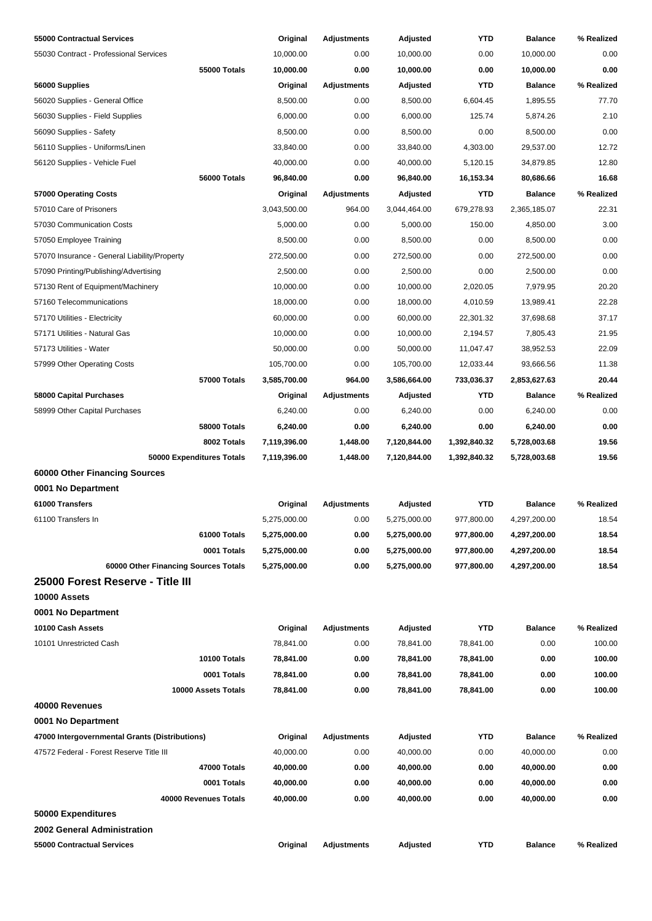| 55000 Contractual Services | Original | Adjustments | Adjusted | YTD | Balance | % Realized |
|---|---|---|---|---|---|---|
| 55030 Contract - Professional Services | 10,000.00 | 0.00 | 10,000.00 | 0.00 | 10,000.00 | 0.00 |
| **55000 Totals** | **10,000.00** | **0.00** | **10,000.00** | **0.00** | **10,000.00** | **0.00** |
| **56000 Supplies** | **Original** | **Adjustments** | **Adjusted** | **YTD** | **Balance** | **% Realized** |
| 56020 Supplies - General Office | 8,500.00 | 0.00 | 8,500.00 | 6,604.45 | 1,895.55 | 77.70 |
| 56030 Supplies - Field Supplies | 6,000.00 | 0.00 | 6,000.00 | 125.74 | 5,874.26 | 2.10 |
| 56090 Supplies - Safety | 8,500.00 | 0.00 | 8,500.00 | 0.00 | 8,500.00 | 0.00 |
| 56110 Supplies - Uniforms/Linen | 33,840.00 | 0.00 | 33,840.00 | 4,303.00 | 29,537.00 | 12.72 |
| 56120 Supplies - Vehicle Fuel | 40,000.00 | 0.00 | 40,000.00 | 5,120.15 | 34,879.85 | 12.80 |
| **56000 Totals** | **96,840.00** | **0.00** | **96,840.00** | **16,153.34** | **80,686.66** | **16.68** |
| **57000 Operating Costs** | **Original** | **Adjustments** | **Adjusted** | **YTD** | **Balance** | **% Realized** |
| 57010 Care of Prisoners | 3,043,500.00 | 964.00 | 3,044,464.00 | 679,278.93 | 2,365,185.07 | 22.31 |
| 57030 Communication Costs | 5,000.00 | 0.00 | 5,000.00 | 150.00 | 4,850.00 | 3.00 |
| 57050 Employee Training | 8,500.00 | 0.00 | 8,500.00 | 0.00 | 8,500.00 | 0.00 |
| 57070 Insurance - General Liability/Property | 272,500.00 | 0.00 | 272,500.00 | 0.00 | 272,500.00 | 0.00 |
| 57090 Printing/Publishing/Advertising | 2,500.00 | 0.00 | 2,500.00 | 0.00 | 2,500.00 | 0.00 |
| 57130 Rent of Equipment/Machinery | 10,000.00 | 0.00 | 10,000.00 | 2,020.05 | 7,979.95 | 20.20 |
| 57160 Telecommunications | 18,000.00 | 0.00 | 18,000.00 | 4,010.59 | 13,989.41 | 22.28 |
| 57170 Utilities - Electricity | 60,000.00 | 0.00 | 60,000.00 | 22,301.32 | 37,698.68 | 37.17 |
| 57171 Utilities - Natural Gas | 10,000.00 | 0.00 | 10,000.00 | 2,194.57 | 7,805.43 | 21.95 |
| 57173 Utilities - Water | 50,000.00 | 0.00 | 50,000.00 | 11,047.47 | 38,952.53 | 22.09 |
| 57999 Other Operating Costs | 105,700.00 | 0.00 | 105,700.00 | 12,033.44 | 93,666.56 | 11.38 |
| **57000 Totals** | **3,585,700.00** | **964.00** | **3,586,664.00** | **733,036.37** | **2,853,627.63** | **20.44** |
| **58000 Capital Purchases** | **Original** | **Adjustments** | **Adjusted** | **YTD** | **Balance** | **% Realized** |
| 58999 Other Capital Purchases | 6,240.00 | 0.00 | 6,240.00 | 0.00 | 6,240.00 | 0.00 |
| **58000 Totals** | **6,240.00** | **0.00** | **6,240.00** | **0.00** | **6,240.00** | **0.00** |
| **8002 Totals** | **7,119,396.00** | **1,448.00** | **7,120,844.00** | **1,392,840.32** | **5,728,003.68** | **19.56** |
| **50000 Expenditures Totals** | **7,119,396.00** | **1,448.00** | **7,120,844.00** | **1,392,840.32** | **5,728,003.68** | **19.56** |

**60000 Other Financing Sources**

**0001 No Department**

| 61000 Transfers | Original | Adjustments | Adjusted | YTD | Balance | % Realized |
|---|---|---|---|---|---|---|
| 61100 Transfers In | 5,275,000.00 | 0.00 | 5,275,000.00 | 977,800.00 | 4,297,200.00 | 18.54 |
| **61000 Totals** | **5,275,000.00** | **0.00** | **5,275,000.00** | **977,800.00** | **4,297,200.00** | **18.54** |
| **0001 Totals** | **5,275,000.00** | **0.00** | **5,275,000.00** | **977,800.00** | **4,297,200.00** | **18.54** |
| **60000 Other Financing Sources Totals** | **5,275,000.00** | **0.00** | **5,275,000.00** | **977,800.00** | **4,297,200.00** | **18.54** |

## 25000 Forest Reserve - Title III

**10000 Assets**

**0001 No Department**

| 10100 Cash Assets | Original | Adjustments | Adjusted | YTD | Balance | % Realized |
|---|---|---|---|---|---|---|
| 10101 Unrestricted Cash | 78,841.00 | 0.00 | 78,841.00 | 78,841.00 | 0.00 | 100.00 |
| **10100 Totals** | **78,841.00** | **0.00** | **78,841.00** | **78,841.00** | **0.00** | **100.00** |
| **0001 Totals** | **78,841.00** | **0.00** | **78,841.00** | **78,841.00** | **0.00** | **100.00** |
| **10000 Assets Totals** | **78,841.00** | **0.00** | **78,841.00** | **78,841.00** | **0.00** | **100.00** |

**40000 Revenues**

**0001 No Department**

| 47000 Intergovernmental Grants (Distributions) | Original | Adjustments | Adjusted | YTD | Balance | % Realized |
|---|---|---|---|---|---|---|
| 47572 Federal - Forest Reserve Title III | 40,000.00 | 0.00 | 40,000.00 | 0.00 | 40,000.00 | 0.00 |
| **47000 Totals** | **40,000.00** | **0.00** | **40,000.00** | **0.00** | **40,000.00** | **0.00** |
| **0001 Totals** | **40,000.00** | **0.00** | **40,000.00** | **0.00** | **40,000.00** | **0.00** |
| **40000 Revenues Totals** | **40,000.00** | **0.00** | **40,000.00** | **0.00** | **40,000.00** | **0.00** |

**50000 Expenditures**

**2002 General Administration**

| 55000 Contractual Services | Original | Adjustments | Adjusted | YTD | Balance | % Realized |
|---|---|---|---|---|---|---|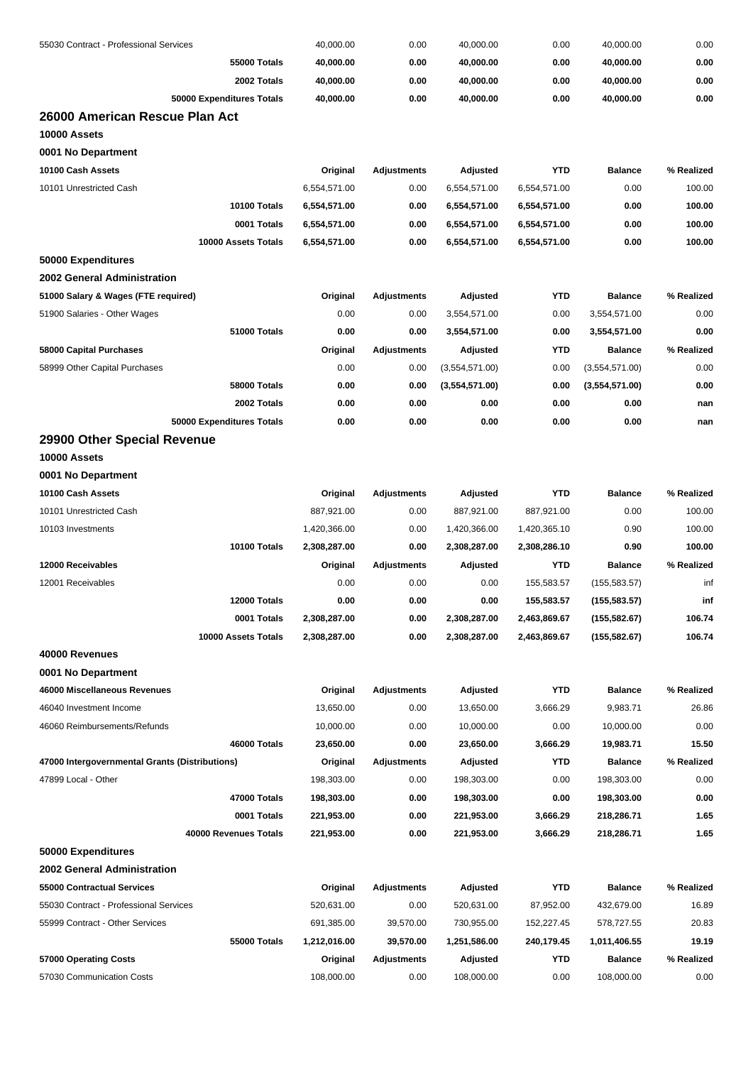| | | | | | | |
|---|---|---|---|---|---|---|
| 55030 Contract - Professional Services | 40,000.00 | 0.00 | 40,000.00 | 0.00 | 40,000.00 | 0.00 |
| **55000 Totals** | **40,000.00** | **0.00** | **40,000.00** | **0.00** | **40,000.00** | **0.00** |
| **2002 Totals** | **40,000.00** | **0.00** | **40,000.00** | **0.00** | **40,000.00** | **0.00** |
| **50000 Expenditures Totals** | **40,000.00** | **0.00** | **40,000.00** | **0.00** | **40,000.00** | **0.00** |

## 26000 American Rescue Plan Act

**10000 Assets**

**0001 No Department**

| 10100 Cash Assets | Original | Adjustments | Adjusted | YTD | Balance | % Realized |
|---|---|---|---|---|---|---|
| 10101 Unrestricted Cash | 6,554,571.00 | 0.00 | 6,554,571.00 | 6,554,571.00 | 0.00 | 100.00 |
| **10100 Totals** | **6,554,571.00** | **0.00** | **6,554,571.00** | **6,554,571.00** | **0.00** | **100.00** |
| **0001 Totals** | **6,554,571.00** | **0.00** | **6,554,571.00** | **6,554,571.00** | **0.00** | **100.00** |
| **10000 Assets Totals** | **6,554,571.00** | **0.00** | **6,554,571.00** | **6,554,571.00** | **0.00** | **100.00** |

**50000 Expenditures**

**2002 General Administration**

| 51000 Salary & Wages (FTE required) | Original | Adjustments | Adjusted | YTD | Balance | % Realized |
|---|---|---|---|---|---|---|
| 51900 Salaries - Other Wages | 0.00 | 0.00 | 3,554,571.00 | 0.00 | 3,554,571.00 | 0.00 |
| **51000 Totals** | **0.00** | **0.00** | **3,554,571.00** | **0.00** | **3,554,571.00** | **0.00** |
| **58000 Capital Purchases** | **Original** | **Adjustments** | **Adjusted** | **YTD** | **Balance** | **% Realized** |
| 58999 Other Capital Purchases | 0.00 | 0.00 | (3,554,571.00) | 0.00 | (3,554,571.00) | 0.00 |
| **58000 Totals** | **0.00** | **0.00** | **(3,554,571.00)** | **0.00** | **(3,554,571.00)** | **0.00** |
| **2002 Totals** | **0.00** | **0.00** | **0.00** | **0.00** | **0.00** | **nan** |
| **50000 Expenditures Totals** | **0.00** | **0.00** | **0.00** | **0.00** | **0.00** | **nan** |

## 29900 Other Special Revenue

**10000 Assets**

**0001 No Department**

| 10100 Cash Assets | Original | Adjustments | Adjusted | YTD | Balance | % Realized |
|---|---|---|---|---|---|---|
| 10101 Unrestricted Cash | 887,921.00 | 0.00 | 887,921.00 | 887,921.00 | 0.00 | 100.00 |
| 10103 Investments | 1,420,366.00 | 0.00 | 1,420,366.00 | 1,420,365.10 | 0.90 | 100.00 |
| **10100 Totals** | **2,308,287.00** | **0.00** | **2,308,287.00** | **2,308,286.10** | **0.90** | **100.00** |
| **12000 Receivables** | **Original** | **Adjustments** | **Adjusted** | **YTD** | **Balance** | **% Realized** |
| 12001 Receivables | 0.00 | 0.00 | 0.00 | 155,583.57 | (155,583.57) | inf |
| **12000 Totals** | **0.00** | **0.00** | **0.00** | **155,583.57** | **(155,583.57)** | **inf** |
| **0001 Totals** | **2,308,287.00** | **0.00** | **2,308,287.00** | **2,463,869.67** | **(155,582.67)** | **106.74** |
| **10000 Assets Totals** | **2,308,287.00** | **0.00** | **2,308,287.00** | **2,463,869.67** | **(155,582.67)** | **106.74** |

**40000 Revenues**

**0001 No Department**

| 46000 Miscellaneous Revenues | Original | Adjustments | Adjusted | YTD | Balance | % Realized |
|---|---|---|---|---|---|---|
| 46040 Investment Income | 13,650.00 | 0.00 | 13,650.00 | 3,666.29 | 9,983.71 | 26.86 |
| 46060 Reimbursements/Refunds | 10,000.00 | 0.00 | 10,000.00 | 0.00 | 10,000.00 | 0.00 |
| **46000 Totals** | **23,650.00** | **0.00** | **23,650.00** | **3,666.29** | **19,983.71** | **15.50** |
| **47000 Intergovernmental Grants (Distributions)** | **Original** | **Adjustments** | **Adjusted** | **YTD** | **Balance** | **% Realized** |
| 47899 Local - Other | 198,303.00 | 0.00 | 198,303.00 | 0.00 | 198,303.00 | 0.00 |
| **47000 Totals** | **198,303.00** | **0.00** | **198,303.00** | **0.00** | **198,303.00** | **0.00** |
| **0001 Totals** | **221,953.00** | **0.00** | **221,953.00** | **3,666.29** | **218,286.71** | **1.65** |
| **40000 Revenues Totals** | **221,953.00** | **0.00** | **221,953.00** | **3,666.29** | **218,286.71** | **1.65** |

**50000 Expenditures**

**2002 General Administration**

| 55000 Contractual Services | Original | Adjustments | Adjusted | YTD | Balance | % Realized |
|---|---|---|---|---|---|---|
| 55030 Contract - Professional Services | 520,631.00 | 0.00 | 520,631.00 | 87,952.00 | 432,679.00 | 16.89 |
| 55999 Contract - Other Services | 691,385.00 | 39,570.00 | 730,955.00 | 152,227.45 | 578,727.55 | 20.83 |
| **55000 Totals** | **1,212,016.00** | **39,570.00** | **1,251,586.00** | **240,179.45** | **1,011,406.55** | **19.19** |
| **57000 Operating Costs** | **Original** | **Adjustments** | **Adjusted** | **YTD** | **Balance** | **% Realized** |
| 57030 Communication Costs | 108,000.00 | 0.00 | 108,000.00 | 0.00 | 108,000.00 | 0.00 |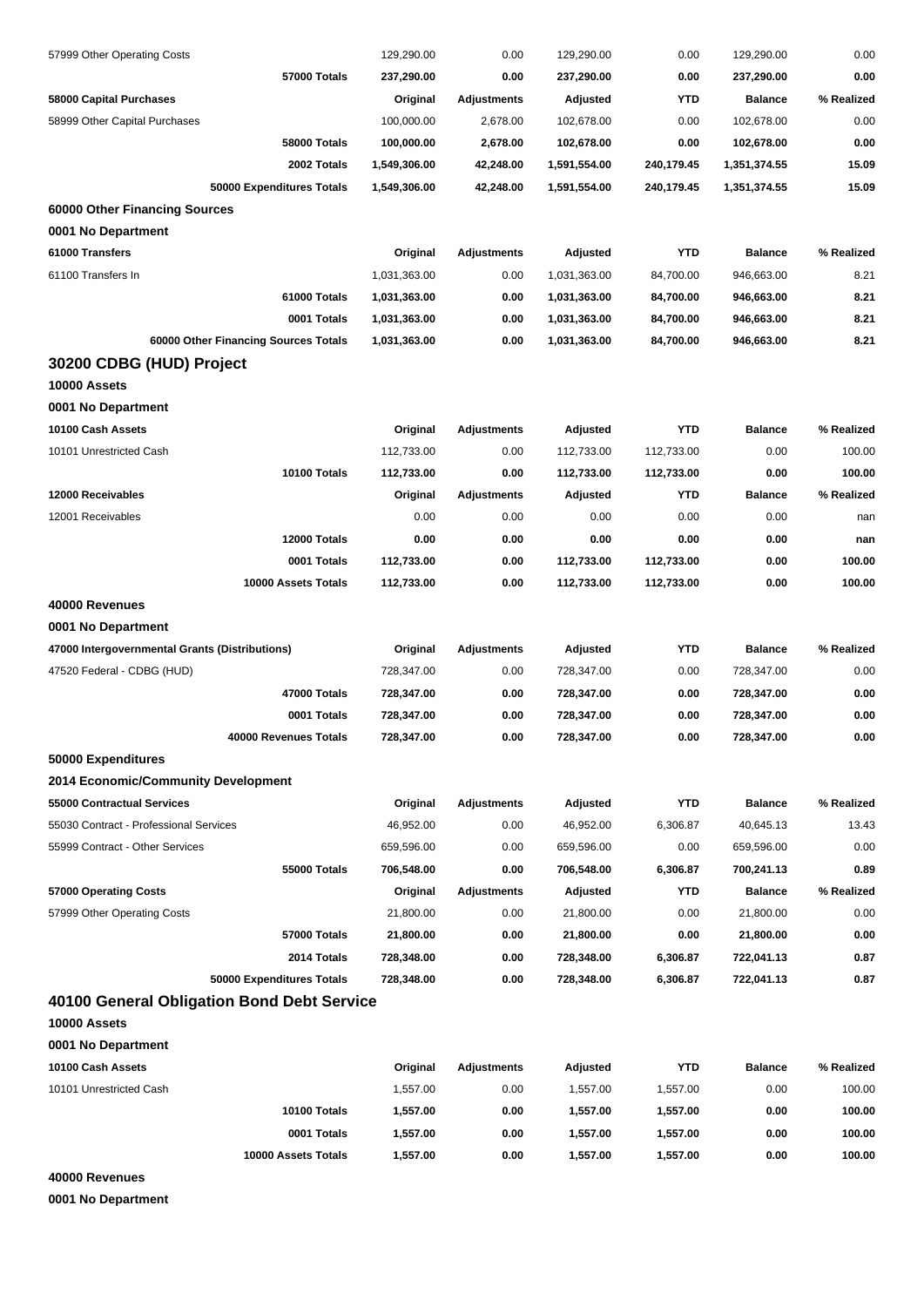| | Original | Adjustments | Adjusted | YTD | Balance | % Realized |
|---|---|---|---|---|---|---|
| 57999 Other Operating Costs | 129,290.00 | 0.00 | 129,290.00 | 0.00 | 129,290.00 | 0.00 |
| **57000 Totals** | **237,290.00** | **0.00** | **237,290.00** | **0.00** | **237,290.00** | **0.00** |
| **58000 Capital Purchases** | **Original** | **Adjustments** | **Adjusted** | **YTD** | **Balance** | **% Realized** |
| 58999 Other Capital Purchases | 100,000.00 | 2,678.00 | 102,678.00 | 0.00 | 102,678.00 | 0.00 |
| **58000 Totals** | **100,000.00** | **2,678.00** | **102,678.00** | **0.00** | **102,678.00** | **0.00** |
| **2002 Totals** | **1,549,306.00** | **42,248.00** | **1,591,554.00** | **240,179.45** | **1,351,374.55** | **15.09** |
| **50000 Expenditures Totals** | **1,549,306.00** | **42,248.00** | **1,591,554.00** | **240,179.45** | **1,351,374.55** | **15.09** |

### 60000 Other Financing Sources

**0001 No Department**

| 61000 Transfers | Original | Adjustments | Adjusted | YTD | Balance | % Realized |
|---|---|---|---|---|---|---|
| 61100 Transfers In | 1,031,363.00 | 0.00 | 1,031,363.00 | 84,700.00 | 946,663.00 | 8.21 |
| **61000 Totals** | **1,031,363.00** | **0.00** | **1,031,363.00** | **84,700.00** | **946,663.00** | **8.21** |
| **0001 Totals** | **1,031,363.00** | **0.00** | **1,031,363.00** | **84,700.00** | **946,663.00** | **8.21** |
| **60000 Other Financing Sources Totals** | **1,031,363.00** | **0.00** | **1,031,363.00** | **84,700.00** | **946,663.00** | **8.21** |

## 30200 CDBG (HUD) Project

### 10000 Assets

**0001 No Department**

| 10100 Cash Assets | Original | Adjustments | Adjusted | YTD | Balance | % Realized |
|---|---|---|---|---|---|---|
| 10101 Unrestricted Cash | 112,733.00 | 0.00 | 112,733.00 | 112,733.00 | 0.00 | 100.00 |
| **10100 Totals** | **112,733.00** | **0.00** | **112,733.00** | **112,733.00** | **0.00** | **100.00** |
| **12000 Receivables** | **Original** | **Adjustments** | **Adjusted** | **YTD** | **Balance** | **% Realized** |
| 12001 Receivables | 0.00 | 0.00 | 0.00 | 0.00 | 0.00 | nan |
| **12000 Totals** | **0.00** | **0.00** | **0.00** | **0.00** | **0.00** | **nan** |
| **0001 Totals** | **112,733.00** | **0.00** | **112,733.00** | **112,733.00** | **0.00** | **100.00** |
| **10000 Assets Totals** | **112,733.00** | **0.00** | **112,733.00** | **112,733.00** | **0.00** | **100.00** |

### 40000 Revenues

**0001 No Department**

| 47000 Intergovernmental Grants (Distributions) | Original | Adjustments | Adjusted | YTD | Balance | % Realized |
|---|---|---|---|---|---|---|
| 47520 Federal - CDBG (HUD) | 728,347.00 | 0.00 | 728,347.00 | 0.00 | 728,347.00 | 0.00 |
| **47000 Totals** | **728,347.00** | **0.00** | **728,347.00** | **0.00** | **728,347.00** | **0.00** |
| **0001 Totals** | **728,347.00** | **0.00** | **728,347.00** | **0.00** | **728,347.00** | **0.00** |
| **40000 Revenues Totals** | **728,347.00** | **0.00** | **728,347.00** | **0.00** | **728,347.00** | **0.00** |

### 50000 Expenditures

**2014 Economic/Community Development**

| 55000 Contractual Services | Original | Adjustments | Adjusted | YTD | Balance | % Realized |
|---|---|---|---|---|---|---|
| 55030 Contract - Professional Services | 46,952.00 | 0.00 | 46,952.00 | 6,306.87 | 40,645.13 | 13.43 |
| 55999 Contract - Other Services | 659,596.00 | 0.00 | 659,596.00 | 0.00 | 659,596.00 | 0.00 |
| **55000 Totals** | **706,548.00** | **0.00** | **706,548.00** | **6,306.87** | **700,241.13** | **0.89** |
| **57000 Operating Costs** | **Original** | **Adjustments** | **Adjusted** | **YTD** | **Balance** | **% Realized** |
| 57999 Other Operating Costs | 21,800.00 | 0.00 | 21,800.00 | 0.00 | 21,800.00 | 0.00 |
| **57000 Totals** | **21,800.00** | **0.00** | **21,800.00** | **0.00** | **21,800.00** | **0.00** |
| **2014 Totals** | **728,348.00** | **0.00** | **728,348.00** | **6,306.87** | **722,041.13** | **0.87** |
| **50000 Expenditures Totals** | **728,348.00** | **0.00** | **728,348.00** | **6,306.87** | **722,041.13** | **0.87** |

## 40100 General Obligation Bond Debt Service

### 10000 Assets

**0001 No Department**

| 10100 Cash Assets | Original | Adjustments | Adjusted | YTD | Balance | % Realized |
|---|---|---|---|---|---|---|
| 10101 Unrestricted Cash | 1,557.00 | 0.00 | 1,557.00 | 1,557.00 | 0.00 | 100.00 |
| **10100 Totals** | **1,557.00** | **0.00** | **1,557.00** | **1,557.00** | **0.00** | **100.00** |
| **0001 Totals** | **1,557.00** | **0.00** | **1,557.00** | **1,557.00** | **0.00** | **100.00** |
| **10000 Assets Totals** | **1,557.00** | **0.00** | **1,557.00** | **1,557.00** | **0.00** | **100.00** |

### 40000 Revenues

**0001 No Department**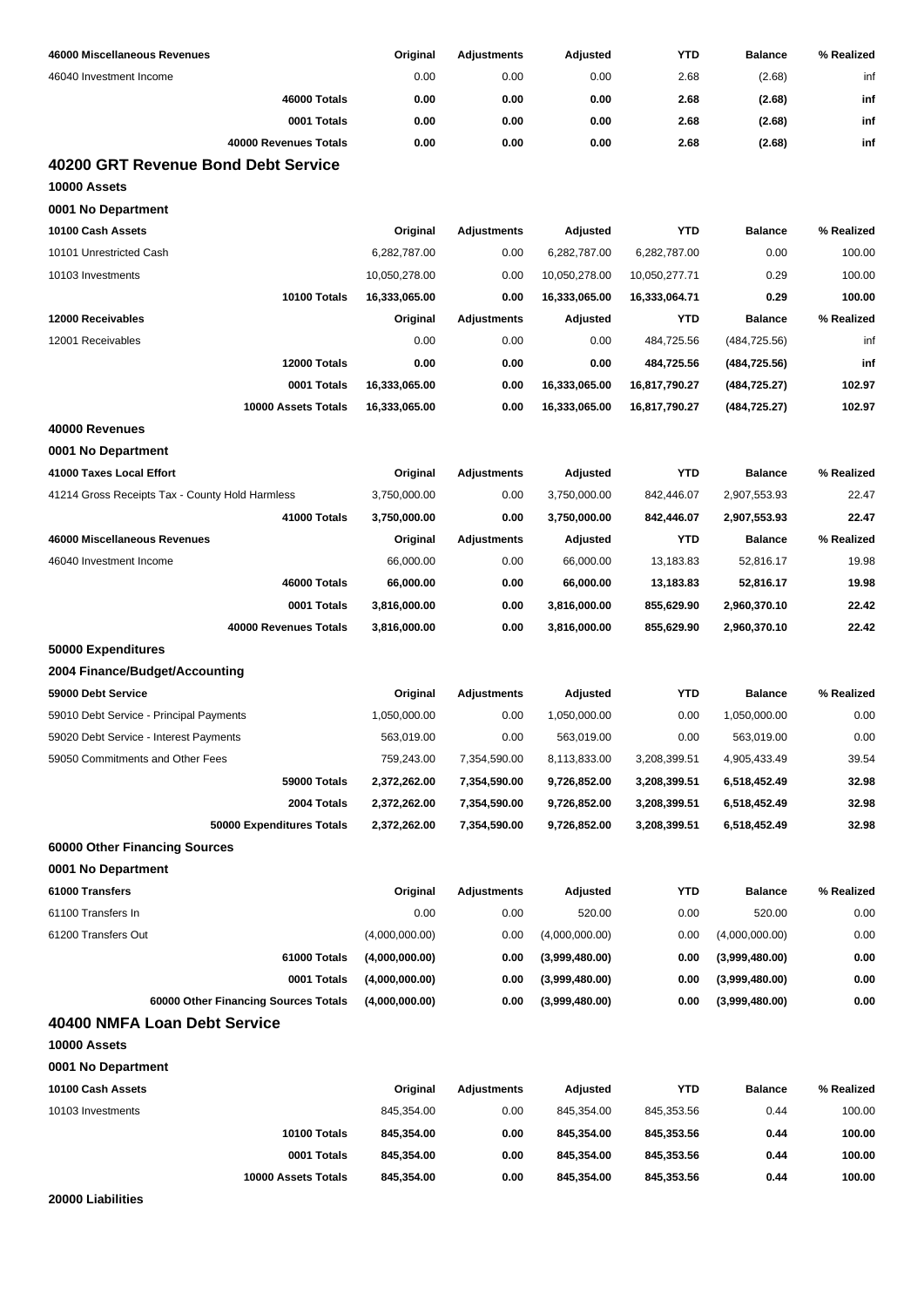| 46000 Miscellaneous Revenues | Original | Adjustments | Adjusted | YTD | Balance | % Realized |
|---|---|---|---|---|---|---|
| 46040 Investment Income | 0.00 | 0.00 | 0.00 | 2.68 | (2.68) | inf |
| **46000 Totals** | **0.00** | **0.00** | **0.00** | **2.68** | **(2.68)** | **inf** |
| **0001 Totals** | **0.00** | **0.00** | **0.00** | **2.68** | **(2.68)** | **inf** |
| **40000 Revenues Totals** | **0.00** | **0.00** | **0.00** | **2.68** | **(2.68)** | **inf** |

## 40200 GRT Revenue Bond Debt Service

**10000 Assets**

**0001 No Department**

| 10100 Cash Assets | Original | Adjustments | Adjusted | YTD | Balance | % Realized |
|---|---|---|---|---|---|---|
| 10101 Unrestricted Cash | 6,282,787.00 | 0.00 | 6,282,787.00 | 6,282,787.00 | 0.00 | 100.00 |
| 10103 Investments | 10,050,278.00 | 0.00 | 10,050,278.00 | 10,050,277.71 | 0.29 | 100.00 |
| **10100 Totals** | **16,333,065.00** | **0.00** | **16,333,065.00** | **16,333,064.71** | **0.29** | **100.00** |
| **12000 Receivables** | **Original** | **Adjustments** | **Adjusted** | **YTD** | **Balance** | **% Realized** |
| 12001 Receivables | 0.00 | 0.00 | 0.00 | 484,725.56 | (484,725.56) | inf |
| **12000 Totals** | **0.00** | **0.00** | **0.00** | **484,725.56** | **(484,725.56)** | **inf** |
| **0001 Totals** | **16,333,065.00** | **0.00** | **16,333,065.00** | **16,817,790.27** | **(484,725.27)** | **102.97** |
| **10000 Assets Totals** | **16,333,065.00** | **0.00** | **16,333,065.00** | **16,817,790.27** | **(484,725.27)** | **102.97** |

**40000 Revenues**

**0001 No Department**

| 41000 Taxes Local Effort | Original | Adjustments | Adjusted | YTD | Balance | % Realized |
|---|---|---|---|---|---|---|
| 41214 Gross Receipts Tax - County Hold Harmless | 3,750,000.00 | 0.00 | 3,750,000.00 | 842,446.07 | 2,907,553.93 | 22.47 |
| **41000 Totals** | **3,750,000.00** | **0.00** | **3,750,000.00** | **842,446.07** | **2,907,553.93** | **22.47** |
| **46000 Miscellaneous Revenues** | **Original** | **Adjustments** | **Adjusted** | **YTD** | **Balance** | **% Realized** |
| 46040 Investment Income | 66,000.00 | 0.00 | 66,000.00 | 13,183.83 | 52,816.17 | 19.98 |
| **46000 Totals** | **66,000.00** | **0.00** | **66,000.00** | **13,183.83** | **52,816.17** | **19.98** |
| **0001 Totals** | **3,816,000.00** | **0.00** | **3,816,000.00** | **855,629.90** | **2,960,370.10** | **22.42** |
| **40000 Revenues Totals** | **3,816,000.00** | **0.00** | **3,816,000.00** | **855,629.90** | **2,960,370.10** | **22.42** |

**50000 Expenditures**

**2004 Finance/Budget/Accounting**

| 59000 Debt Service | Original | Adjustments | Adjusted | YTD | Balance | % Realized |
|---|---|---|---|---|---|---|
| 59010 Debt Service - Principal Payments | 1,050,000.00 | 0.00 | 1,050,000.00 | 0.00 | 1,050,000.00 | 0.00 |
| 59020 Debt Service - Interest Payments | 563,019.00 | 0.00 | 563,019.00 | 0.00 | 563,019.00 | 0.00 |
| 59050 Commitments and Other Fees | 759,243.00 | 7,354,590.00 | 8,113,833.00 | 3,208,399.51 | 4,905,433.49 | 39.54 |
| **59000 Totals** | **2,372,262.00** | **7,354,590.00** | **9,726,852.00** | **3,208,399.51** | **6,518,452.49** | **32.98** |
| **2004 Totals** | **2,372,262.00** | **7,354,590.00** | **9,726,852.00** | **3,208,399.51** | **6,518,452.49** | **32.98** |
| **50000 Expenditures Totals** | **2,372,262.00** | **7,354,590.00** | **9,726,852.00** | **3,208,399.51** | **6,518,452.49** | **32.98** |

**60000 Other Financing Sources**

**0001 No Department**

| 61000 Transfers | Original | Adjustments | Adjusted | YTD | Balance | % Realized |
|---|---|---|---|---|---|---|
| 61100 Transfers In | 0.00 | 0.00 | 520.00 | 0.00 | 520.00 | 0.00 |
| 61200 Transfers Out | (4,000,000.00) | 0.00 | (4,000,000.00) | 0.00 | (4,000,000.00) | 0.00 |
| **61000 Totals** | **(4,000,000.00)** | **0.00** | **(3,999,480.00)** | **0.00** | **(3,999,480.00)** | **0.00** |
| **0001 Totals** | **(4,000,000.00)** | **0.00** | **(3,999,480.00)** | **0.00** | **(3,999,480.00)** | **0.00** |
| **60000 Other Financing Sources Totals** | **(4,000,000.00)** | **0.00** | **(3,999,480.00)** | **0.00** | **(3,999,480.00)** | **0.00** |

## 40400 NMFA Loan Debt Service

**10000 Assets**

**0001 No Department**

| 10100 Cash Assets | Original | Adjustments | Adjusted | YTD | Balance | % Realized |
|---|---|---|---|---|---|---|
| 10103 Investments | 845,354.00 | 0.00 | 845,354.00 | 845,353.56 | 0.44 | 100.00 |
| **10100 Totals** | **845,354.00** | **0.00** | **845,354.00** | **845,353.56** | **0.44** | **100.00** |
| **0001 Totals** | **845,354.00** | **0.00** | **845,354.00** | **845,353.56** | **0.44** | **100.00** |
| **10000 Assets Totals** | **845,354.00** | **0.00** | **845,354.00** | **845,353.56** | **0.44** | **100.00** |

**20000 Liabilities**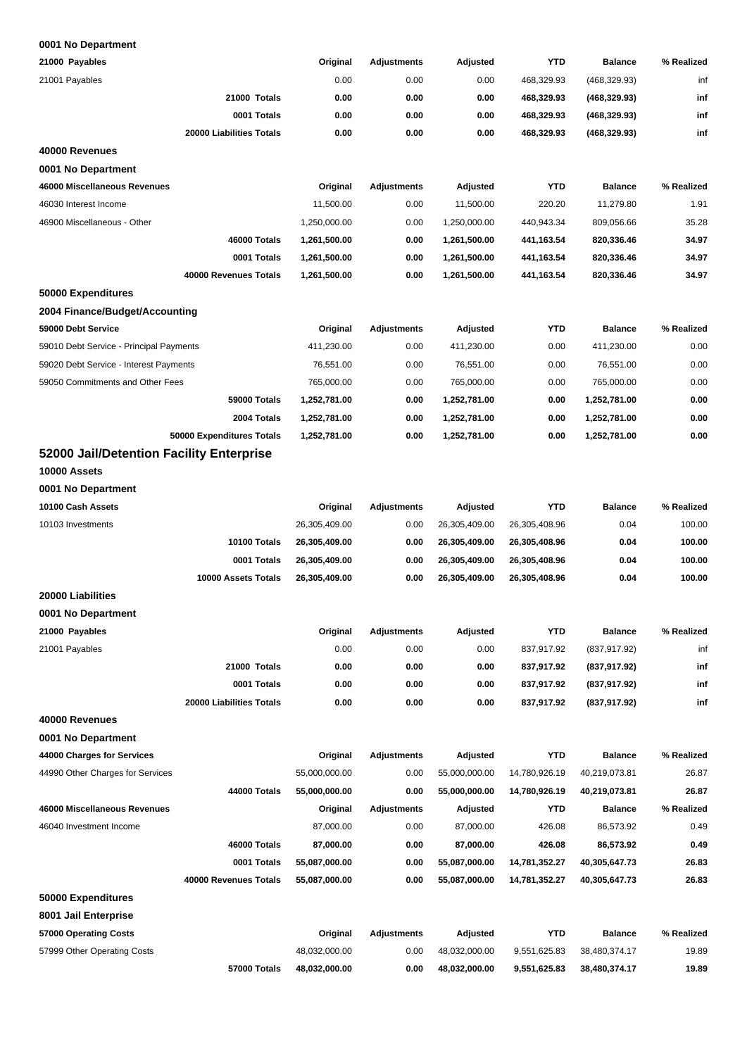**0001 No Department**

| 21000 Payables | Original | Adjustments | Adjusted | YTD | Balance | % Realized |
|---|---|---|---|---|---|---|
| 21001 Payables | 0.00 | 0.00 | 0.00 | 468,329.93 | (468,329.93) | inf |
| **21000 Totals** | **0.00** | **0.00** | **0.00** | **468,329.93** | **(468,329.93)** | **inf** |
| **0001 Totals** | **0.00** | **0.00** | **0.00** | **468,329.93** | **(468,329.93)** | **inf** |
| **20000 Liabilities Totals** | **0.00** | **0.00** | **0.00** | **468,329.93** | **(468,329.93)** | **inf** |

**40000 Revenues**

**0001 No Department**

| 46000 Miscellaneous Revenues | Original | Adjustments | Adjusted | YTD | Balance | % Realized |
|---|---|---|---|---|---|---|
| 46030 Interest Income | 11,500.00 | 0.00 | 11,500.00 | 220.20 | 11,279.80 | 1.91 |
| 46900 Miscellaneous - Other | 1,250,000.00 | 0.00 | 1,250,000.00 | 440,943.34 | 809,056.66 | 35.28 |
| **46000 Totals** | **1,261,500.00** | **0.00** | **1,261,500.00** | **441,163.54** | **820,336.46** | **34.97** |
| **0001 Totals** | **1,261,500.00** | **0.00** | **1,261,500.00** | **441,163.54** | **820,336.46** | **34.97** |
| **40000 Revenues Totals** | **1,261,500.00** | **0.00** | **1,261,500.00** | **441,163.54** | **820,336.46** | **34.97** |

**50000 Expenditures**

**2004 Finance/Budget/Accounting**

| 59000 Debt Service | Original | Adjustments | Adjusted | YTD | Balance | % Realized |
|---|---|---|---|---|---|---|
| 59010 Debt Service - Principal Payments | 411,230.00 | 0.00 | 411,230.00 | 0.00 | 411,230.00 | 0.00 |
| 59020 Debt Service - Interest Payments | 76,551.00 | 0.00 | 76,551.00 | 0.00 | 76,551.00 | 0.00 |
| 59050 Commitments and Other Fees | 765,000.00 | 0.00 | 765,000.00 | 0.00 | 765,000.00 | 0.00 |
| **59000 Totals** | **1,252,781.00** | **0.00** | **1,252,781.00** | **0.00** | **1,252,781.00** | **0.00** |
| **2004 Totals** | **1,252,781.00** | **0.00** | **1,252,781.00** | **0.00** | **1,252,781.00** | **0.00** |
| **50000 Expenditures Totals** | **1,252,781.00** | **0.00** | **1,252,781.00** | **0.00** | **1,252,781.00** | **0.00** |

## 52000 Jail/Detention Facility Enterprise

**10000 Assets**

**0001 No Department**

| 10100 Cash Assets | Original | Adjustments | Adjusted | YTD | Balance | % Realized |
|---|---|---|---|---|---|---|
| 10103 Investments | 26,305,409.00 | 0.00 | 26,305,409.00 | 26,305,408.96 | 0.04 | 100.00 |
| **10100 Totals** | **26,305,409.00** | **0.00** | **26,305,409.00** | **26,305,408.96** | **0.04** | **100.00** |
| **0001 Totals** | **26,305,409.00** | **0.00** | **26,305,409.00** | **26,305,408.96** | **0.04** | **100.00** |
| **10000 Assets Totals** | **26,305,409.00** | **0.00** | **26,305,409.00** | **26,305,408.96** | **0.04** | **100.00** |

**20000 Liabilities**

**0001 No Department**

| 21000 Payables | Original | Adjustments | Adjusted | YTD | Balance | % Realized |
|---|---|---|---|---|---|---|
| 21001 Payables | 0.00 | 0.00 | 0.00 | 837,917.92 | (837,917.92) | inf |
| **21000 Totals** | **0.00** | **0.00** | **0.00** | **837,917.92** | **(837,917.92)** | **inf** |
| **0001 Totals** | **0.00** | **0.00** | **0.00** | **837,917.92** | **(837,917.92)** | **inf** |
| **20000 Liabilities Totals** | **0.00** | **0.00** | **0.00** | **837,917.92** | **(837,917.92)** | **inf** |

**40000 Revenues**

**0001 No Department**

| 44000 Charges for Services | Original | Adjustments | Adjusted | YTD | Balance | % Realized |
|---|---|---|---|---|---|---|
| 44990 Other Charges for Services | 55,000,000.00 | 0.00 | 55,000,000.00 | 14,780,926.19 | 40,219,073.81 | 26.87 |
| **44000 Totals** | **55,000,000.00** | **0.00** | **55,000,000.00** | **14,780,926.19** | **40,219,073.81** | **26.87** |
| **46000 Miscellaneous Revenues** | **Original** | **Adjustments** | **Adjusted** | **YTD** | **Balance** | **% Realized** |
| 46040 Investment Income | 87,000.00 | 0.00 | 87,000.00 | 426.08 | 86,573.92 | 0.49 |
| **46000 Totals** | **87,000.00** | **0.00** | **87,000.00** | **426.08** | **86,573.92** | **0.49** |
| **0001 Totals** | **55,087,000.00** | **0.00** | **55,087,000.00** | **14,781,352.27** | **40,305,647.73** | **26.83** |
| **40000 Revenues Totals** | **55,087,000.00** | **0.00** | **55,087,000.00** | **14,781,352.27** | **40,305,647.73** | **26.83** |

**50000 Expenditures**

**8001 Jail Enterprise**

| 57000 Operating Costs | Original | Adjustments | Adjusted | YTD | Balance | % Realized |
|---|---|---|---|---|---|---|
| 57999 Other Operating Costs | 48,032,000.00 | 0.00 | 48,032,000.00 | 9,551,625.83 | 38,480,374.17 | 19.89 |
| **57000 Totals** | **48,032,000.00** | **0.00** | **48,032,000.00** | **9,551,625.83** | **38,480,374.17** | **19.89** |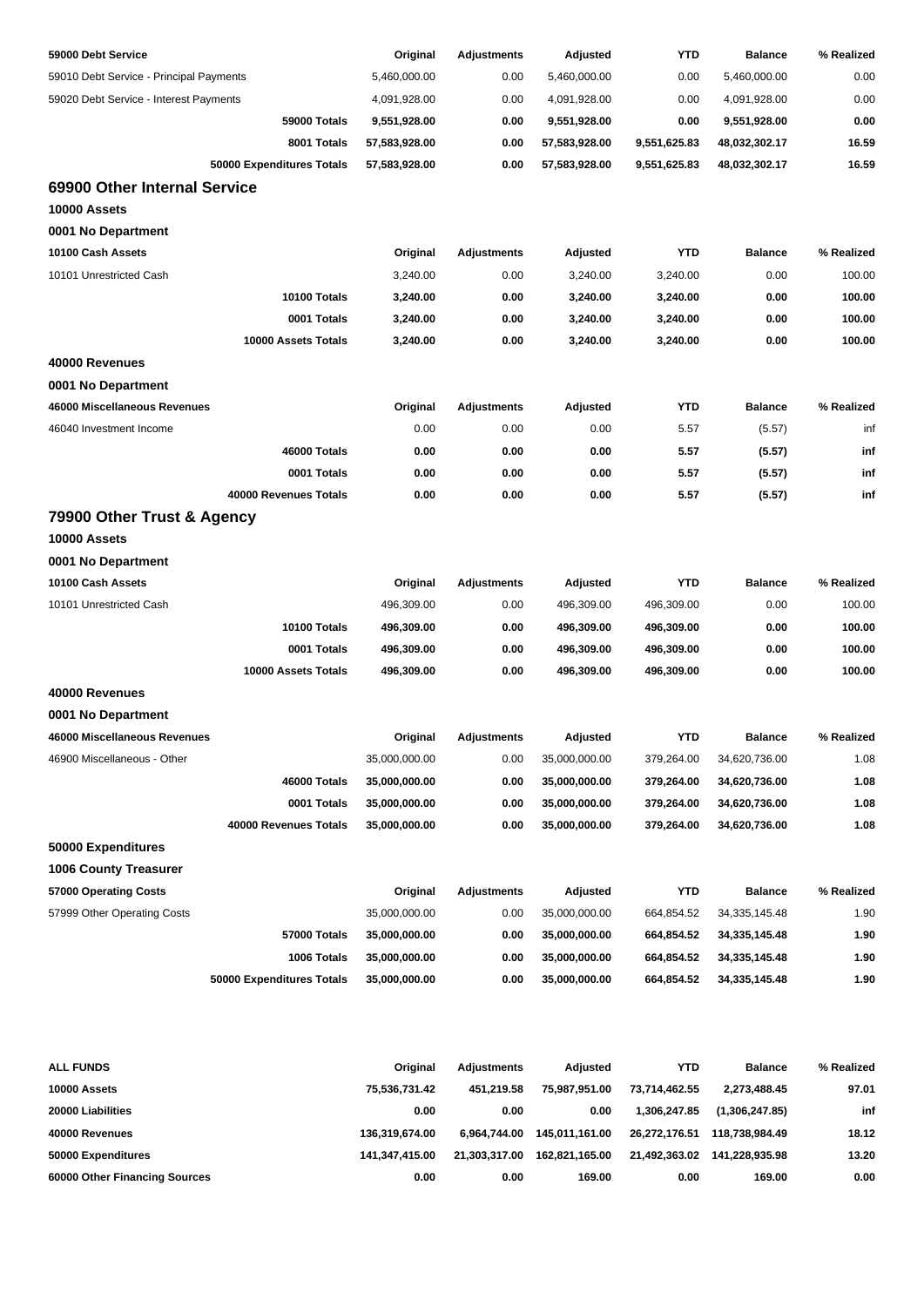| 59000 Debt Service | Original | Adjustments | Adjusted | YTD | Balance | % Realized |
|---|---|---|---|---|---|---|
| 59010 Debt Service - Principal Payments | 5,460,000.00 | 0.00 | 5,460,000.00 | 0.00 | 5,460,000.00 | 0.00 |
| 59020 Debt Service - Interest Payments | 4,091,928.00 | 0.00 | 4,091,928.00 | 0.00 | 4,091,928.00 | 0.00 |
| **59000 Totals** | **9,551,928.00** | **0.00** | **9,551,928.00** | **0.00** | **9,551,928.00** | **0.00** |
| **8001 Totals** | **57,583,928.00** | **0.00** | **57,583,928.00** | **9,551,625.83** | **48,032,302.17** | **16.59** |
| **50000 Expenditures Totals** | **57,583,928.00** | **0.00** | **57,583,928.00** | **9,551,625.83** | **48,032,302.17** | **16.59** |

## 69900 Other Internal Service

### 10000 Assets

### 0001 No Department

| 10100 Cash Assets | Original | Adjustments | Adjusted | YTD | Balance | % Realized |
|---|---|---|---|---|---|---|
| 10101 Unrestricted Cash | 3,240.00 | 0.00 | 3,240.00 | 3,240.00 | 0.00 | 100.00 |
| **10100 Totals** | **3,240.00** | **0.00** | **3,240.00** | **3,240.00** | **0.00** | **100.00** |
| **0001 Totals** | **3,240.00** | **0.00** | **3,240.00** | **3,240.00** | **0.00** | **100.00** |
| **10000 Assets Totals** | **3,240.00** | **0.00** | **3,240.00** | **3,240.00** | **0.00** | **100.00** |

### 40000 Revenues

### 0001 No Department

| 46000 Miscellaneous Revenues | Original | Adjustments | Adjusted | YTD | Balance | % Realized |
|---|---|---|---|---|---|---|
| 46040 Investment Income | 0.00 | 0.00 | 0.00 | 5.57 | (5.57) | inf |
| **46000 Totals** | **0.00** | **0.00** | **0.00** | **5.57** | **(5.57)** | **inf** |
| **0001 Totals** | **0.00** | **0.00** | **0.00** | **5.57** | **(5.57)** | **inf** |
| **40000 Revenues Totals** | **0.00** | **0.00** | **0.00** | **5.57** | **(5.57)** | **inf** |

## 79900 Other Trust & Agency

### 10000 Assets

### 0001 No Department

| 10100 Cash Assets | Original | Adjustments | Adjusted | YTD | Balance | % Realized |
|---|---|---|---|---|---|---|
| 10101 Unrestricted Cash | 496,309.00 | 0.00 | 496,309.00 | 496,309.00 | 0.00 | 100.00 |
| **10100 Totals** | **496,309.00** | **0.00** | **496,309.00** | **496,309.00** | **0.00** | **100.00** |
| **0001 Totals** | **496,309.00** | **0.00** | **496,309.00** | **496,309.00** | **0.00** | **100.00** |
| **10000 Assets Totals** | **496,309.00** | **0.00** | **496,309.00** | **496,309.00** | **0.00** | **100.00** |

### 40000 Revenues

### 0001 No Department

| 46000 Miscellaneous Revenues | Original | Adjustments | Adjusted | YTD | Balance | % Realized |
|---|---|---|---|---|---|---|
| 46900 Miscellaneous - Other | 35,000,000.00 | 0.00 | 35,000,000.00 | 379,264.00 | 34,620,736.00 | 1.08 |
| **46000 Totals** | **35,000,000.00** | **0.00** | **35,000,000.00** | **379,264.00** | **34,620,736.00** | **1.08** |
| **0001 Totals** | **35,000,000.00** | **0.00** | **35,000,000.00** | **379,264.00** | **34,620,736.00** | **1.08** |
| **40000 Revenues Totals** | **35,000,000.00** | **0.00** | **35,000,000.00** | **379,264.00** | **34,620,736.00** | **1.08** |

### 50000 Expenditures

### 1006 County Treasurer

| 57000 Operating Costs | Original | Adjustments | Adjusted | YTD | Balance | % Realized |
|---|---|---|---|---|---|---|
| 57999 Other Operating Costs | 35,000,000.00 | 0.00 | 35,000,000.00 | 664,854.52 | 34,335,145.48 | 1.90 |
| **57000 Totals** | **35,000,000.00** | **0.00** | **35,000,000.00** | **664,854.52** | **34,335,145.48** | **1.90** |
| **1006 Totals** | **35,000,000.00** | **0.00** | **35,000,000.00** | **664,854.52** | **34,335,145.48** | **1.90** |
| **50000 Expenditures Totals** | **35,000,000.00** | **0.00** | **35,000,000.00** | **664,854.52** | **34,335,145.48** | **1.90** |

| ALL FUNDS | Original | Adjustments | Adjusted | YTD | Balance | % Realized |
|---|---|---|---|---|---|---|
| **10000 Assets** | **75,536,731.42** | **451,219.58** | **75,987,951.00** | **73,714,462.55** | **2,273,488.45** | **97.01** |
| **20000 Liabilities** | **0.00** | **0.00** | **0.00** | **1,306,247.85** | **(1,306,247.85)** | **inf** |
| **40000 Revenues** | **136,319,674.00** | **6,964,744.00** | **145,011,161.00** | **26,272,176.51** | **118,738,984.49** | **18.12** |
| **50000 Expenditures** | **141,347,415.00** | **21,303,317.00** | **162,821,165.00** | **21,492,363.02** | **141,228,935.98** | **13.20** |
| **60000 Other Financing Sources** | **0.00** | **0.00** | **169.00** | **0.00** | **169.00** | **0.00** |